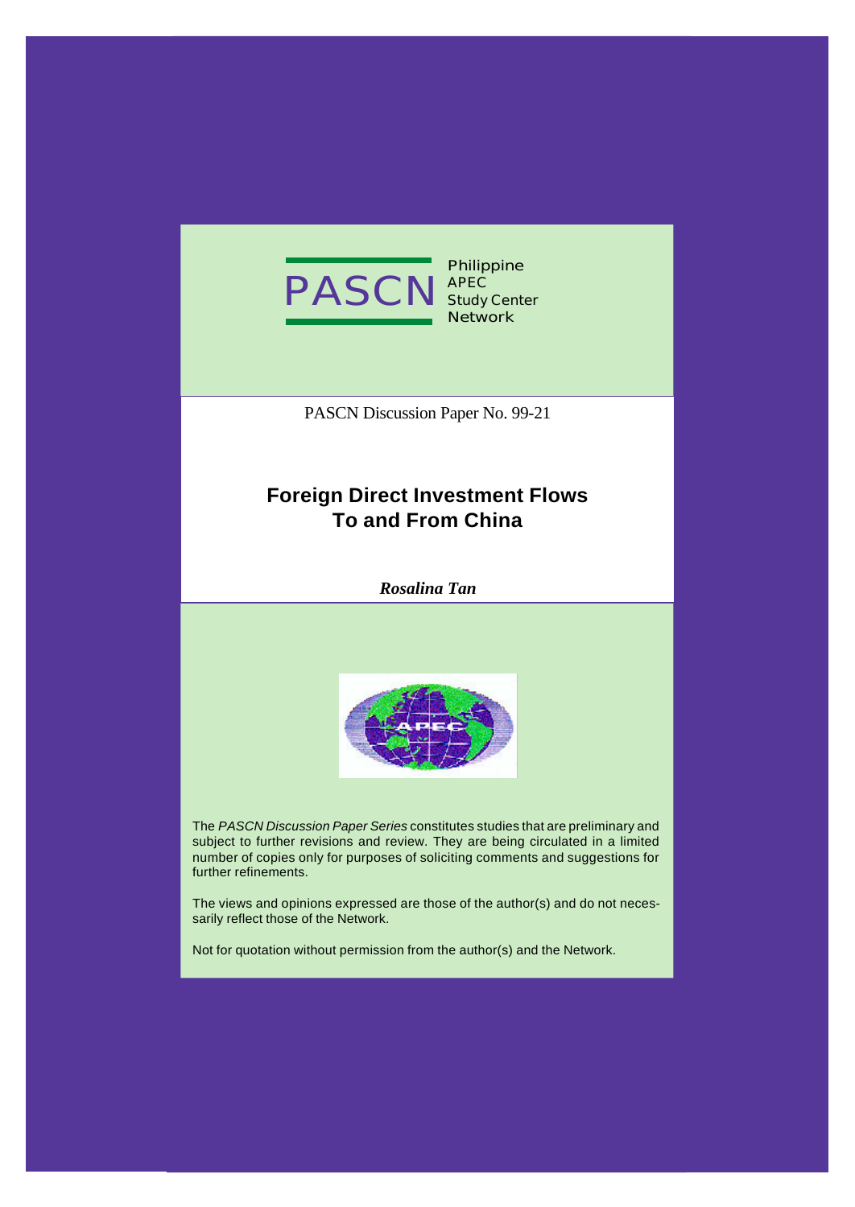PASCN Philippine APEC Study Center Network

PASCN Discussion Paper No. 99-21

# Foreign Direct Investment Flows To and From China

***Rosalina Tan***

The *PASCN Discussion Paper Series* constitutes studies that are preliminary and subject to further revisions and review. They are being circulated in a limited number of copies only for purposes of soliciting comments and suggestions for further refinements.

The views and opinions expressed are those of the author(s) and do not necessarily reflect those of the Network.

Not for quotation without permission from the author(s) and the Network.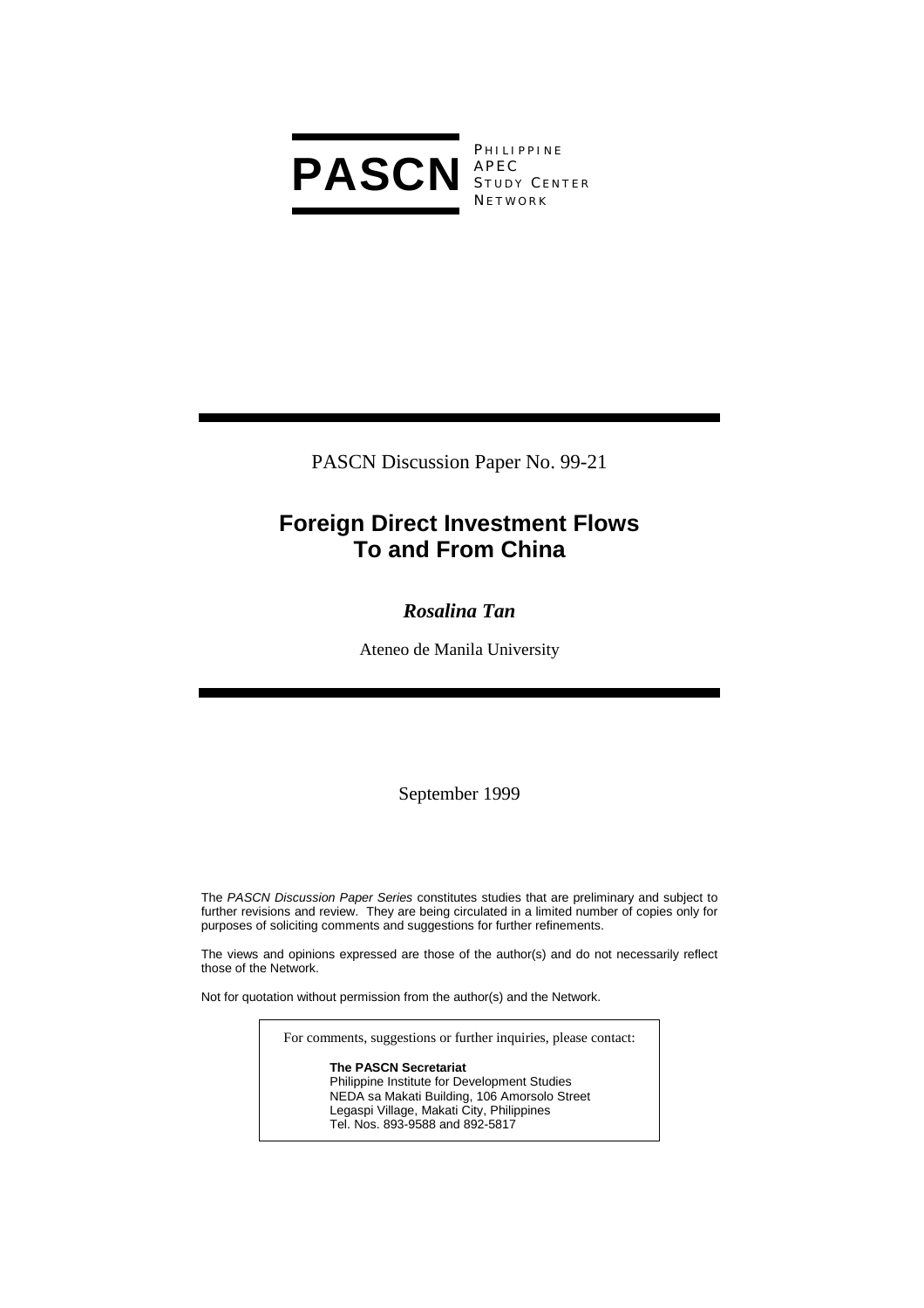**PASCN** PHILIPPINE APEC STUDY CENTER NETWORK

PASCN Discussion Paper No. 99-21

# Foreign Direct Investment Flows To and From China

***Rosalina Tan***

Ateneo de Manila University

September 1999

The *PASCN Discussion Paper Series* constitutes studies that are preliminary and subject to further revisions and review. They are being circulated in a limited number of copies only for purposes of soliciting comments and suggestions for further refinements.

The views and opinions expressed are those of the author(s) and do not necessarily reflect those of the Network.

Not for quotation without permission from the author(s) and the Network.

For comments, suggestions or further inquiries, please contact:

**The PASCN Secretariat**
Philippine Institute for Development Studies
NEDA sa Makati Building, 106 Amorsolo Street
Legaspi Village, Makati City, Philippines
Tel. Nos. 893-9588 and 892-5817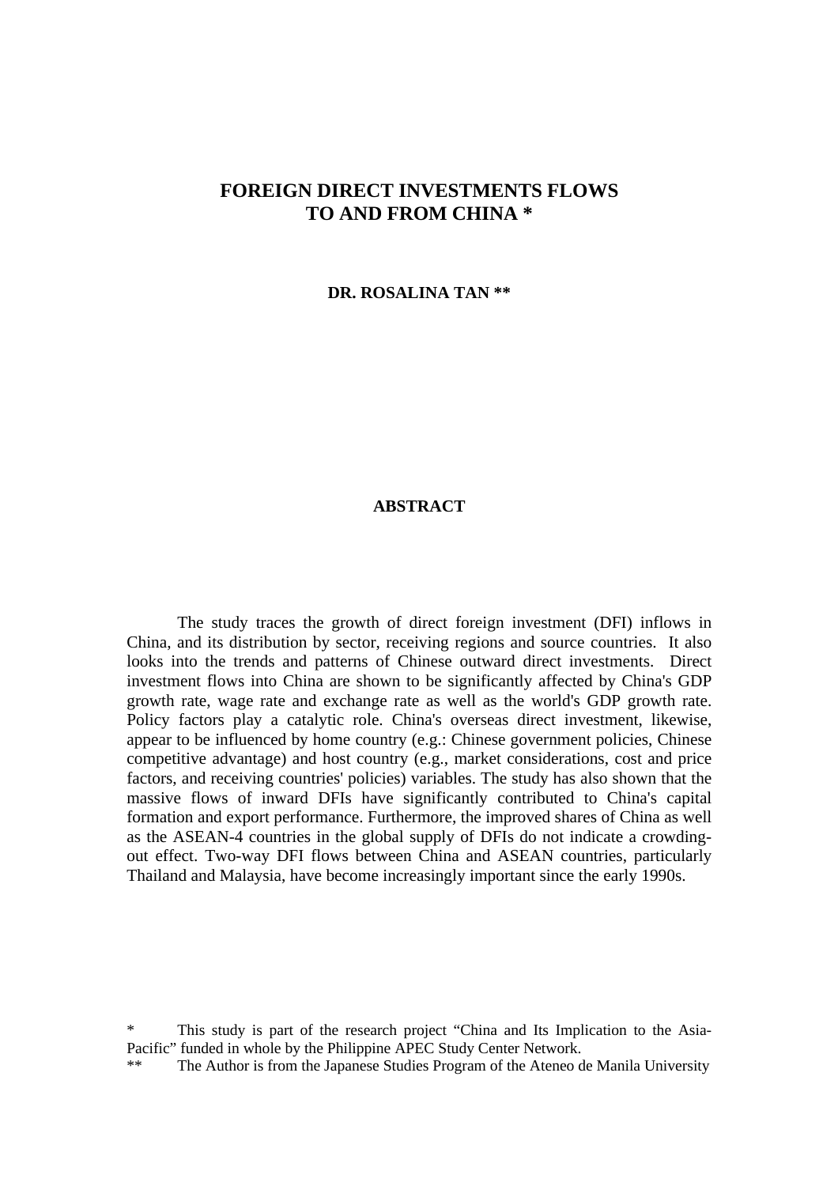# FOREIGN DIRECT INVESTMENTS FLOWS TO AND FROM CHINA *

**DR. ROSALINA TAN ****

## ABSTRACT

The study traces the growth of direct foreign investment (DFI) inflows in China, and its distribution by sector, receiving regions and source countries. It also looks into the trends and patterns of Chinese outward direct investments. Direct investment flows into China are shown to be significantly affected by China's GDP growth rate, wage rate and exchange rate as well as the world's GDP growth rate. Policy factors play a catalytic role. China's overseas direct investment, likewise, appear to be influenced by home country (e.g.: Chinese government policies, Chinese competitive advantage) and host country (e.g., market considerations, cost and price factors, and receiving countries' policies) variables. The study has also shown that the massive flows of inward DFIs have significantly contributed to China's capital formation and export performance. Furthermore, the improved shares of China as well as the ASEAN-4 countries in the global supply of DFIs do not indicate a crowding-out effect. Two-way DFI flows between China and ASEAN countries, particularly Thailand and Malaysia, have become increasingly important since the early 1990s.

\* This study is part of the research project "China and Its Implication to the Asia-Pacific" funded in whole by the Philippine APEC Study Center Network.

\*\* The Author is from the Japanese Studies Program of the Ateneo de Manila University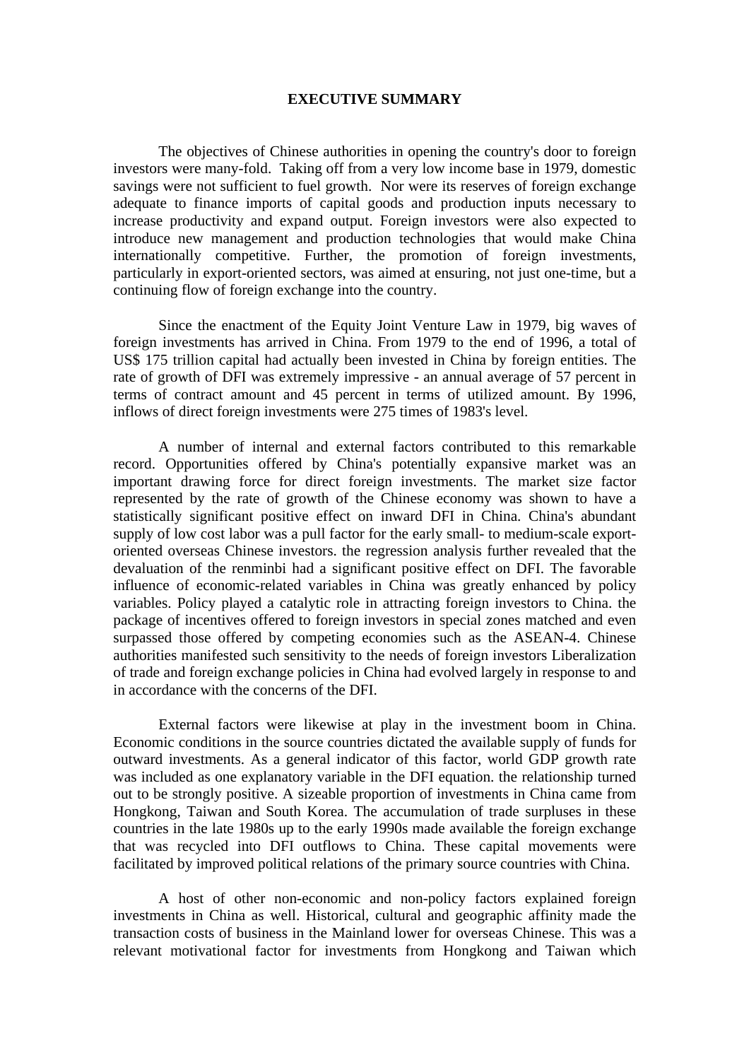# EXECUTIVE SUMMARY

The objectives of Chinese authorities in opening the country's door to foreign investors were many-fold. Taking off from a very low income base in 1979, domestic savings were not sufficient to fuel growth. Nor were its reserves of foreign exchange adequate to finance imports of capital goods and production inputs necessary to increase productivity and expand output. Foreign investors were also expected to introduce new management and production technologies that would make China internationally competitive. Further, the promotion of foreign investments, particularly in export-oriented sectors, was aimed at ensuring, not just one-time, but a continuing flow of foreign exchange into the country.

Since the enactment of the Equity Joint Venture Law in 1979, big waves of foreign investments has arrived in China. From 1979 to the end of 1996, a total of US$ 175 trillion capital had actually been invested in China by foreign entities. The rate of growth of DFI was extremely impressive - an annual average of 57 percent in terms of contract amount and 45 percent in terms of utilized amount. By 1996, inflows of direct foreign investments were 275 times of 1983's level.

A number of internal and external factors contributed to this remarkable record. Opportunities offered by China's potentially expansive market was an important drawing force for direct foreign investments. The market size factor represented by the rate of growth of the Chinese economy was shown to have a statistically significant positive effect on inward DFI in China. China's abundant supply of low cost labor was a pull factor for the early small- to medium-scale export-oriented overseas Chinese investors. the regression analysis further revealed that the devaluation of the renminbi had a significant positive effect on DFI. The favorable influence of economic-related variables in China was greatly enhanced by policy variables. Policy played a catalytic role in attracting foreign investors to China. the package of incentives offered to foreign investors in special zones matched and even surpassed those offered by competing economies such as the ASEAN-4. Chinese authorities manifested such sensitivity to the needs of foreign investors Liberalization of trade and foreign exchange policies in China had evolved largely in response to and in accordance with the concerns of the DFI.

External factors were likewise at play in the investment boom in China. Economic conditions in the source countries dictated the available supply of funds for outward investments. As a general indicator of this factor, world GDP growth rate was included as one explanatory variable in the DFI equation. the relationship turned out to be strongly positive. A sizeable proportion of investments in China came from Hongkong, Taiwan and South Korea. The accumulation of trade surpluses in these countries in the late 1980s up to the early 1990s made available the foreign exchange that was recycled into DFI outflows to China. These capital movements were facilitated by improved political relations of the primary source countries with China.

A host of other non-economic and non-policy factors explained foreign investments in China as well. Historical, cultural and geographic affinity made the transaction costs of business in the Mainland lower for overseas Chinese. This was a relevant motivational factor for investments from Hongkong and Taiwan which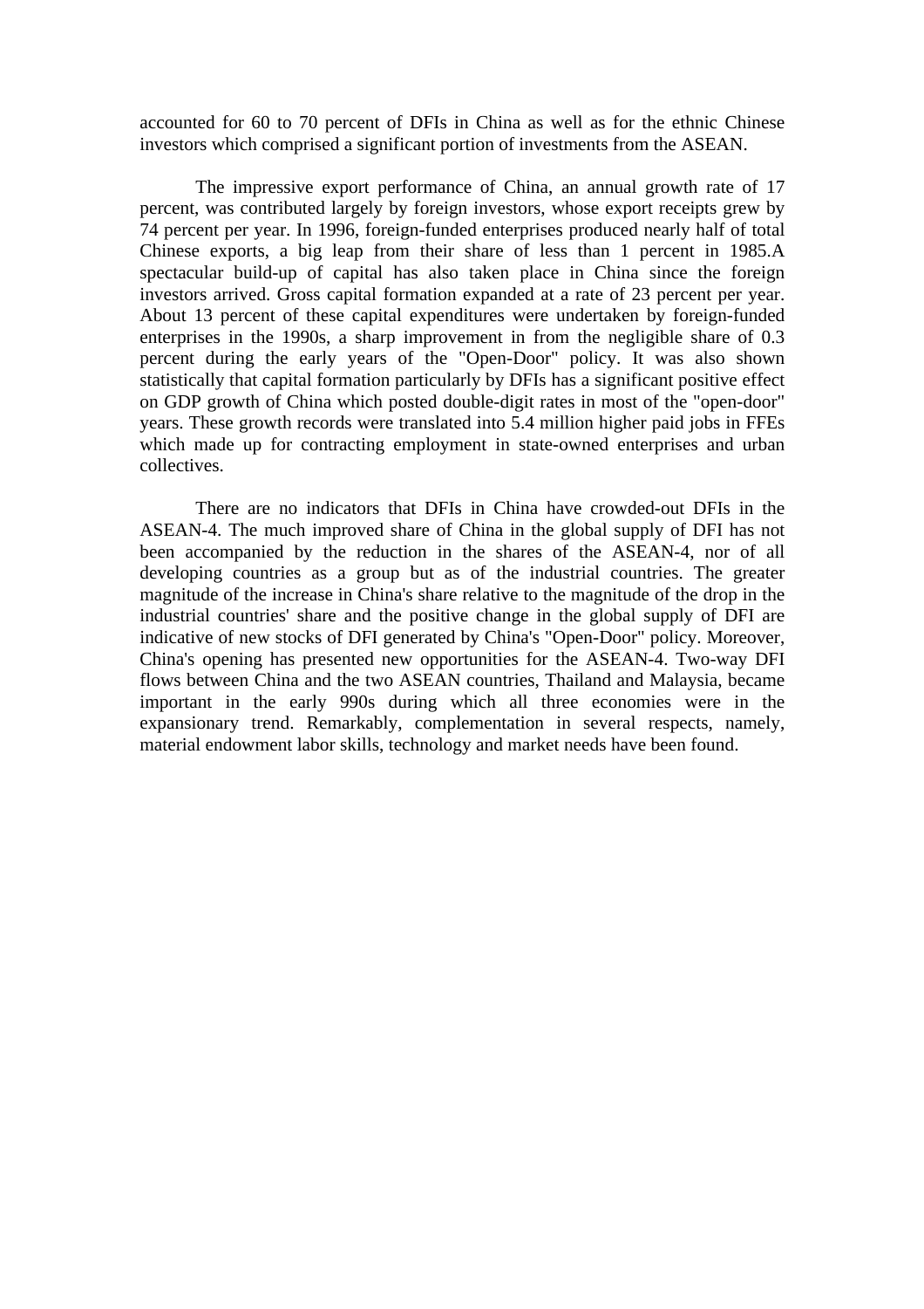accounted for 60 to 70 percent of DFIs in China as well as for the ethnic Chinese investors which comprised a significant portion of investments from the ASEAN.

The impressive export performance of China, an annual growth rate of 17 percent, was contributed largely by foreign investors, whose export receipts grew by 74 percent per year. In 1996, foreign-funded enterprises produced nearly half of total Chinese exports, a big leap from their share of less than 1 percent in 1985.A spectacular build-up of capital has also taken place in China since the foreign investors arrived. Gross capital formation expanded at a rate of 23 percent per year. About 13 percent of these capital expenditures were undertaken by foreign-funded enterprises in the 1990s, a sharp improvement in from the negligible share of 0.3 percent during the early years of the "Open-Door" policy. It was also shown statistically that capital formation particularly by DFIs has a significant positive effect on GDP growth of China which posted double-digit rates in most of the "open-door" years. These growth records were translated into 5.4 million higher paid jobs in FFEs which made up for contracting employment in state-owned enterprises and urban collectives.

There are no indicators that DFIs in China have crowded-out DFIs in the ASEAN-4. The much improved share of China in the global supply of DFI has not been accompanied by the reduction in the shares of the ASEAN-4, nor of all developing countries as a group but as of the industrial countries. The greater magnitude of the increase in China's share relative to the magnitude of the drop in the industrial countries' share and the positive change in the global supply of DFI are indicative of new stocks of DFI generated by China's "Open-Door" policy. Moreover, China's opening has presented new opportunities for the ASEAN-4. Two-way DFI flows between China and the two ASEAN countries, Thailand and Malaysia, became important in the early 990s during which all three economies were in the expansionary trend. Remarkably, complementation in several respects, namely, material endowment labor skills, technology and market needs have been found.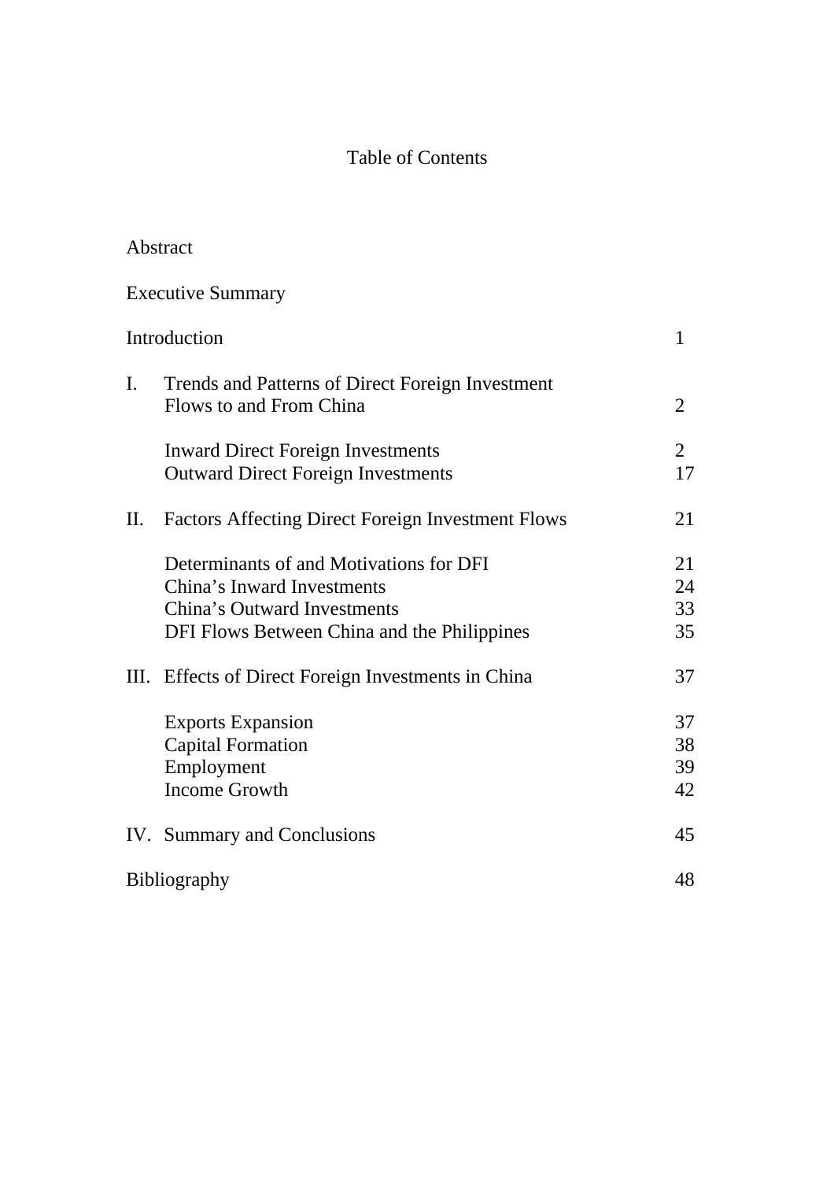# Table of Contents

| | | |
|---|---|---|
| Abstract | | |
| Executive Summary | | |
| Introduction | | 1 |
| I. | Trends and Patterns of Direct Foreign Investment Flows to and From China | 2 |
| | Inward Direct Foreign Investments | 2 |
| | Outward Direct Foreign Investments | 17 |
| II. | Factors Affecting Direct Foreign Investment Flows | 21 |
| | Determinants of and Motivations for DFI | 21 |
| | China's Inward Investments | 24 |
| | China's Outward Investments | 33 |
| | DFI Flows Between China and the Philippines | 35 |
| III. | Effects of Direct Foreign Investments in China | 37 |
| | Exports Expansion | 37 |
| | Capital Formation | 38 |
| | Employment | 39 |
| | Income Growth | 42 |
| IV. | Summary and Conclusions | 45 |
| Bibliography | | 48 |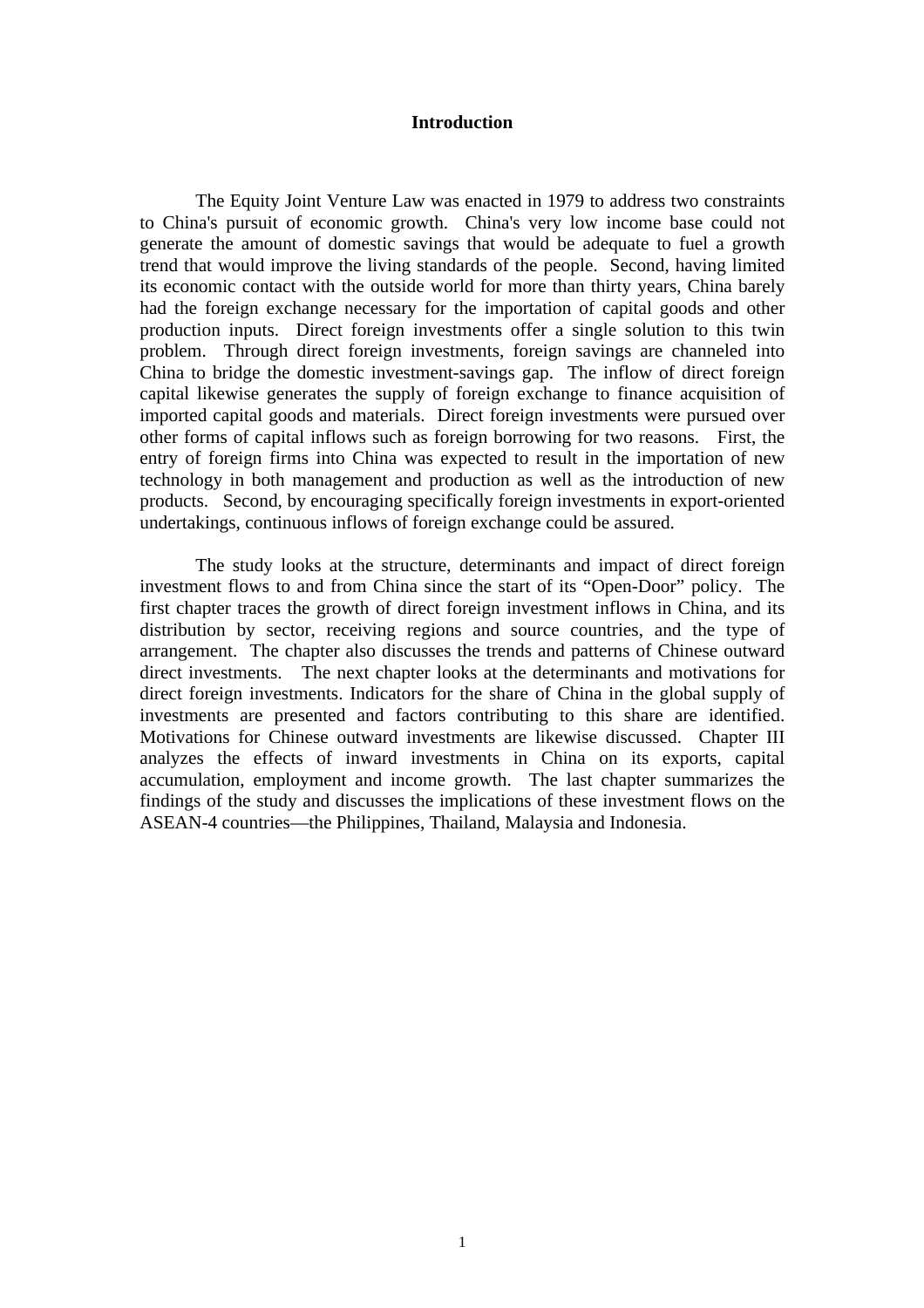# Introduction

The Equity Joint Venture Law was enacted in 1979 to address two constraints to China's pursuit of economic growth. China's very low income base could not generate the amount of domestic savings that would be adequate to fuel a growth trend that would improve the living standards of the people. Second, having limited its economic contact with the outside world for more than thirty years, China barely had the foreign exchange necessary for the importation of capital goods and other production inputs. Direct foreign investments offer a single solution to this twin problem. Through direct foreign investments, foreign savings are channeled into China to bridge the domestic investment-savings gap. The inflow of direct foreign capital likewise generates the supply of foreign exchange to finance acquisition of imported capital goods and materials. Direct foreign investments were pursued over other forms of capital inflows such as foreign borrowing for two reasons. First, the entry of foreign firms into China was expected to result in the importation of new technology in both management and production as well as the introduction of new products. Second, by encouraging specifically foreign investments in export-oriented undertakings, continuous inflows of foreign exchange could be assured.

The study looks at the structure, determinants and impact of direct foreign investment flows to and from China since the start of its "Open-Door" policy. The first chapter traces the growth of direct foreign investment inflows in China, and its distribution by sector, receiving regions and source countries, and the type of arrangement. The chapter also discusses the trends and patterns of Chinese outward direct investments. The next chapter looks at the determinants and motivations for direct foreign investments. Indicators for the share of China in the global supply of investments are presented and factors contributing to this share are identified. Motivations for Chinese outward investments are likewise discussed. Chapter III analyzes the effects of inward investments in China on its exports, capital accumulation, employment and income growth. The last chapter summarizes the findings of the study and discusses the implications of these investment flows on the ASEAN-4 countries—the Philippines, Thailand, Malaysia and Indonesia.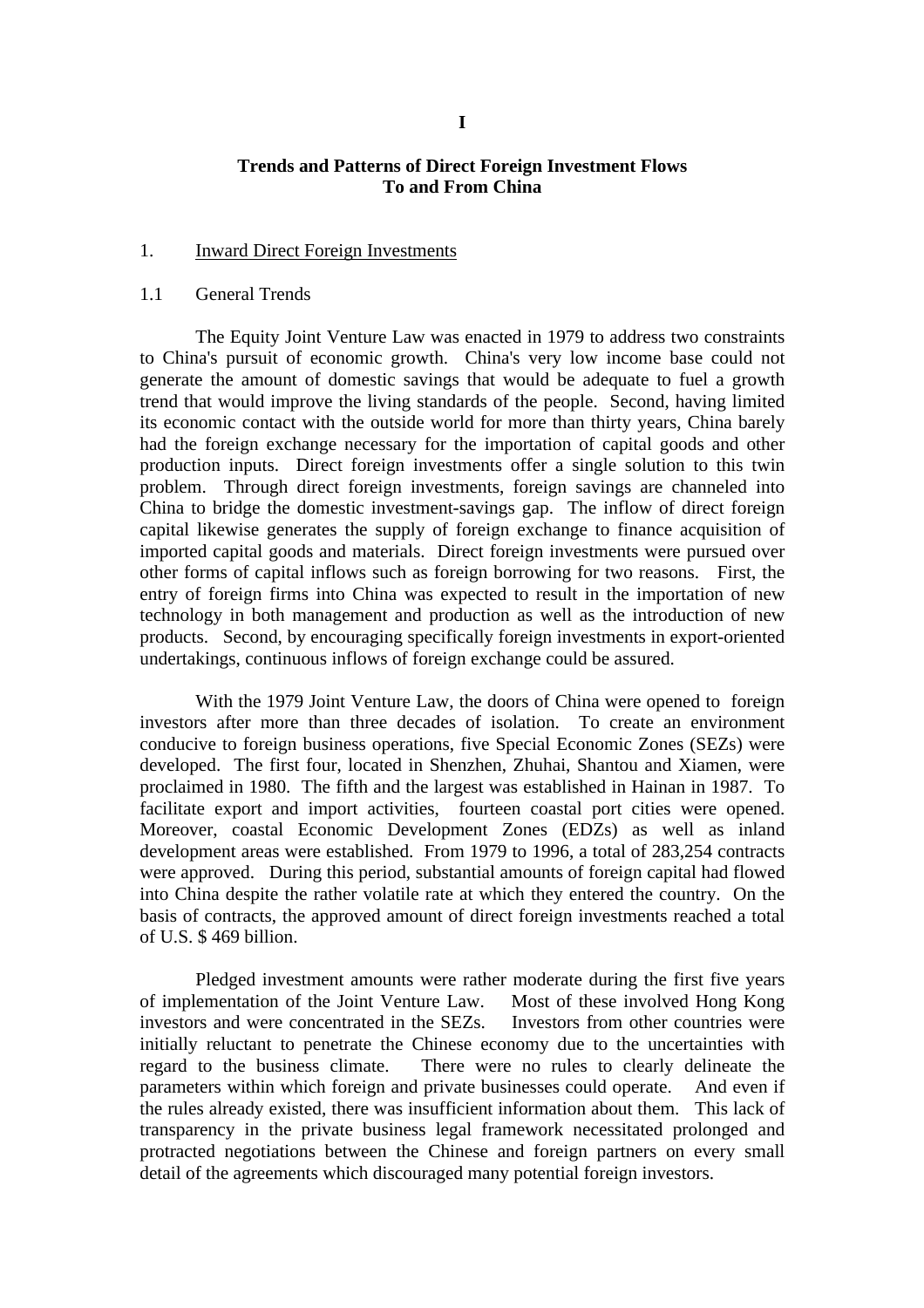# I

## Trends and Patterns of Direct Foreign Investment Flows To and From China

### 1. Inward Direct Foreign Investments

#### 1.1 General Trends

The Equity Joint Venture Law was enacted in 1979 to address two constraints to China's pursuit of economic growth. China's very low income base could not generate the amount of domestic savings that would be adequate to fuel a growth trend that would improve the living standards of the people. Second, having limited its economic contact with the outside world for more than thirty years, China barely had the foreign exchange necessary for the importation of capital goods and other production inputs. Direct foreign investments offer a single solution to this twin problem. Through direct foreign investments, foreign savings are channeled into China to bridge the domestic investment-savings gap. The inflow of direct foreign capital likewise generates the supply of foreign exchange to finance acquisition of imported capital goods and materials. Direct foreign investments were pursued over other forms of capital inflows such as foreign borrowing for two reasons. First, the entry of foreign firms into China was expected to result in the importation of new technology in both management and production as well as the introduction of new products. Second, by encouraging specifically foreign investments in export-oriented undertakings, continuous inflows of foreign exchange could be assured.

With the 1979 Joint Venture Law, the doors of China were opened to foreign investors after more than three decades of isolation. To create an environment conducive to foreign business operations, five Special Economic Zones (SEZs) were developed. The first four, located in Shenzhen, Zhuhai, Shantou and Xiamen, were proclaimed in 1980. The fifth and the largest was established in Hainan in 1987. To facilitate export and import activities, fourteen coastal port cities were opened. Moreover, coastal Economic Development Zones (EDZs) as well as inland development areas were established. From 1979 to 1996, a total of 283,254 contracts were approved. During this period, substantial amounts of foreign capital had flowed into China despite the rather volatile rate at which they entered the country. On the basis of contracts, the approved amount of direct foreign investments reached a total of U.S. $ 469 billion.

Pledged investment amounts were rather moderate during the first five years of implementation of the Joint Venture Law. Most of these involved Hong Kong investors and were concentrated in the SEZs. Investors from other countries were initially reluctant to penetrate the Chinese economy due to the uncertainties with regard to the business climate. There were no rules to clearly delineate the parameters within which foreign and private businesses could operate. And even if the rules already existed, there was insufficient information about them. This lack of transparency in the private business legal framework necessitated prolonged and protracted negotiations between the Chinese and foreign partners on every small detail of the agreements which discouraged many potential foreign investors.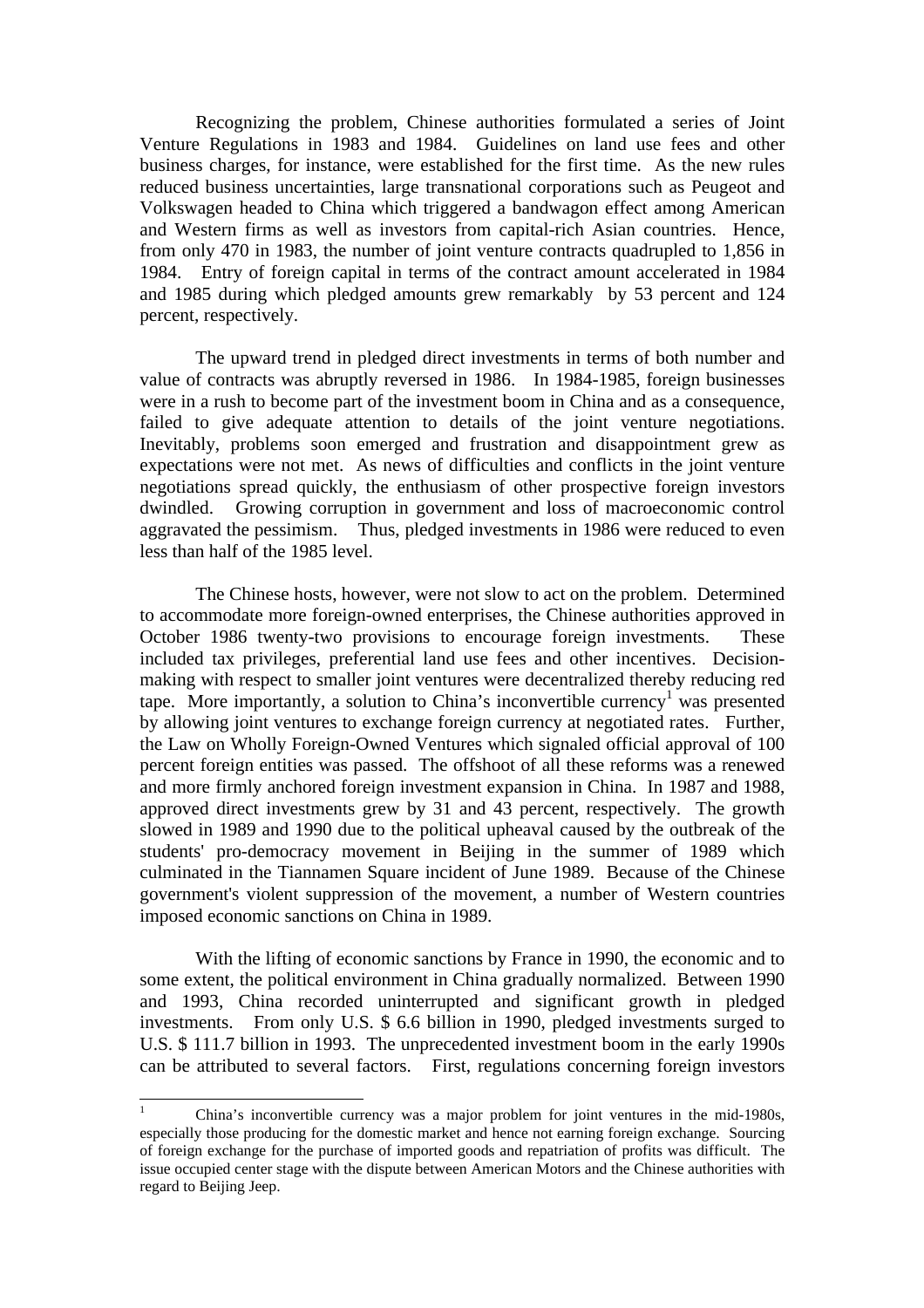Recognizing the problem, Chinese authorities formulated a series of Joint Venture Regulations in 1983 and 1984. Guidelines on land use fees and other business charges, for instance, were established for the first time. As the new rules reduced business uncertainties, large transnational corporations such as Peugeot and Volkswagen headed to China which triggered a bandwagon effect among American and Western firms as well as investors from capital-rich Asian countries. Hence, from only 470 in 1983, the number of joint venture contracts quadrupled to 1,856 in 1984. Entry of foreign capital in terms of the contract amount accelerated in 1984 and 1985 during which pledged amounts grew remarkably by 53 percent and 124 percent, respectively.

The upward trend in pledged direct investments in terms of both number and value of contracts was abruptly reversed in 1986. In 1984-1985, foreign businesses were in a rush to become part of the investment boom in China and as a consequence, failed to give adequate attention to details of the joint venture negotiations. Inevitably, problems soon emerged and frustration and disappointment grew as expectations were not met. As news of difficulties and conflicts in the joint venture negotiations spread quickly, the enthusiasm of other prospective foreign investors dwindled. Growing corruption in government and loss of macroeconomic control aggravated the pessimism. Thus, pledged investments in 1986 were reduced to even less than half of the 1985 level.

The Chinese hosts, however, were not slow to act on the problem. Determined to accommodate more foreign-owned enterprises, the Chinese authorities approved in October 1986 twenty-two provisions to encourage foreign investments. These included tax privileges, preferential land use fees and other incentives. Decision-making with respect to smaller joint ventures were decentralized thereby reducing red tape. More importantly, a solution to China's inconvertible currency[1] was presented by allowing joint ventures to exchange foreign currency at negotiated rates. Further, the Law on Wholly Foreign-Owned Ventures which signaled official approval of 100 percent foreign entities was passed. The offshoot of all these reforms was a renewed and more firmly anchored foreign investment expansion in China. In 1987 and 1988, approved direct investments grew by 31 and 43 percent, respectively. The growth slowed in 1989 and 1990 due to the political upheaval caused by the outbreak of the students' pro-democracy movement in Beijing in the summer of 1989 which culminated in the Tiannamen Square incident of June 1989. Because of the Chinese government's violent suppression of the movement, a number of Western countries imposed economic sanctions on China in 1989.

With the lifting of economic sanctions by France in 1990, the economic and to some extent, the political environment in China gradually normalized. Between 1990 and 1993, China recorded uninterrupted and significant growth in pledged investments. From only U.S. $ 6.6 billion in 1990, pledged investments surged to U.S. $ 111.7 billion in 1993. The unprecedented investment boom in the early 1990s can be attributed to several factors. First, regulations concerning foreign investors

[1] China's inconvertible currency was a major problem for joint ventures in the mid-1980s, especially those producing for the domestic market and hence not earning foreign exchange. Sourcing of foreign exchange for the purchase of imported goods and repatriation of profits was difficult. The issue occupied center stage with the dispute between American Motors and the Chinese authorities with regard to Beijing Jeep.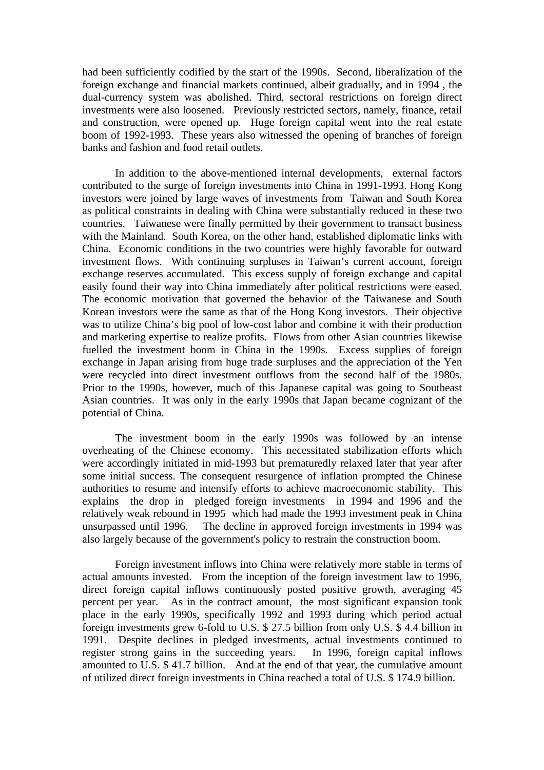had been sufficiently codified by the start of the 1990s. Second, liberalization of the foreign exchange and financial markets continued, albeit gradually, and in 1994 , the dual-currency system was abolished. Third, sectoral restrictions on foreign direct investments were also loosened. Previously restricted sectors, namely, finance, retail and construction, were opened up. Huge foreign capital went into the real estate boom of 1992-1993. These years also witnessed the opening of branches of foreign banks and fashion and food retail outlets.

In addition to the above-mentioned internal developments, external factors contributed to the surge of foreign investments into China in 1991-1993. Hong Kong investors were joined by large waves of investments from Taiwan and South Korea as political constraints in dealing with China were substantially reduced in these two countries. Taiwanese were finally permitted by their government to transact business with the Mainland. South Korea, on the other hand, established diplomatic links with China. Economic conditions in the two countries were highly favorable for outward investment flows. With continuing surpluses in Taiwan's current account, foreign exchange reserves accumulated. This excess supply of foreign exchange and capital easily found their way into China immediately after political restrictions were eased. The economic motivation that governed the behavior of the Taiwanese and South Korean investors were the same as that of the Hong Kong investors. Their objective was to utilize China's big pool of low-cost labor and combine it with their production and marketing expertise to realize profits. Flows from other Asian countries likewise fuelled the investment boom in China in the 1990s. Excess supplies of foreign exchange in Japan arising from huge trade surpluses and the appreciation of the Yen were recycled into direct investment outflows from the second half of the 1980s. Prior to the 1990s, however, much of this Japanese capital was going to Southeast Asian countries. It was only in the early 1990s that Japan became cognizant of the potential of China.

The investment boom in the early 1990s was followed by an intense overheating of the Chinese economy. This necessitated stabilization efforts which were accordingly initiated in mid-1993 but prematuredly relaxed later that year after some initial success. The consequent resurgence of inflation prompted the Chinese authorities to resume and intensify efforts to achieve macroeconomic stability. This explains the drop in pledged foreign investments in 1994 and 1996 and the relatively weak rebound in 1995 which had made the 1993 investment peak in China unsurpassed until 1996. The decline in approved foreign investments in 1994 was also largely because of the government's policy to restrain the construction boom.

Foreign investment inflows into China were relatively more stable in terms of actual amounts invested. From the inception of the foreign investment law to 1996, direct foreign capital inflows continuously posted positive growth, averaging 45 percent per year. As in the contract amount, the most significant expansion took place in the early 1990s, specifically 1992 and 1993 during which period actual foreign investments grew 6-fold to U.S. $ 27.5 billion from only U.S. $ 4.4 billion in 1991. Despite declines in pledged investments, actual investments continued to register strong gains in the succeeding years. In 1996, foreign capital inflows amounted to U.S. $ 41.7 billion. And at the end of that year, the cumulative amount of utilized direct foreign investments in China reached a total of U.S. $ 174.9 billion.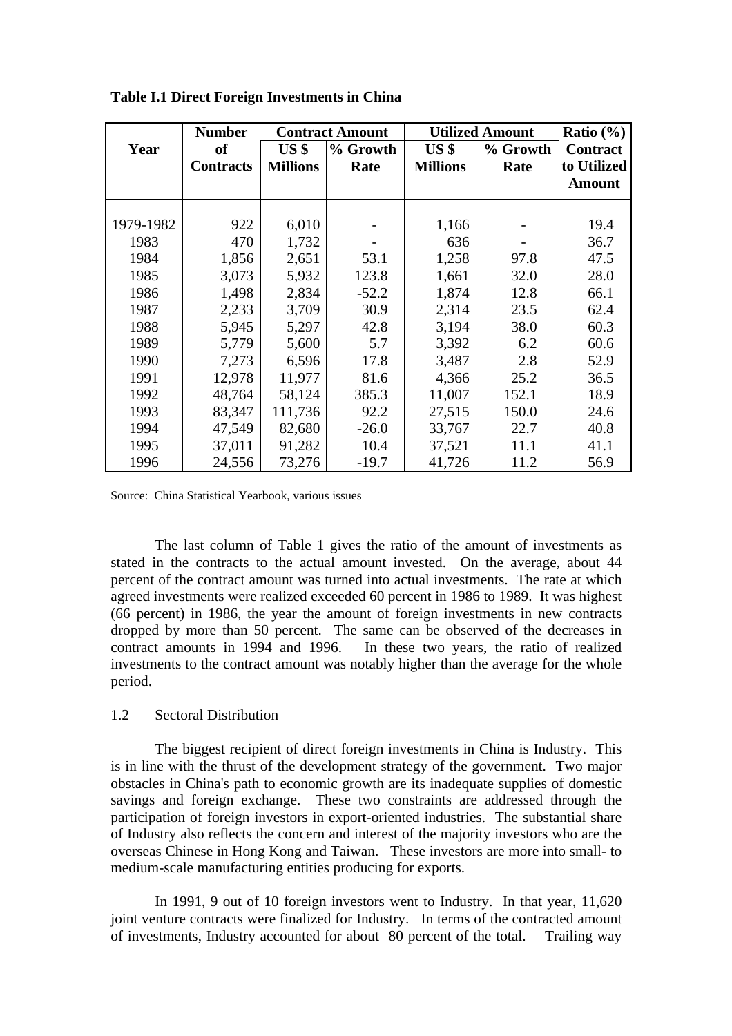**Table I.1 Direct Foreign Investments in China**

| Year | Number of Contracts | Contract Amount | | Utilized Amount | | Ratio (%) |
|---|---|---|---|---|---|---|
| | | US $ Millions | % Growth Rate | US $ Millions | % Growth Rate | Contract to Utilized Amount |
| 1979-1982 | 922 | 6,010 | - | 1,166 | - | 19.4 |
| 1983 | 470 | 1,732 | - | 636 | - | 36.7 |
| 1984 | 1,856 | 2,651 | 53.1 | 1,258 | 97.8 | 47.5 |
| 1985 | 3,073 | 5,932 | 123.8 | 1,661 | 32.0 | 28.0 |
| 1986 | 1,498 | 2,834 | -52.2 | 1,874 | 12.8 | 66.1 |
| 1987 | 2,233 | 3,709 | 30.9 | 2,314 | 23.5 | 62.4 |
| 1988 | 5,945 | 5,297 | 42.8 | 3,194 | 38.0 | 60.3 |
| 1989 | 5,779 | 5,600 | 5.7 | 3,392 | 6.2 | 60.6 |
| 1990 | 7,273 | 6,596 | 17.8 | 3,487 | 2.8 | 52.9 |
| 1991 | 12,978 | 11,977 | 81.6 | 4,366 | 25.2 | 36.5 |
| 1992 | 48,764 | 58,124 | 385.3 | 11,007 | 152.1 | 18.9 |
| 1993 | 83,347 | 111,736 | 92.2 | 27,515 | 150.0 | 24.6 |
| 1994 | 47,549 | 82,680 | -26.0 | 33,767 | 22.7 | 40.8 |
| 1995 | 37,011 | 91,282 | 10.4 | 37,521 | 11.1 | 41.1 |
| 1996 | 24,556 | 73,276 | -19.7 | 41,726 | 11.2 | 56.9 |

Source: China Statistical Yearbook, various issues

The last column of Table 1 gives the ratio of the amount of investments as stated in the contracts to the actual amount invested. On the average, about 44 percent of the contract amount was turned into actual investments. The rate at which agreed investments were realized exceeded 60 percent in 1986 to 1989. It was highest (66 percent) in 1986, the year the amount of foreign investments in new contracts dropped by more than 50 percent. The same can be observed of the decreases in contract amounts in 1994 and 1996. In these two years, the ratio of realized investments to the contract amount was notably higher than the average for the whole period.

## 1.2 Sectoral Distribution

The biggest recipient of direct foreign investments in China is Industry. This is in line with the thrust of the development strategy of the government. Two major obstacles in China's path to economic growth are its inadequate supplies of domestic savings and foreign exchange. These two constraints are addressed through the participation of foreign investors in export-oriented industries. The substantial share of Industry also reflects the concern and interest of the majority investors who are the overseas Chinese in Hong Kong and Taiwan. These investors are more into small- to medium-scale manufacturing entities producing for exports.

In 1991, 9 out of 10 foreign investors went to Industry. In that year, 11,620 joint venture contracts were finalized for Industry. In terms of the contracted amount of investments, Industry accounted for about 80 percent of the total. Trailing way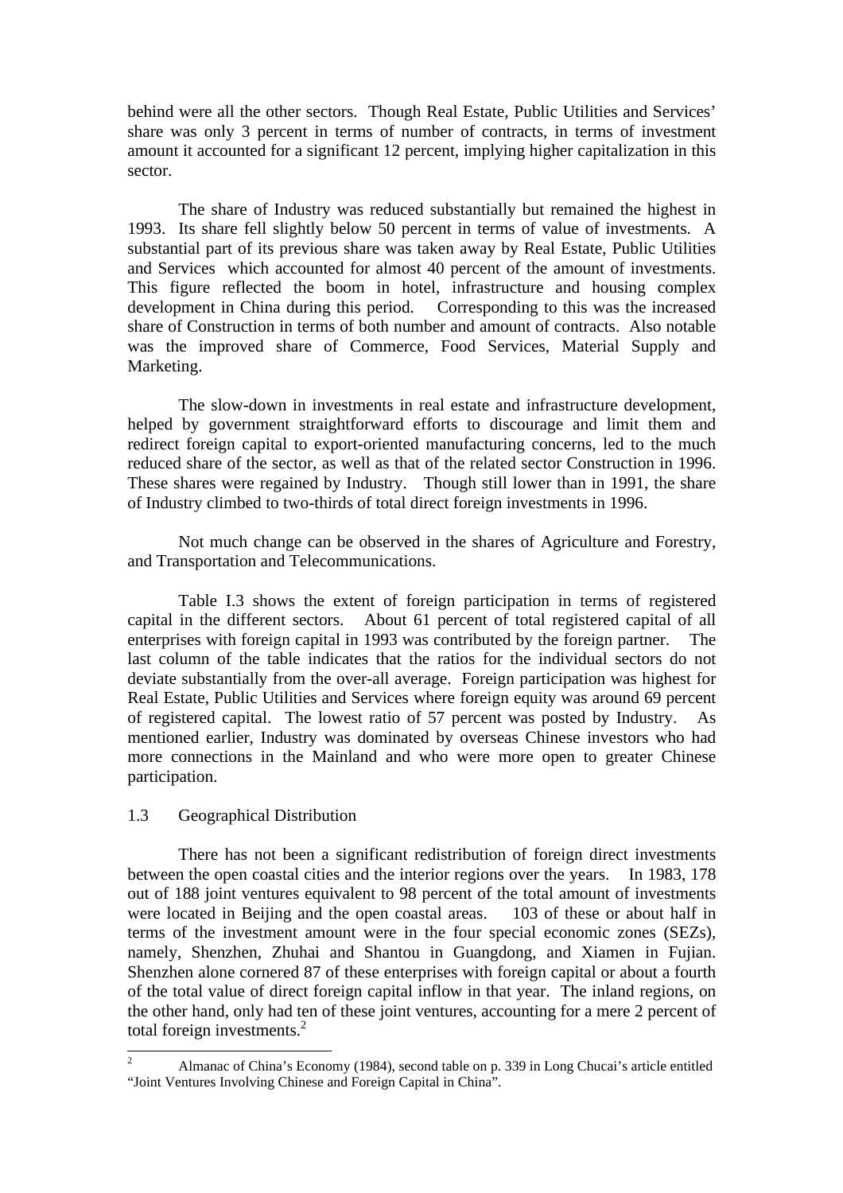behind were all the other sectors. Though Real Estate, Public Utilities and Services' share was only 3 percent in terms of number of contracts, in terms of investment amount it accounted for a significant 12 percent, implying higher capitalization in this sector.

The share of Industry was reduced substantially but remained the highest in 1993. Its share fell slightly below 50 percent in terms of value of investments. A substantial part of its previous share was taken away by Real Estate, Public Utilities and Services which accounted for almost 40 percent of the amount of investments. This figure reflected the boom in hotel, infrastructure and housing complex development in China during this period. Corresponding to this was the increased share of Construction in terms of both number and amount of contracts. Also notable was the improved share of Commerce, Food Services, Material Supply and Marketing.

The slow-down in investments in real estate and infrastructure development, helped by government straightforward efforts to discourage and limit them and redirect foreign capital to export-oriented manufacturing concerns, led to the much reduced share of the sector, as well as that of the related sector Construction in 1996. These shares were regained by Industry. Though still lower than in 1991, the share of Industry climbed to two-thirds of total direct foreign investments in 1996.

Not much change can be observed in the shares of Agriculture and Forestry, and Transportation and Telecommunications.

Table I.3 shows the extent of foreign participation in terms of registered capital in the different sectors. About 61 percent of total registered capital of all enterprises with foreign capital in 1993 was contributed by the foreign partner. The last column of the table indicates that the ratios for the individual sectors do not deviate substantially from the over-all average. Foreign participation was highest for Real Estate, Public Utilities and Services where foreign equity was around 69 percent of registered capital. The lowest ratio of 57 percent was posted by Industry. As mentioned earlier, Industry was dominated by overseas Chinese investors who had more connections in the Mainland and who were more open to greater Chinese participation.

## 1.3 Geographical Distribution

There has not been a significant redistribution of foreign direct investments between the open coastal cities and the interior regions over the years. In 1983, 178 out of 188 joint ventures equivalent to 98 percent of the total amount of investments were located in Beijing and the open coastal areas. 103 of these or about half in terms of the investment amount were in the four special economic zones (SEZs), namely, Shenzhen, Zhuhai and Shantou in Guangdong, and Xiamen in Fujian. Shenzhen alone cornered 87 of these enterprises with foreign capital or about a fourth of the total value of direct foreign capital inflow in that year. The inland regions, on the other hand, only had ten of these joint ventures, accounting for a mere 2 percent of total foreign investments.[2]

[2] Almanac of China's Economy (1984), second table on p. 339 in Long Chucai's article entitled "Joint Ventures Involving Chinese and Foreign Capital in China".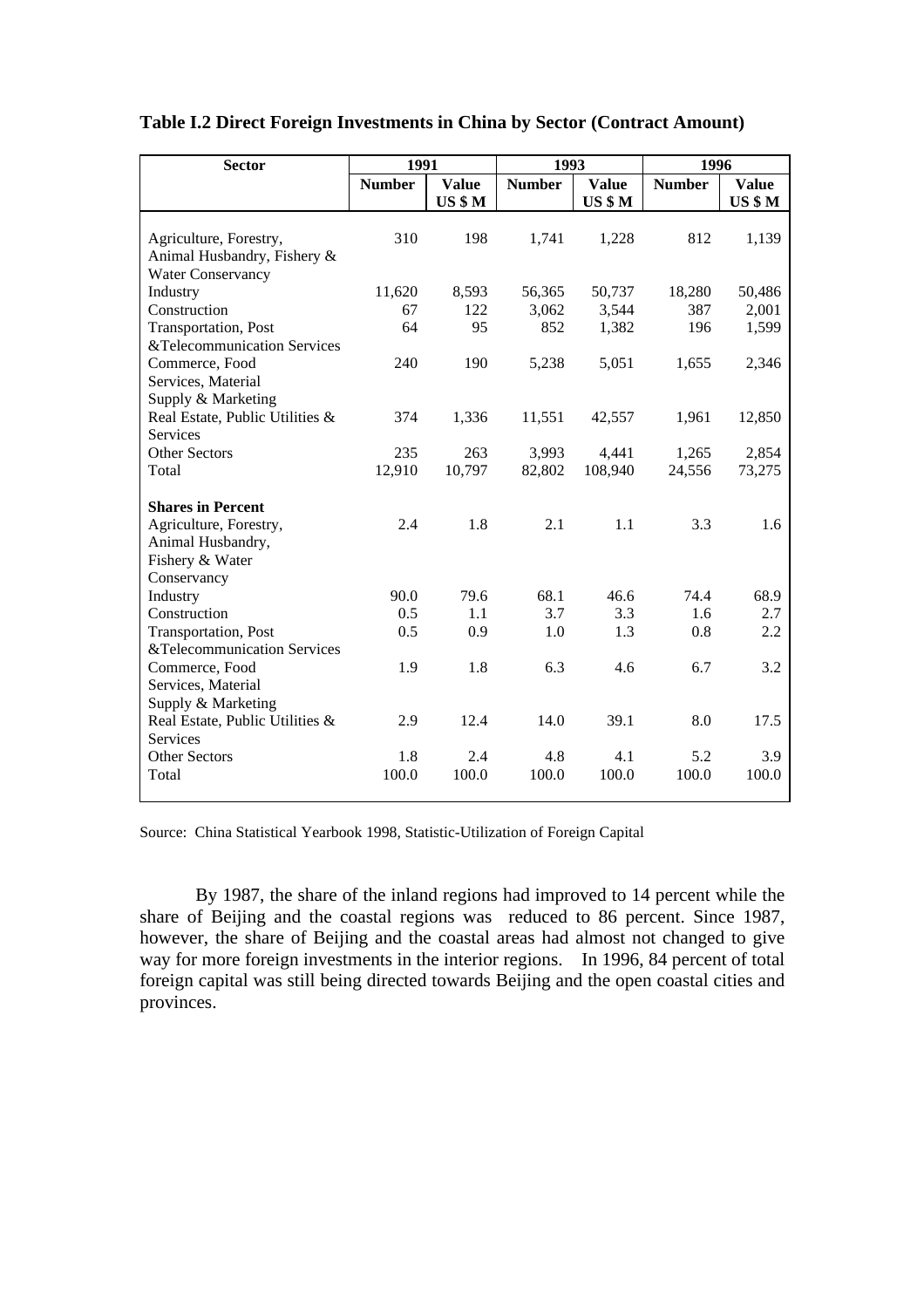**Table I.2 Direct Foreign Investments in China by Sector (Contract Amount)**

| Sector | 1991 | | 1993 | | 1996 | |
|---|---|---|---|---|---|---|
| | Number | Value US $ M | Number | Value US $ M | Number | Value US $ M |
| Agriculture, Forestry, Animal Husbandry, Fishery & Water Conservancy | 310 | 198 | 1,741 | 1,228 | 812 | 1,139 |
| Industry | 11,620 | 8,593 | 56,365 | 50,737 | 18,280 | 50,486 |
| Construction | 67 | 122 | 3,062 | 3,544 | 387 | 2,001 |
| Transportation, Post &Telecommunication Services | 64 | 95 | 852 | 1,382 | 196 | 1,599 |
| Commerce, Food Services, Material Supply & Marketing | 240 | 190 | 5,238 | 5,051 | 1,655 | 2,346 |
| Real Estate, Public Utilities & Services | 374 | 1,336 | 11,551 | 42,557 | 1,961 | 12,850 |
| Other Sectors | 235 | 263 | 3,993 | 4,441 | 1,265 | 2,854 |
| Total | 12,910 | 10,797 | 82,802 | 108,940 | 24,556 | 73,275 |
| **Shares in Percent** | | | | | | |
| Agriculture, Forestry, Animal Husbandry, Fishery & Water Conservancy | 2.4 | 1.8 | 2.1 | 1.1 | 3.3 | 1.6 |
| Industry | 90.0 | 79.6 | 68.1 | 46.6 | 74.4 | 68.9 |
| Construction | 0.5 | 1.1 | 3.7 | 3.3 | 1.6 | 2.7 |
| Transportation, Post &Telecommunication Services | 0.5 | 0.9 | 1.0 | 1.3 | 0.8 | 2.2 |
| Commerce, Food Services, Material Supply & Marketing | 1.9 | 1.8 | 6.3 | 4.6 | 6.7 | 3.2 |
| Real Estate, Public Utilities & Services | 2.9 | 12.4 | 14.0 | 39.1 | 8.0 | 17.5 |
| Other Sectors | 1.8 | 2.4 | 4.8 | 4.1 | 5.2 | 3.9 |
| Total | 100.0 | 100.0 | 100.0 | 100.0 | 100.0 | 100.0 |

Source: China Statistical Yearbook 1998, Statistic-Utilization of Foreign Capital

By 1987, the share of the inland regions had improved to 14 percent while the share of Beijing and the coastal regions was reduced to 86 percent. Since 1987, however, the share of Beijing and the coastal areas had almost not changed to give way for more foreign investments in the interior regions. In 1996, 84 percent of total foreign capital was still being directed towards Beijing and the open coastal cities and provinces.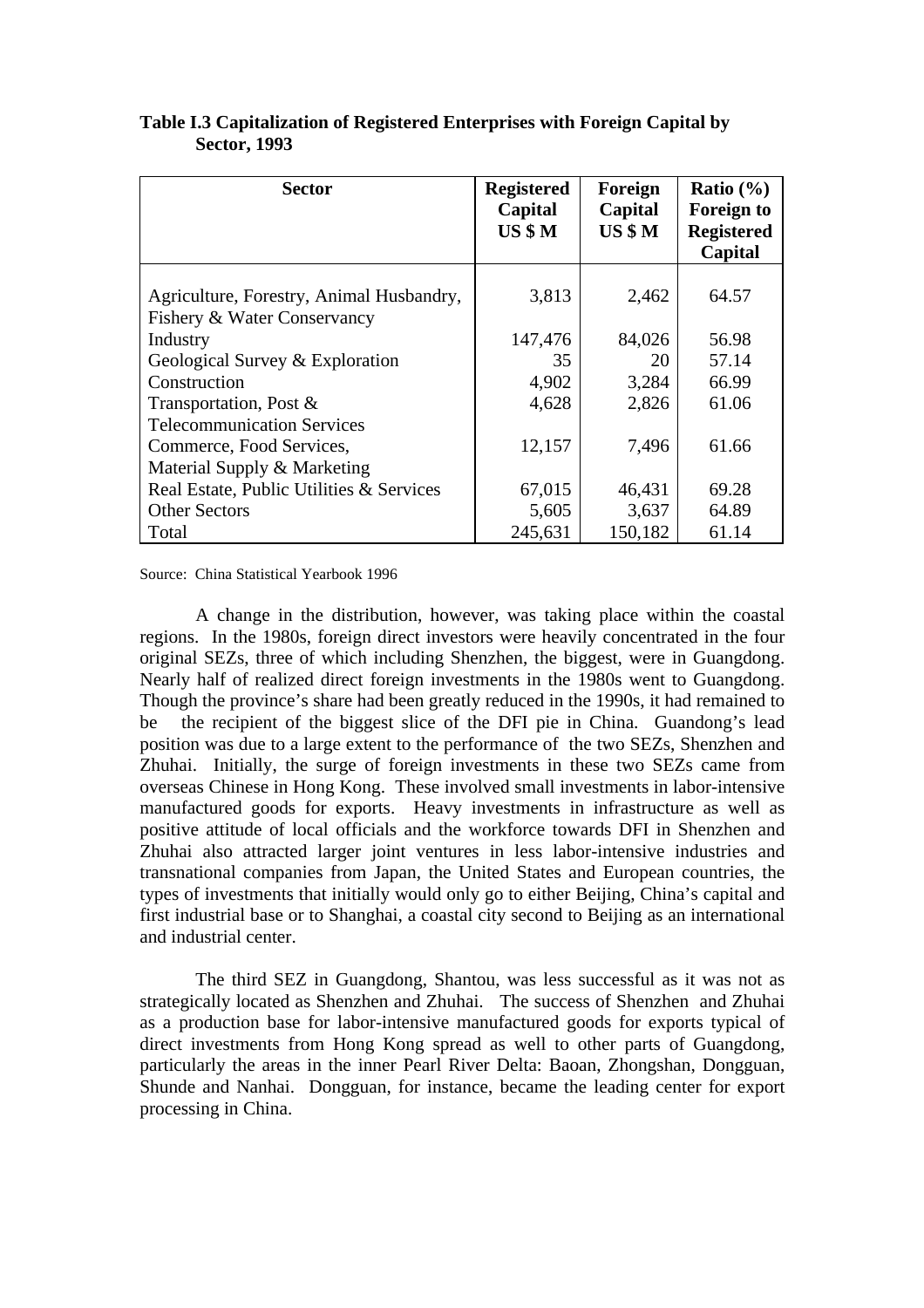**Table I.3 Capitalization of Registered Enterprises with Foreign Capital by Sector, 1993**

| Sector | Registered Capital US $ M | Foreign Capital US $ M | Ratio (%) Foreign to Registered Capital |
|---|---|---|---|
| Agriculture, Forestry, Animal Husbandry, Fishery & Water Conservancy | 3,813 | 2,462 | 64.57 |
| Industry | 147,476 | 84,026 | 56.98 |
| Geological Survey & Exploration | 35 | 20 | 57.14 |
| Construction | 4,902 | 3,284 | 66.99 |
| Transportation, Post & Telecommunication Services | 4,628 | 2,826 | 61.06 |
| Commerce, Food Services, Material Supply & Marketing | 12,157 | 7,496 | 61.66 |
| Real Estate, Public Utilities & Services | 67,015 | 46,431 | 69.28 |
| Other Sectors | 5,605 | 3,637 | 64.89 |
| Total | 245,631 | 150,182 | 61.14 |

Source: China Statistical Yearbook 1996

A change in the distribution, however, was taking place within the coastal regions. In the 1980s, foreign direct investors were heavily concentrated in the four original SEZs, three of which including Shenzhen, the biggest, were in Guangdong. Nearly half of realized direct foreign investments in the 1980s went to Guangdong. Though the province's share had been greatly reduced in the 1990s, it had remained to be the recipient of the biggest slice of the DFI pie in China. Guandong's lead position was due to a large extent to the performance of the two SEZs, Shenzhen and Zhuhai. Initially, the surge of foreign investments in these two SEZs came from overseas Chinese in Hong Kong. These involved small investments in labor-intensive manufactured goods for exports. Heavy investments in infrastructure as well as positive attitude of local officials and the workforce towards DFI in Shenzhen and Zhuhai also attracted larger joint ventures in less labor-intensive industries and transnational companies from Japan, the United States and European countries, the types of investments that initially would only go to either Beijing, China's capital and first industrial base or to Shanghai, a coastal city second to Beijing as an international and industrial center.

The third SEZ in Guangdong, Shantou, was less successful as it was not as strategically located as Shenzhen and Zhuhai. The success of Shenzhen and Zhuhai as a production base for labor-intensive manufactured goods for exports typical of direct investments from Hong Kong spread as well to other parts of Guangdong, particularly the areas in the inner Pearl River Delta: Baoan, Zhongshan, Dongguan, Shunde and Nanhai. Dongguan, for instance, became the leading center for export processing in China.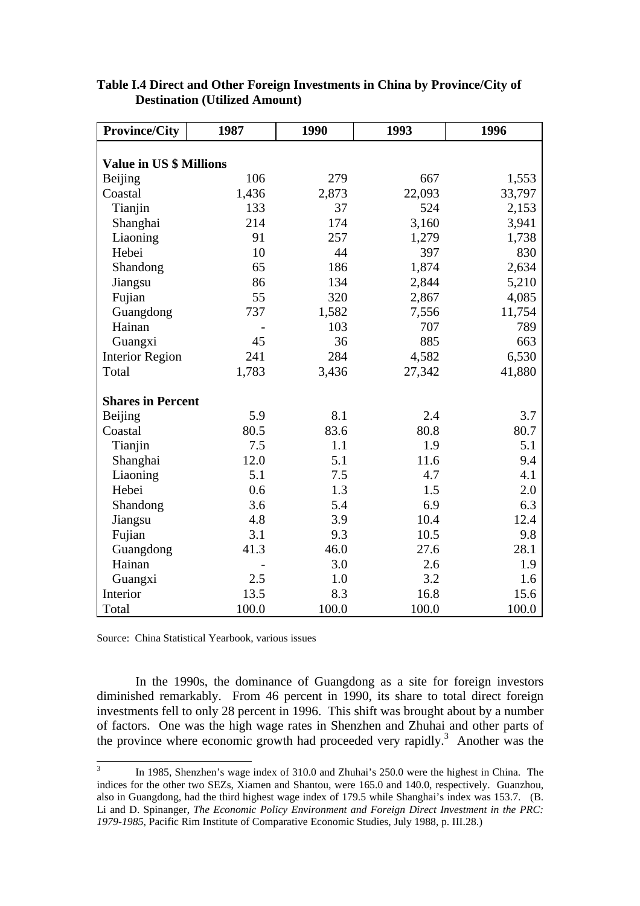**Table I.4 Direct and Other Foreign Investments in China by Province/City of Destination (Utilized Amount)**

| Province/City | 1987 | 1990 | 1993 | 1996 |
|---|---|---|---|---|
| **Value in US $ Millions** | | | | |
| Beijing | 106 | 279 | 667 | 1,553 |
| Coastal | 1,436 | 2,873 | 22,093 | 33,797 |
| Tianjin | 133 | 37 | 524 | 2,153 |
| Shanghai | 214 | 174 | 3,160 | 3,941 |
| Liaoning | 91 | 257 | 1,279 | 1,738 |
| Hebei | 10 | 44 | 397 | 830 |
| Shandong | 65 | 186 | 1,874 | 2,634 |
| Jiangsu | 86 | 134 | 2,844 | 5,210 |
| Fujian | 55 | 320 | 2,867 | 4,085 |
| Guangdong | 737 | 1,582 | 7,556 | 11,754 |
| Hainan | - | 103 | 707 | 789 |
| Guangxi | 45 | 36 | 885 | 663 |
| Interior Region | 241 | 284 | 4,582 | 6,530 |
| Total | 1,783 | 3,436 | 27,342 | 41,880 |
| **Shares in Percent** | | | | |
| Beijing | 5.9 | 8.1 | 2.4 | 3.7 |
| Coastal | 80.5 | 83.6 | 80.8 | 80.7 |
| Tianjin | 7.5 | 1.1 | 1.9 | 5.1 |
| Shanghai | 12.0 | 5.1 | 11.6 | 9.4 |
| Liaoning | 5.1 | 7.5 | 4.7 | 4.1 |
| Hebei | 0.6 | 1.3 | 1.5 | 2.0 |
| Shandong | 3.6 | 5.4 | 6.9 | 6.3 |
| Jiangsu | 4.8 | 3.9 | 10.4 | 12.4 |
| Fujian | 3.1 | 9.3 | 10.5 | 9.8 |
| Guangdong | 41.3 | 46.0 | 27.6 | 28.1 |
| Hainan | - | 3.0 | 2.6 | 1.9 |
| Guangxi | 2.5 | 1.0 | 3.2 | 1.6 |
| Interior | 13.5 | 8.3 | 16.8 | 15.6 |
| Total | 100.0 | 100.0 | 100.0 | 100.0 |

Source: China Statistical Yearbook, various issues

In the 1990s, the dominance of Guangdong as a site for foreign investors diminished remarkably. From 46 percent in 1990, its share to total direct foreign investments fell to only 28 percent in 1996. This shift was brought about by a number of factors. One was the high wage rates in Shenzhen and Zhuhai and other parts of the province where economic growth had proceeded very rapidly.[3] Another was the

[3] In 1985, Shenzhen's wage index of 310.0 and Zhuhai's 250.0 were the highest in China. The indices for the other two SEZs, Xiamen and Shantou, were 165.0 and 140.0, respectively. Guanzhou, also in Guangdong, had the third highest wage index of 179.5 while Shanghai's index was 153.7. (B. Li and D. Spinanger, *The Economic Policy Environment and Foreign Direct Investment in the PRC: 1979-1985*, Pacific Rim Institute of Comparative Economic Studies, July 1988, p. III.28.)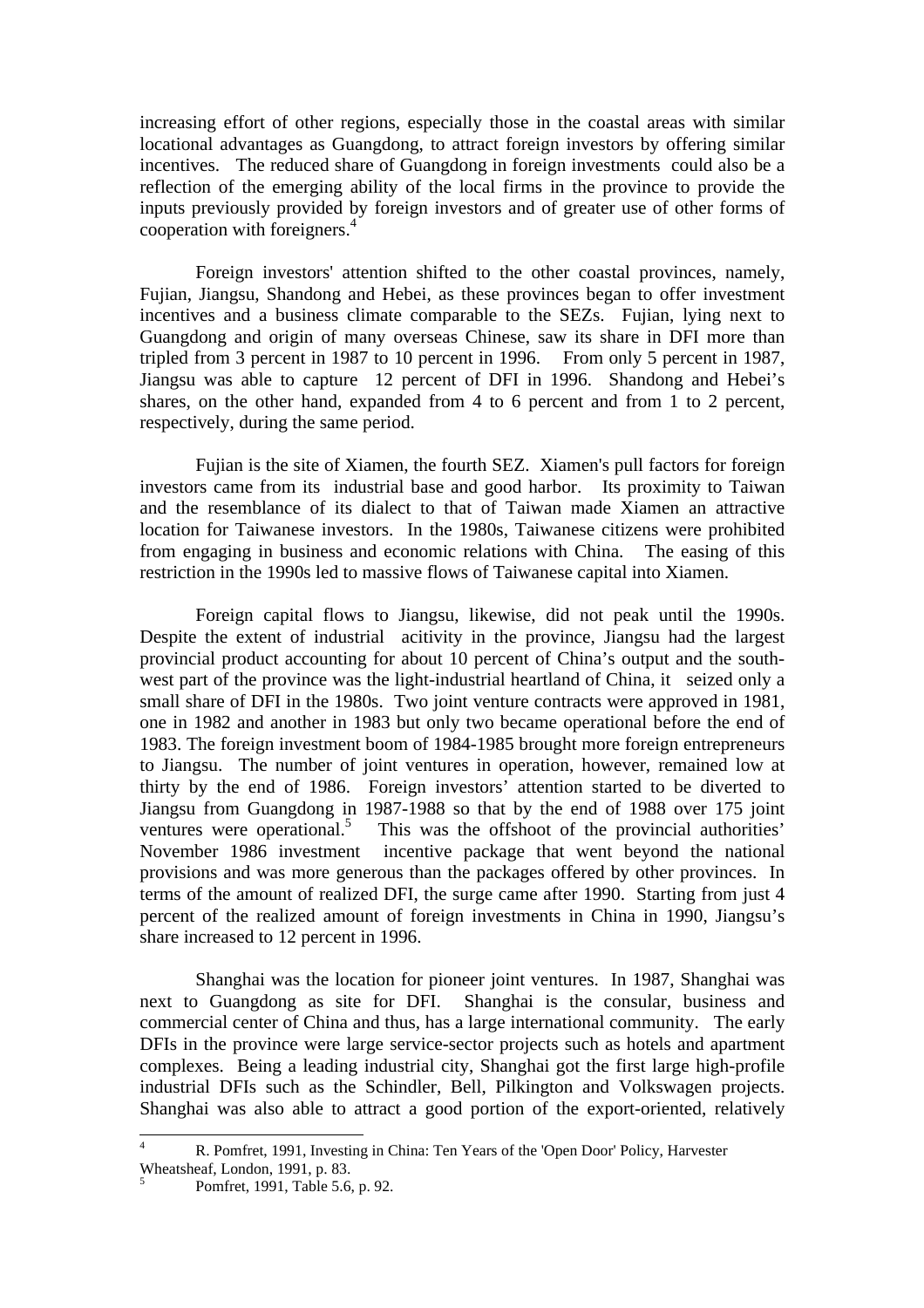increasing effort of other regions, especially those in the coastal areas with similar locational advantages as Guangdong, to attract foreign investors by offering similar incentives. The reduced share of Guangdong in foreign investments could also be a reflection of the emerging ability of the local firms in the province to provide the inputs previously provided by foreign investors and of greater use of other forms of cooperation with foreigners.[4]

Foreign investors' attention shifted to the other coastal provinces, namely, Fujian, Jiangsu, Shandong and Hebei, as these provinces began to offer investment incentives and a business climate comparable to the SEZs. Fujian, lying next to Guangdong and origin of many overseas Chinese, saw its share in DFI more than tripled from 3 percent in 1987 to 10 percent in 1996. From only 5 percent in 1987, Jiangsu was able to capture 12 percent of DFI in 1996. Shandong and Hebei's shares, on the other hand, expanded from 4 to 6 percent and from 1 to 2 percent, respectively, during the same period.

Fujian is the site of Xiamen, the fourth SEZ. Xiamen's pull factors for foreign investors came from its industrial base and good harbor. Its proximity to Taiwan and the resemblance of its dialect to that of Taiwan made Xiamen an attractive location for Taiwanese investors. In the 1980s, Taiwanese citizens were prohibited from engaging in business and economic relations with China. The easing of this restriction in the 1990s led to massive flows of Taiwanese capital into Xiamen.

Foreign capital flows to Jiangsu, likewise, did not peak until the 1990s. Despite the extent of industrial acitivity in the province, Jiangsu had the largest provincial product accounting for about 10 percent of China's output and the south-west part of the province was the light-industrial heartland of China, it seized only a small share of DFI in the 1980s. Two joint venture contracts were approved in 1981, one in 1982 and another in 1983 but only two became operational before the end of 1983. The foreign investment boom of 1984-1985 brought more foreign entrepreneurs to Jiangsu. The number of joint ventures in operation, however, remained low at thirty by the end of 1986. Foreign investors' attention started to be diverted to Jiangsu from Guangdong in 1987-1988 so that by the end of 1988 over 175 joint ventures were operational.[5] This was the offshoot of the provincial authorities' November 1986 investment incentive package that went beyond the national provisions and was more generous than the packages offered by other provinces. In terms of the amount of realized DFI, the surge came after 1990. Starting from just 4 percent of the realized amount of foreign investments in China in 1990, Jiangsu's share increased to 12 percent in 1996.

Shanghai was the location for pioneer joint ventures. In 1987, Shanghai was next to Guangdong as site for DFI. Shanghai is the consular, business and commercial center of China and thus, has a large international community. The early DFIs in the province were large service-sector projects such as hotels and apartment complexes. Being a leading industrial city, Shanghai got the first large high-profile industrial DFIs such as the Schindler, Bell, Pilkington and Volkswagen projects. Shanghai was also able to attract a good portion of the export-oriented, relatively

---

[4] R. Pomfret, 1991, Investing in China: Ten Years of the 'Open Door' Policy, Harvester Wheatsheaf, London, 1991, p. 83.

[5] Pomfret, 1991, Table 5.6, p. 92.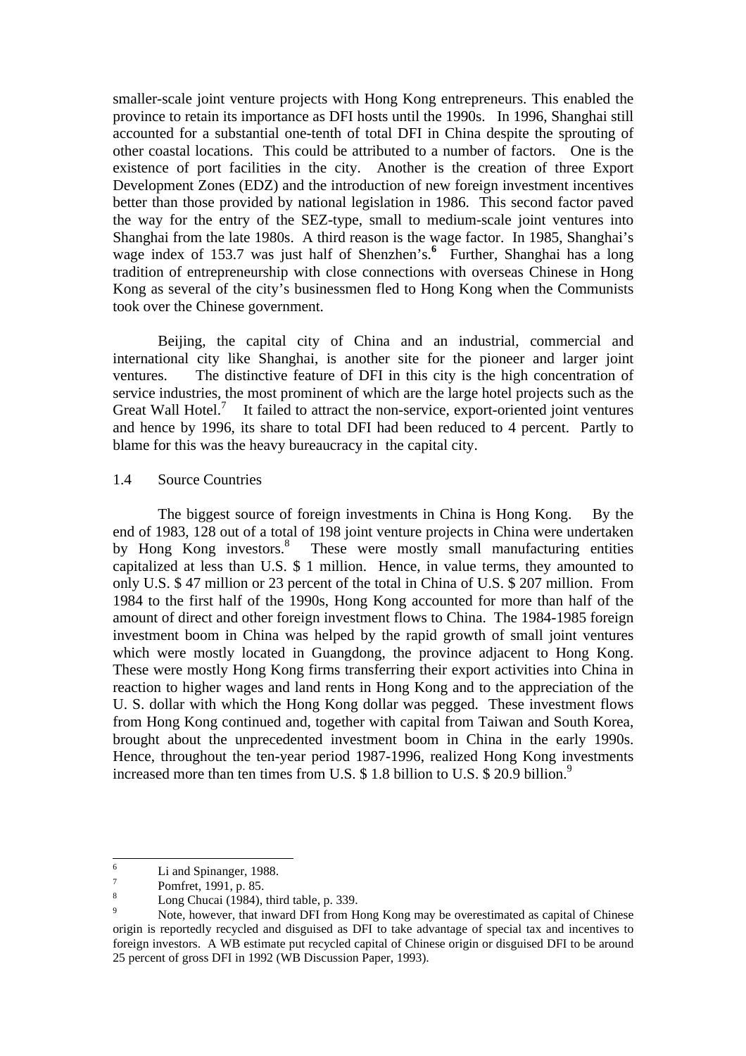smaller-scale joint venture projects with Hong Kong entrepreneurs. This enabled the province to retain its importance as DFI hosts until the 1990s. In 1996, Shanghai still accounted for a substantial one-tenth of total DFI in China despite the sprouting of other coastal locations. This could be attributed to a number of factors. One is the existence of port facilities in the city. Another is the creation of three Export Development Zones (EDZ) and the introduction of new foreign investment incentives better than those provided by national legislation in 1986. This second factor paved the way for the entry of the SEZ-type, small to medium-scale joint ventures into Shanghai from the late 1980s. A third reason is the wage factor. In 1985, Shanghai's wage index of 153.7 was just half of Shenzhen's.[6] Further, Shanghai has a long tradition of entrepreneurship with close connections with overseas Chinese in Hong Kong as several of the city's businessmen fled to Hong Kong when the Communists took over the Chinese government.

Beijing, the capital city of China and an industrial, commercial and international city like Shanghai, is another site for the pioneer and larger joint ventures. The distinctive feature of DFI in this city is the high concentration of service industries, the most prominent of which are the large hotel projects such as the Great Wall Hotel.[7] It failed to attract the non-service, export-oriented joint ventures and hence by 1996, its share to total DFI had been reduced to 4 percent. Partly to blame for this was the heavy bureaucracy in the capital city.

### 1.4 Source Countries

The biggest source of foreign investments in China is Hong Kong. By the end of 1983, 128 out of a total of 198 joint venture projects in China were undertaken by Hong Kong investors.[8] These were mostly small manufacturing entities capitalized at less than U.S. $ 1 million. Hence, in value terms, they amounted to only U.S. $ 47 million or 23 percent of the total in China of U.S. $ 207 million. From 1984 to the first half of the 1990s, Hong Kong accounted for more than half of the amount of direct and other foreign investment flows to China. The 1984-1985 foreign investment boom in China was helped by the rapid growth of small joint ventures which were mostly located in Guangdong, the province adjacent to Hong Kong. These were mostly Hong Kong firms transferring their export activities into China in reaction to higher wages and land rents in Hong Kong and to the appreciation of the U. S. dollar with which the Hong Kong dollar was pegged. These investment flows from Hong Kong continued and, together with capital from Taiwan and South Korea, brought about the unprecedented investment boom in China in the early 1990s. Hence, throughout the ten-year period 1987-1996, realized Hong Kong investments increased more than ten times from U.S. $ 1.8 billion to U.S. $ 20.9 billion.[9]

---

[6] Li and Spinanger, 1988.

[7] Pomfret, 1991, p. 85.

[8] Long Chucai (1984), third table, p. 339.

[9] Note, however, that inward DFI from Hong Kong may be overestimated as capital of Chinese origin is reportedly recycled and disguised as DFI to take advantage of special tax and incentives to foreign investors. A WB estimate put recycled capital of Chinese origin or disguised DFI to be around 25 percent of gross DFI in 1992 (WB Discussion Paper, 1993).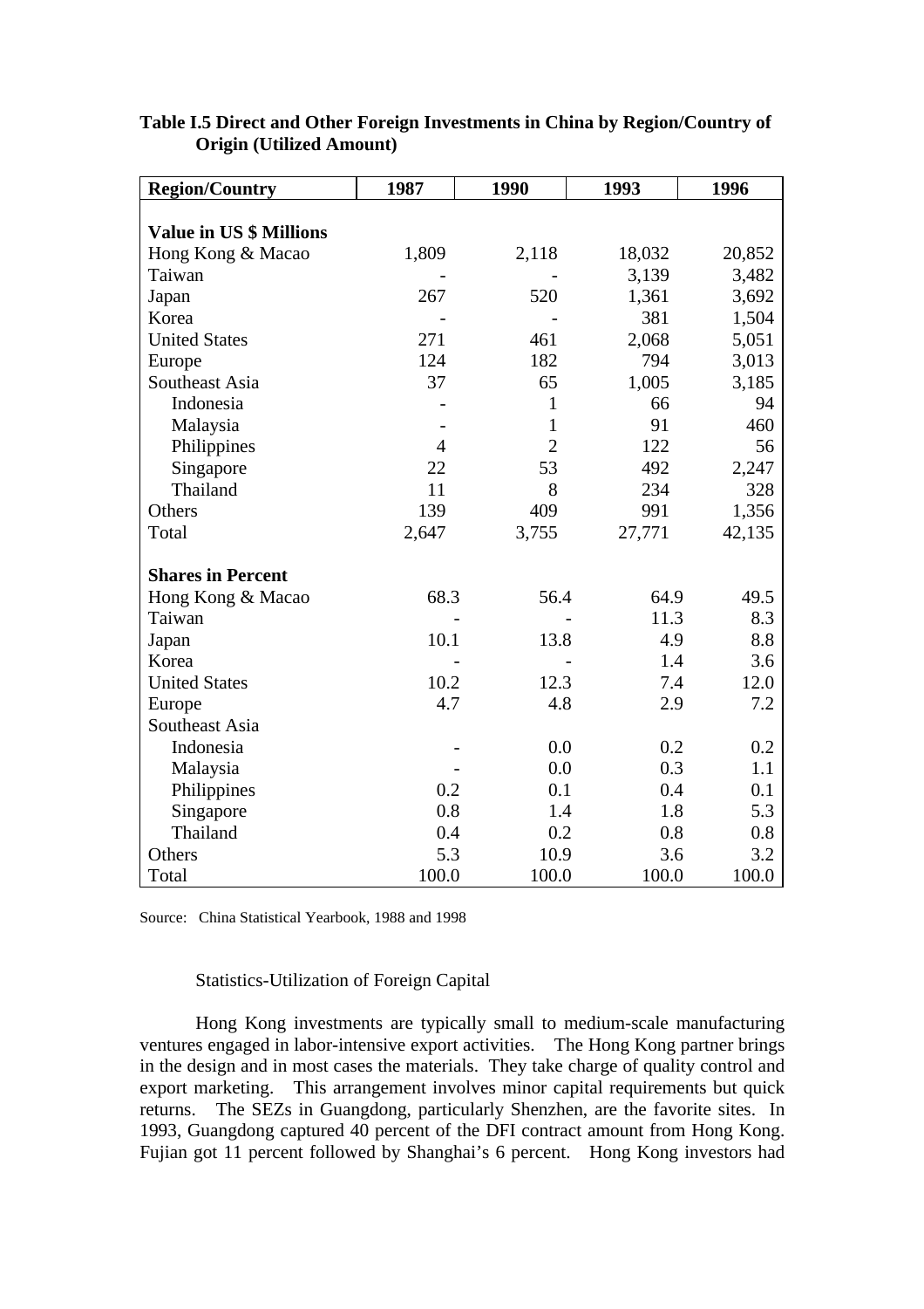**Table I.5 Direct and Other Foreign Investments in China by Region/Country of Origin (Utilized Amount)**

| Region/Country | 1987 | 1990 | 1993 | 1996 |
|---|---|---|---|---|
| **Value in US $ Millions** | | | | |
| Hong Kong & Macao | 1,809 | 2,118 | 18,032 | 20,852 |
| Taiwan | - | - | 3,139 | 3,482 |
| Japan | 267 | 520 | 1,361 | 3,692 |
| Korea | - | - | 381 | 1,504 |
| United States | 271 | 461 | 2,068 | 5,051 |
| Europe | 124 | 182 | 794 | 3,013 |
| Southeast Asia | 37 | 65 | 1,005 | 3,185 |
| Indonesia | - | 1 | 66 | 94 |
| Malaysia | - | 1 | 91 | 460 |
| Philippines | 4 | 2 | 122 | 56 |
| Singapore | 22 | 53 | 492 | 2,247 |
| Thailand | 11 | 8 | 234 | 328 |
| Others | 139 | 409 | 991 | 1,356 |
| Total | 2,647 | 3,755 | 27,771 | 42,135 |
| **Shares in Percent** | | | | |
| Hong Kong & Macao | 68.3 | 56.4 | 64.9 | 49.5 |
| Taiwan | - | - | 11.3 | 8.3 |
| Japan | 10.1 | 13.8 | 4.9 | 8.8 |
| Korea | - | - | 1.4 | 3.6 |
| United States | 10.2 | 12.3 | 7.4 | 12.0 |
| Europe | 4.7 | 4.8 | 2.9 | 7.2 |
| Southeast Asia | | | | |
| Indonesia | - | 0.0 | 0.2 | 0.2 |
| Malaysia | - | 0.0 | 0.3 | 1.1 |
| Philippines | 0.2 | 0.1 | 0.4 | 0.1 |
| Singapore | 0.8 | 1.4 | 1.8 | 5.3 |
| Thailand | 0.4 | 0.2 | 0.8 | 0.8 |
| Others | 5.3 | 10.9 | 3.6 | 3.2 |
| Total | 100.0 | 100.0 | 100.0 | 100.0 |

Source: China Statistical Yearbook, 1988 and 1998

Statistics-Utilization of Foreign Capital

Hong Kong investments are typically small to medium-scale manufacturing ventures engaged in labor-intensive export activities. The Hong Kong partner brings in the design and in most cases the materials. They take charge of quality control and export marketing. This arrangement involves minor capital requirements but quick returns. The SEZs in Guangdong, particularly Shenzhen, are the favorite sites. In 1993, Guangdong captured 40 percent of the DFI contract amount from Hong Kong. Fujian got 11 percent followed by Shanghai's 6 percent. Hong Kong investors had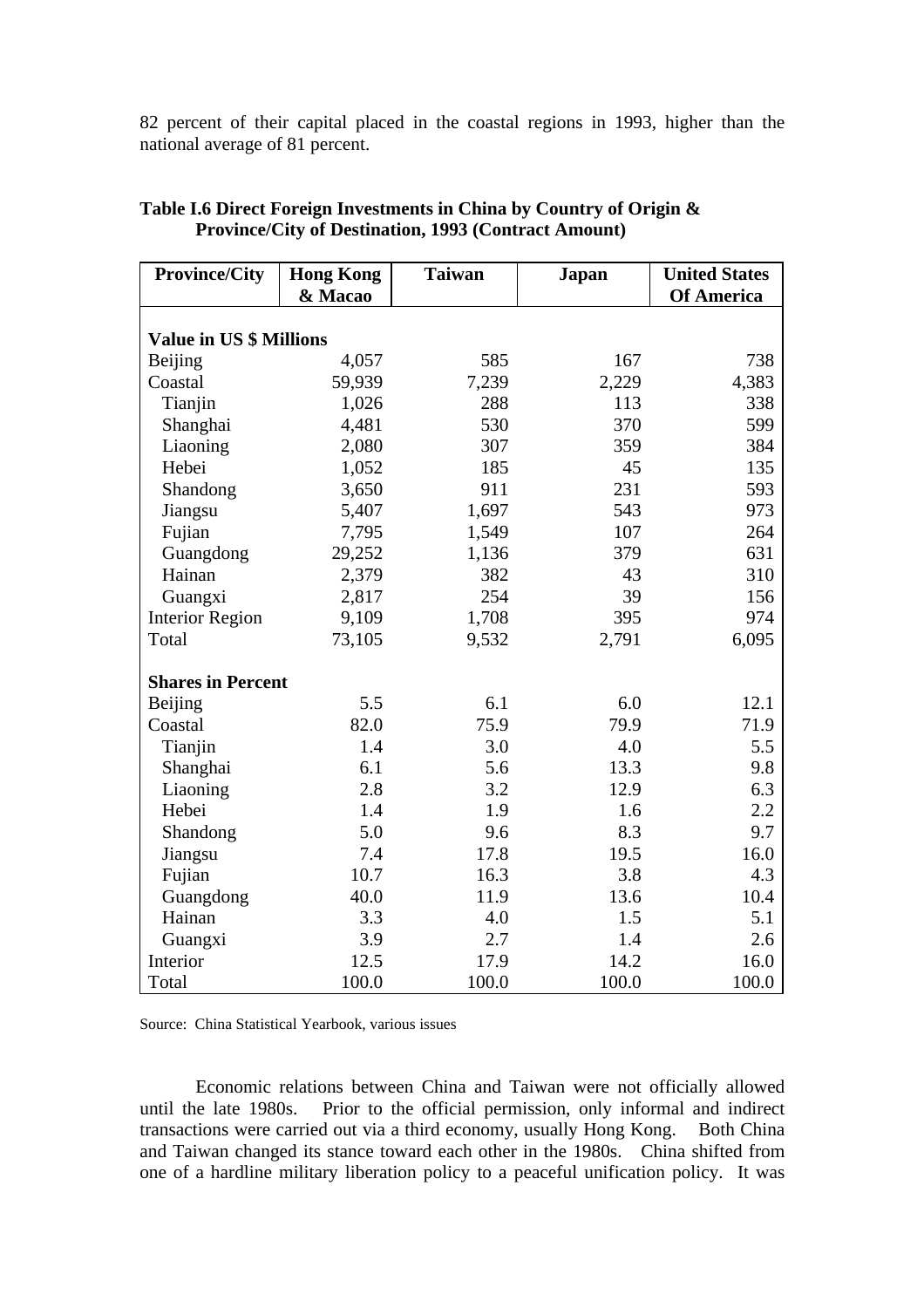82 percent of their capital placed in the coastal regions in 1993, higher than the national average of 81 percent.

**Table I.6 Direct Foreign Investments in China by Country of Origin & Province/City of Destination, 1993 (Contract Amount)**

| Province/City | Hong Kong & Macao | Taiwan | Japan | United States Of America |
|---|---|---|---|---|
| **Value in US $ Millions** | | | | |
| Beijing | 4,057 | 585 | 167 | 738 |
| Coastal | 59,939 | 7,239 | 2,229 | 4,383 |
| Tianjin | 1,026 | 288 | 113 | 338 |
| Shanghai | 4,481 | 530 | 370 | 599 |
| Liaoning | 2,080 | 307 | 359 | 384 |
| Hebei | 1,052 | 185 | 45 | 135 |
| Shandong | 3,650 | 911 | 231 | 593 |
| Jiangsu | 5,407 | 1,697 | 543 | 973 |
| Fujian | 7,795 | 1,549 | 107 | 264 |
| Guangdong | 29,252 | 1,136 | 379 | 631 |
| Hainan | 2,379 | 382 | 43 | 310 |
| Guangxi | 2,817 | 254 | 39 | 156 |
| Interior Region | 9,109 | 1,708 | 395 | 974 |
| Total | 73,105 | 9,532 | 2,791 | 6,095 |
| **Shares in Percent** | | | | |
| Beijing | 5.5 | 6.1 | 6.0 | 12.1 |
| Coastal | 82.0 | 75.9 | 79.9 | 71.9 |
| Tianjin | 1.4 | 3.0 | 4.0 | 5.5 |
| Shanghai | 6.1 | 5.6 | 13.3 | 9.8 |
| Liaoning | 2.8 | 3.2 | 12.9 | 6.3 |
| Hebei | 1.4 | 1.9 | 1.6 | 2.2 |
| Shandong | 5.0 | 9.6 | 8.3 | 9.7 |
| Jiangsu | 7.4 | 17.8 | 19.5 | 16.0 |
| Fujian | 10.7 | 16.3 | 3.8 | 4.3 |
| Guangdong | 40.0 | 11.9 | 13.6 | 10.4 |
| Hainan | 3.3 | 4.0 | 1.5 | 5.1 |
| Guangxi | 3.9 | 2.7 | 1.4 | 2.6 |
| Interior | 12.5 | 17.9 | 14.2 | 16.0 |
| Total | 100.0 | 100.0 | 100.0 | 100.0 |

Source: China Statistical Yearbook, various issues

Economic relations between China and Taiwan were not officially allowed until the late 1980s. Prior to the official permission, only informal and indirect transactions were carried out via a third economy, usually Hong Kong. Both China and Taiwan changed its stance toward each other in the 1980s. China shifted from one of a hardline military liberation policy to a peaceful unification policy. It was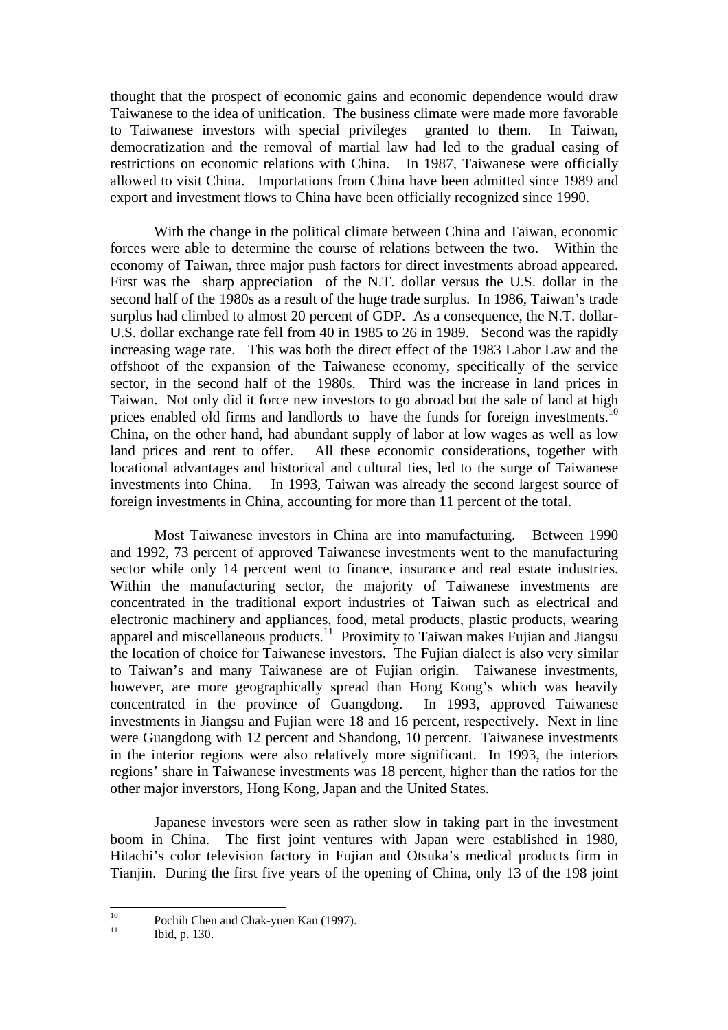thought that the prospect of economic gains and economic dependence would draw Taiwanese to the idea of unification. The business climate were made more favorable to Taiwanese investors with special privileges granted to them. In Taiwan, democratization and the removal of martial law had led to the gradual easing of restrictions on economic relations with China. In 1987, Taiwanese were officially allowed to visit China. Importations from China have been admitted since 1989 and export and investment flows to China have been officially recognized since 1990.

With the change in the political climate between China and Taiwan, economic forces were able to determine the course of relations between the two. Within the economy of Taiwan, three major push factors for direct investments abroad appeared. First was the sharp appreciation of the N.T. dollar versus the U.S. dollar in the second half of the 1980s as a result of the huge trade surplus. In 1986, Taiwan's trade surplus had climbed to almost 20 percent of GDP. As a consequence, the N.T. dollar-U.S. dollar exchange rate fell from 40 in 1985 to 26 in 1989. Second was the rapidly increasing wage rate. This was both the direct effect of the 1983 Labor Law and the offshoot of the expansion of the Taiwanese economy, specifically of the service sector, in the second half of the 1980s. Third was the increase in land prices in Taiwan. Not only did it force new investors to go abroad but the sale of land at high prices enabled old firms and landlords to have the funds for foreign investments.[10] China, on the other hand, had abundant supply of labor at low wages as well as low land prices and rent to offer. All these economic considerations, together with locational advantages and historical and cultural ties, led to the surge of Taiwanese investments into China. In 1993, Taiwan was already the second largest source of foreign investments in China, accounting for more than 11 percent of the total.

Most Taiwanese investors in China are into manufacturing. Between 1990 and 1992, 73 percent of approved Taiwanese investments went to the manufacturing sector while only 14 percent went to finance, insurance and real estate industries. Within the manufacturing sector, the majority of Taiwanese investments are concentrated in the traditional export industries of Taiwan such as electrical and electronic machinery and appliances, food, metal products, plastic products, wearing apparel and miscellaneous products.[11] Proximity to Taiwan makes Fujian and Jiangsu the location of choice for Taiwanese investors. The Fujian dialect is also very similar to Taiwan's and many Taiwanese are of Fujian origin. Taiwanese investments, however, are more geographically spread than Hong Kong's which was heavily concentrated in the province of Guangdong. In 1993, approved Taiwanese investments in Jiangsu and Fujian were 18 and 16 percent, respectively. Next in line were Guangdong with 12 percent and Shandong, 10 percent. Taiwanese investments in the interior regions were also relatively more significant. In 1993, the interiors regions' share in Taiwanese investments was 18 percent, higher than the ratios for the other major inverstors, Hong Kong, Japan and the United States.

Japanese investors were seen as rather slow in taking part in the investment boom in China. The first joint ventures with Japan were established in 1980, Hitachi's color television factory in Fujian and Otsuka's medical products firm in Tianjin. During the first five years of the opening of China, only 13 of the 198 joint

---

[10] Pochih Chen and Chak-yuen Kan (1997).

[11] Ibid, p. 130.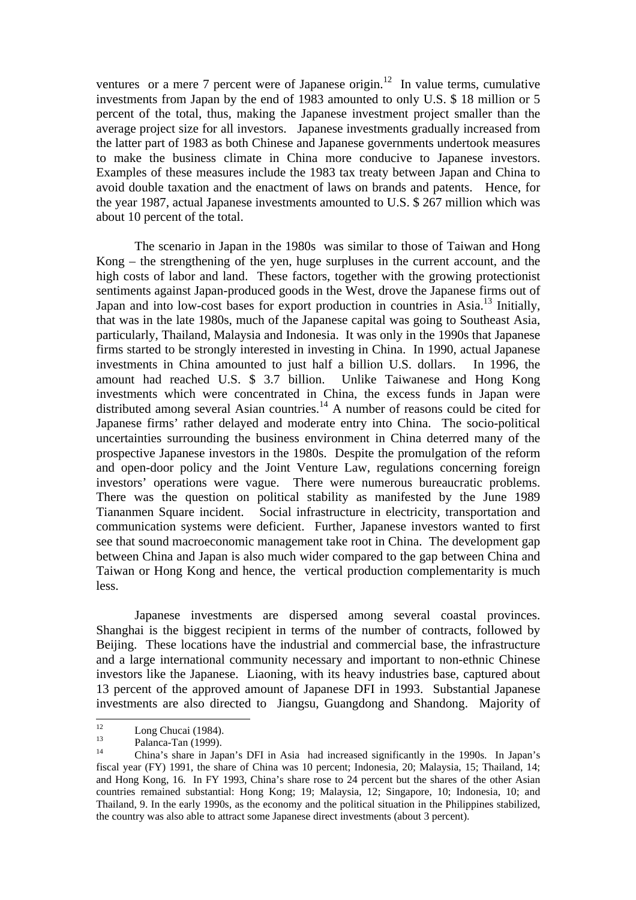ventures or a mere 7 percent were of Japanese origin.[12] In value terms, cumulative investments from Japan by the end of 1983 amounted to only U.S. $ 18 million or 5 percent of the total, thus, making the Japanese investment project smaller than the average project size for all investors. Japanese investments gradually increased from the latter part of 1983 as both Chinese and Japanese governments undertook measures to make the business climate in China more conducive to Japanese investors. Examples of these measures include the 1983 tax treaty between Japan and China to avoid double taxation and the enactment of laws on brands and patents. Hence, for the year 1987, actual Japanese investments amounted to U.S. $ 267 million which was about 10 percent of the total.

The scenario in Japan in the 1980s was similar to those of Taiwan and Hong Kong – the strengthening of the yen, huge surpluses in the current account, and the high costs of labor and land. These factors, together with the growing protectionist sentiments against Japan-produced goods in the West, drove the Japanese firms out of Japan and into low-cost bases for export production in countries in Asia.[13] Initially, that was in the late 1980s, much of the Japanese capital was going to Southeast Asia, particularly, Thailand, Malaysia and Indonesia. It was only in the 1990s that Japanese firms started to be strongly interested in investing in China. In 1990, actual Japanese investments in China amounted to just half a billion U.S. dollars. In 1996, the amount had reached U.S. $ 3.7 billion. Unlike Taiwanese and Hong Kong investments which were concentrated in China, the excess funds in Japan were distributed among several Asian countries.[14] A number of reasons could be cited for Japanese firms' rather delayed and moderate entry into China. The socio-political uncertainties surrounding the business environment in China deterred many of the prospective Japanese investors in the 1980s. Despite the promulgation of the reform and open-door policy and the Joint Venture Law, regulations concerning foreign investors' operations were vague. There were numerous bureaucratic problems. There was the question on political stability as manifested by the June 1989 Tiananmen Square incident. Social infrastructure in electricity, transportation and communication systems were deficient. Further, Japanese investors wanted to first see that sound macroeconomic management take root in China. The development gap between China and Japan is also much wider compared to the gap between China and Taiwan or Hong Kong and hence, the vertical production complementarity is much less.

Japanese investments are dispersed among several coastal provinces. Shanghai is the biggest recipient in terms of the number of contracts, followed by Beijing. These locations have the industrial and commercial base, the infrastructure and a large international community necessary and important to non-ethnic Chinese investors like the Japanese. Liaoning, with its heavy industries base, captured about 13 percent of the approved amount of Japanese DFI in 1993. Substantial Japanese investments are also directed to Jiangsu, Guangdong and Shandong. Majority of

---

[12] Long Chucai (1984).

[13] Palanca-Tan (1999).

[14] China's share in Japan's DFI in Asia had increased significantly in the 1990s. In Japan's fiscal year (FY) 1991, the share of China was 10 percent; Indonesia, 20; Malaysia, 15; Thailand, 14; and Hong Kong, 16. In FY 1993, China's share rose to 24 percent but the shares of the other Asian countries remained substantial: Hong Kong; 19; Malaysia, 12; Singapore, 10; Indonesia, 10; and Thailand, 9. In the early 1990s, as the economy and the political situation in the Philippines stabilized, the country was also able to attract some Japanese direct investments (about 3 percent).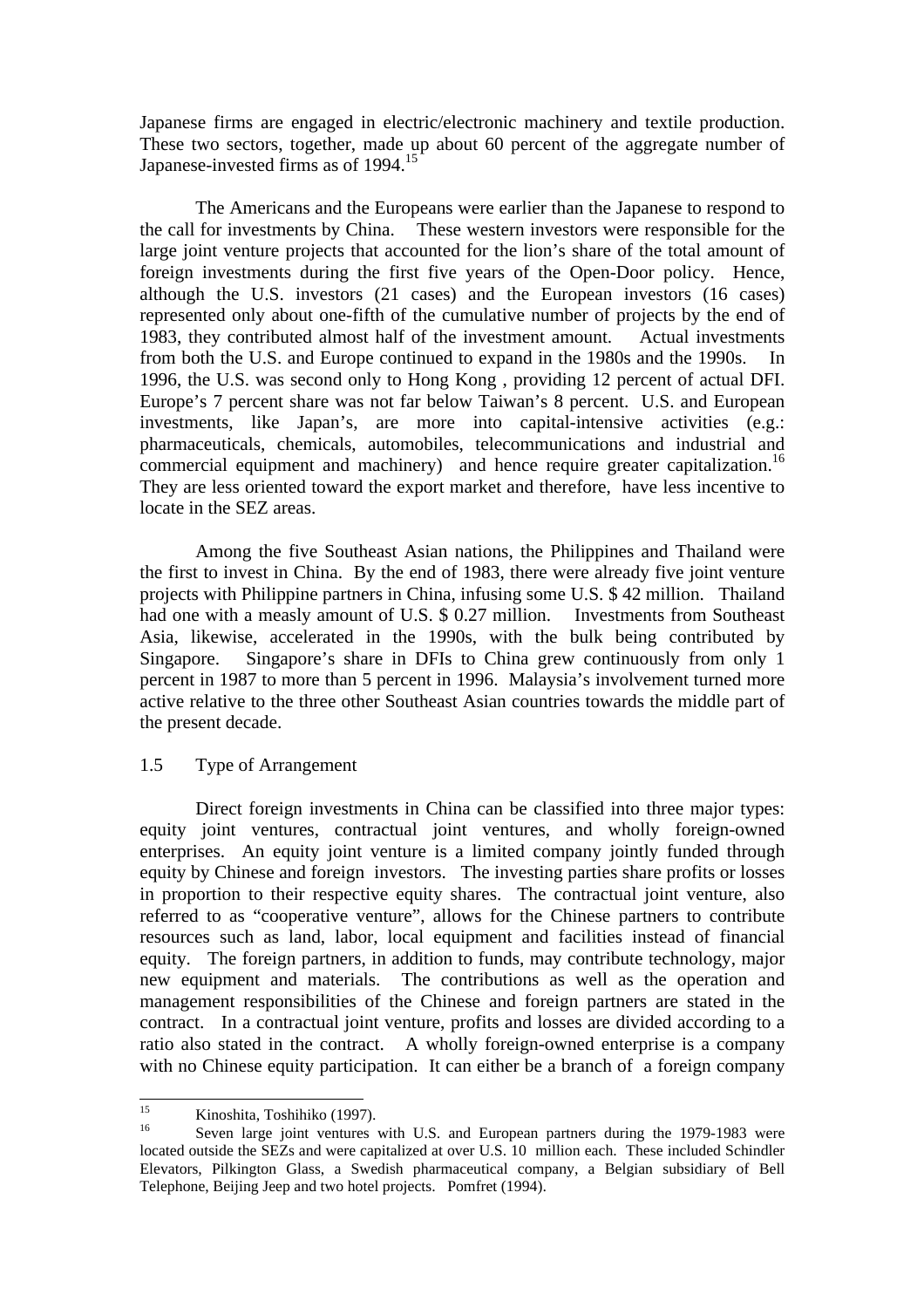Japanese firms are engaged in electric/electronic machinery and textile production. These two sectors, together, made up about 60 percent of the aggregate number of Japanese-invested firms as of 1994.[15]

The Americans and the Europeans were earlier than the Japanese to respond to the call for investments by China. These western investors were responsible for the large joint venture projects that accounted for the lion's share of the total amount of foreign investments during the first five years of the Open-Door policy. Hence, although the U.S. investors (21 cases) and the European investors (16 cases) represented only about one-fifth of the cumulative number of projects by the end of 1983, they contributed almost half of the investment amount. Actual investments from both the U.S. and Europe continued to expand in the 1980s and the 1990s. In 1996, the U.S. was second only to Hong Kong , providing 12 percent of actual DFI. Europe's 7 percent share was not far below Taiwan's 8 percent. U.S. and European investments, like Japan's, are more into capital-intensive activities (e.g.: pharmaceuticals, chemicals, automobiles, telecommunications and industrial and commercial equipment and machinery) and hence require greater capitalization.[16] They are less oriented toward the export market and therefore, have less incentive to locate in the SEZ areas.

Among the five Southeast Asian nations, the Philippines and Thailand were the first to invest in China. By the end of 1983, there were already five joint venture projects with Philippine partners in China, infusing some U.S. $ 42 million. Thailand had one with a measly amount of U.S. $ 0.27 million. Investments from Southeast Asia, likewise, accelerated in the 1990s, with the bulk being contributed by Singapore. Singapore's share in DFIs to China grew continuously from only 1 percent in 1987 to more than 5 percent in 1996. Malaysia's involvement turned more active relative to the three other Southeast Asian countries towards the middle part of the present decade.

## 1.5 Type of Arrangement

Direct foreign investments in China can be classified into three major types: equity joint ventures, contractual joint ventures, and wholly foreign-owned enterprises. An equity joint venture is a limited company jointly funded through equity by Chinese and foreign investors. The investing parties share profits or losses in proportion to their respective equity shares. The contractual joint venture, also referred to as "cooperative venture", allows for the Chinese partners to contribute resources such as land, labor, local equipment and facilities instead of financial equity. The foreign partners, in addition to funds, may contribute technology, major new equipment and materials. The contributions as well as the operation and management responsibilities of the Chinese and foreign partners are stated in the contract. In a contractual joint venture, profits and losses are divided according to a ratio also stated in the contract. A wholly foreign-owned enterprise is a company with no Chinese equity participation. It can either be a branch of a foreign company

---

[15] Kinoshita, Toshihiko (1997).

[16] Seven large joint ventures with U.S. and European partners during the 1979-1983 were located outside the SEZs and were capitalized at over U.S. 10 million each. These included Schindler Elevators, Pilkington Glass, a Swedish pharmaceutical company, a Belgian subsidiary of Bell Telephone, Beijing Jeep and two hotel projects. Pomfret (1994).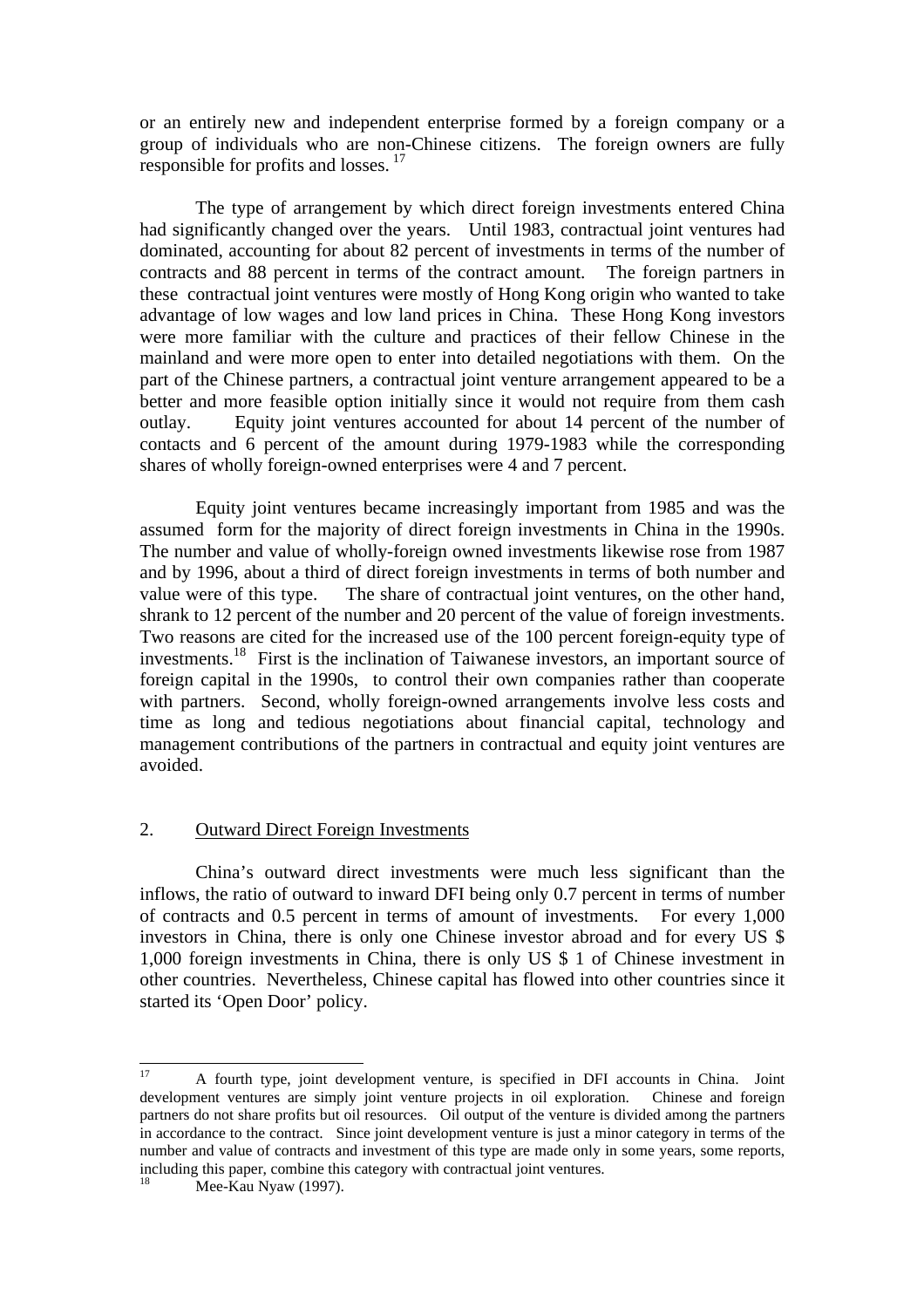or an entirely new and independent enterprise formed by a foreign company or a group of individuals who are non-Chinese citizens. The foreign owners are fully responsible for profits and losses. [17]

The type of arrangement by which direct foreign investments entered China had significantly changed over the years. Until 1983, contractual joint ventures had dominated, accounting for about 82 percent of investments in terms of the number of contracts and 88 percent in terms of the contract amount. The foreign partners in these contractual joint ventures were mostly of Hong Kong origin who wanted to take advantage of low wages and low land prices in China. These Hong Kong investors were more familiar with the culture and practices of their fellow Chinese in the mainland and were more open to enter into detailed negotiations with them. On the part of the Chinese partners, a contractual joint venture arrangement appeared to be a better and more feasible option initially since it would not require from them cash outlay. Equity joint ventures accounted for about 14 percent of the number of contacts and 6 percent of the amount during 1979-1983 while the corresponding shares of wholly foreign-owned enterprises were 4 and 7 percent.

Equity joint ventures became increasingly important from 1985 and was the assumed form for the majority of direct foreign investments in China in the 1990s. The number and value of wholly-foreign owned investments likewise rose from 1987 and by 1996, about a third of direct foreign investments in terms of both number and value were of this type. The share of contractual joint ventures, on the other hand, shrank to 12 percent of the number and 20 percent of the value of foreign investments. Two reasons are cited for the increased use of the 100 percent foreign-equity type of investments.[18] First is the inclination of Taiwanese investors, an important source of foreign capital in the 1990s, to control their own companies rather than cooperate with partners. Second, wholly foreign-owned arrangements involve less costs and time as long and tedious negotiations about financial capital, technology and management contributions of the partners in contractual and equity joint ventures are avoided.

## 2. Outward Direct Foreign Investments

China's outward direct investments were much less significant than the inflows, the ratio of outward to inward DFI being only 0.7 percent in terms of number of contracts and 0.5 percent in terms of amount of investments. For every 1,000 investors in China, there is only one Chinese investor abroad and for every US $ 1,000 foreign investments in China, there is only US $ 1 of Chinese investment in other countries. Nevertheless, Chinese capital has flowed into other countries since it started its 'Open Door' policy.

---

[17] A fourth type, joint development venture, is specified in DFI accounts in China. Joint development ventures are simply joint venture projects in oil exploration. Chinese and foreign partners do not share profits but oil resources. Oil output of the venture is divided among the partners in accordance to the contract. Since joint development venture is just a minor category in terms of the number and value of contracts and investment of this type are made only in some years, some reports, including this paper, combine this category with contractual joint ventures.

[18] Mee-Kau Nyaw (1997).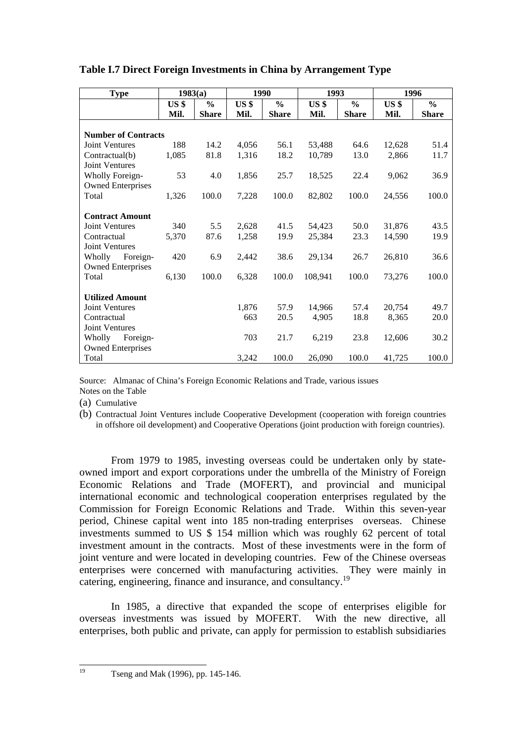**Table I.7 Direct Foreign Investments in China by Arrangement Type**

| Type | 1983(a) | | 1990 | | 1993 | | 1996 | |
|---|---|---|---|---|---|---|---|---|
| | US $ Mil. | % Share | US $ Mil. | % Share | US $ Mil. | % Share | US $ Mil. | % Share |
| **Number of Contracts** | | | | | | | | |
| Joint Ventures | 188 | 14.2 | 4,056 | 56.1 | 53,488 | 64.6 | 12,628 | 51.4 |
| Contractual(b) Joint Ventures | 1,085 | 81.8 | 1,316 | 18.2 | 10,789 | 13.0 | 2,866 | 11.7 |
| Wholly Foreign-Owned Enterprises | 53 | 4.0 | 1,856 | 25.7 | 18,525 | 22.4 | 9,062 | 36.9 |
| Total | 1,326 | 100.0 | 7,228 | 100.0 | 82,802 | 100.0 | 24,556 | 100.0 |
| **Contract Amount** | | | | | | | | |
| Joint Ventures | 340 | 5.5 | 2,628 | 41.5 | 54,423 | 50.0 | 31,876 | 43.5 |
| Contractual Joint Ventures | 5,370 | 87.6 | 1,258 | 19.9 | 25,384 | 23.3 | 14,590 | 19.9 |
| Wholly Foreign-Owned Enterprises | 420 | 6.9 | 2,442 | 38.6 | 29,134 | 26.7 | 26,810 | 36.6 |
| Total | 6,130 | 100.0 | 6,328 | 100.0 | 108,941 | 100.0 | 73,276 | 100.0 |
| **Utilized Amount** | | | | | | | | |
| Joint Ventures | | | 1,876 | 57.9 | 14,966 | 57.4 | 20,754 | 49.7 |
| Contractual Joint Ventures | | | 663 | 20.5 | 4,905 | 18.8 | 8,365 | 20.0 |
| Wholly Foreign-Owned Enterprises | | | 703 | 21.7 | 6,219 | 23.8 | 12,606 | 30.2 |
| Total | | | 3,242 | 100.0 | 26,090 | 100.0 | 41,725 | 100.0 |

Source: Almanac of China's Foreign Economic Relations and Trade, various issues

Notes on the Table

(a) Cumulative

(b) Contractual Joint Ventures include Cooperative Development (cooperation with foreign countries in offshore oil development) and Cooperative Operations (joint production with foreign countries).

From 1979 to 1985, investing overseas could be undertaken only by state-owned import and export corporations under the umbrella of the Ministry of Foreign Economic Relations and Trade (MOFERT), and provincial and municipal international economic and technological cooperation enterprises regulated by the Commission for Foreign Economic Relations and Trade. Within this seven-year period, Chinese capital went into 185 non-trading enterprises overseas. Chinese investments summed to US $ 154 million which was roughly 62 percent of total investment amount in the contracts. Most of these investments were in the form of joint venture and were located in developing countries. Few of the Chinese overseas enterprises were concerned with manufacturing activities. They were mainly in catering, engineering, finance and insurance, and consultancy.[19]

In 1985, a directive that expanded the scope of enterprises eligible for overseas investments was issued by MOFERT. With the new directive, all enterprises, both public and private, can apply for permission to establish subsidiaries

[19] Tseng and Mak (1996), pp. 145-146.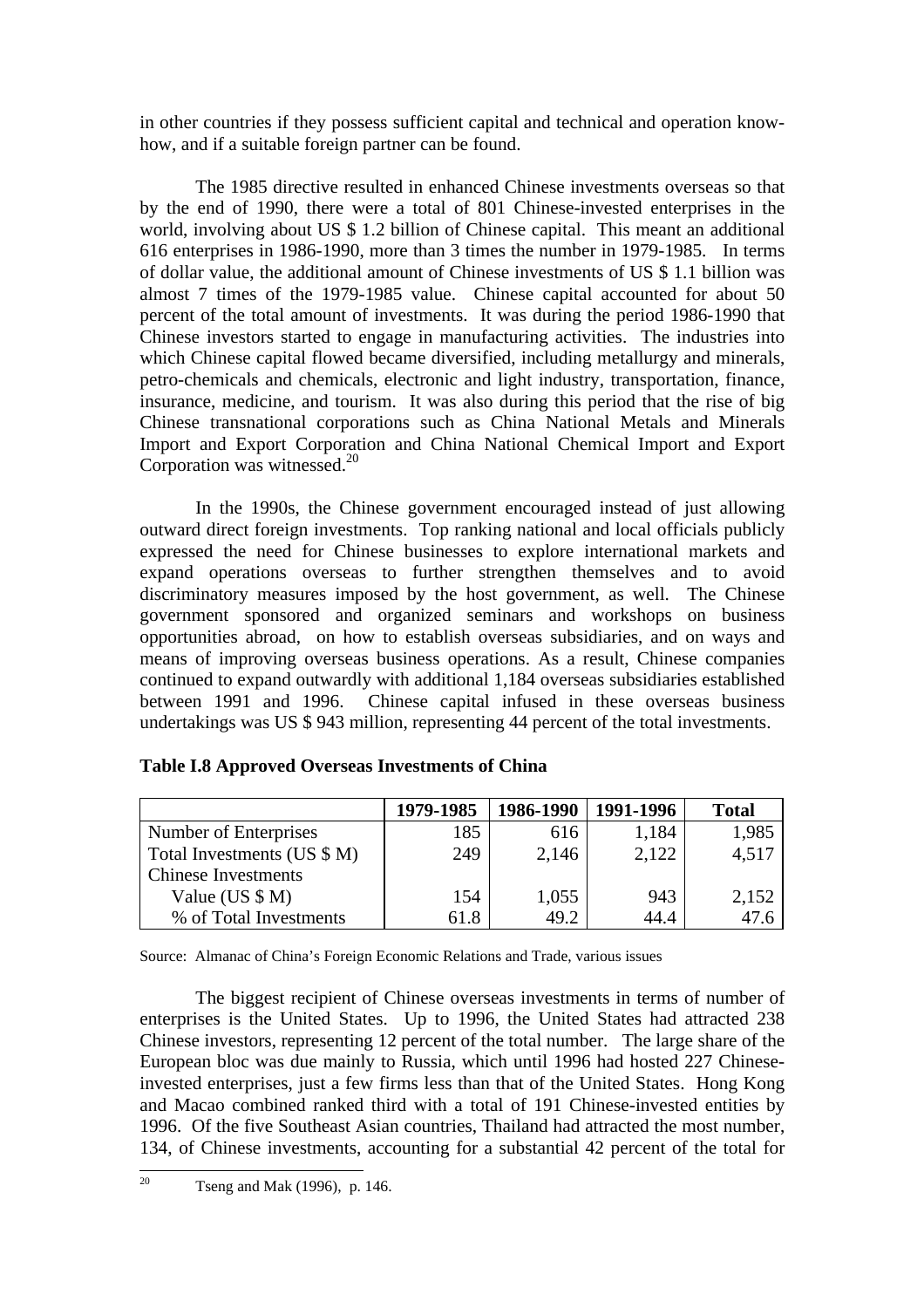in other countries if they possess sufficient capital and technical and operation know-how, and if a suitable foreign partner can be found.

The 1985 directive resulted in enhanced Chinese investments overseas so that by the end of 1990, there were a total of 801 Chinese-invested enterprises in the world, involving about US $ 1.2 billion of Chinese capital. This meant an additional 616 enterprises in 1986-1990, more than 3 times the number in 1979-1985. In terms of dollar value, the additional amount of Chinese investments of US $ 1.1 billion was almost 7 times of the 1979-1985 value. Chinese capital accounted for about 50 percent of the total amount of investments. It was during the period 1986-1990 that Chinese investors started to engage in manufacturing activities. The industries into which Chinese capital flowed became diversified, including metallurgy and minerals, petro-chemicals and chemicals, electronic and light industry, transportation, finance, insurance, medicine, and tourism. It was also during this period that the rise of big Chinese transnational corporations such as China National Metals and Minerals Import and Export Corporation and China National Chemical Import and Export Corporation was witnessed.[20]

In the 1990s, the Chinese government encouraged instead of just allowing outward direct foreign investments. Top ranking national and local officials publicly expressed the need for Chinese businesses to explore international markets and expand operations overseas to further strengthen themselves and to avoid discriminatory measures imposed by the host government, as well. The Chinese government sponsored and organized seminars and workshops on business opportunities abroad, on how to establish overseas subsidiaries, and on ways and means of improving overseas business operations. As a result, Chinese companies continued to expand outwardly with additional 1,184 overseas subsidiaries established between 1991 and 1996. Chinese capital infused in these overseas business undertakings was US $ 943 million, representing 44 percent of the total investments.

**Table I.8 Approved Overseas Investments of China**

| | 1979-1985 | 1986-1990 | 1991-1996 | Total |
|---|---|---|---|---|
| Number of Enterprises | 185 | 616 | 1,184 | 1,985 |
| Total Investments (US $ M) | 249 | 2,146 | 2,122 | 4,517 |
| Chinese Investments | | | | |
| Value (US $ M) | 154 | 1,055 | 943 | 2,152 |
| % of Total Investments | 61.8 | 49.2 | 44.4 | 47.6 |

Source: Almanac of China's Foreign Economic Relations and Trade, various issues

The biggest recipient of Chinese overseas investments in terms of number of enterprises is the United States. Up to 1996, the United States had attracted 238 Chinese investors, representing 12 percent of the total number. The large share of the European bloc was due mainly to Russia, which until 1996 had hosted 227 Chinese-invested enterprises, just a few firms less than that of the United States. Hong Kong and Macao combined ranked third with a total of 191 Chinese-invested entities by 1996. Of the five Southeast Asian countries, Thailand had attracted the most number, 134, of Chinese investments, accounting for a substantial 42 percent of the total for

[20] Tseng and Mak (1996), p. 146.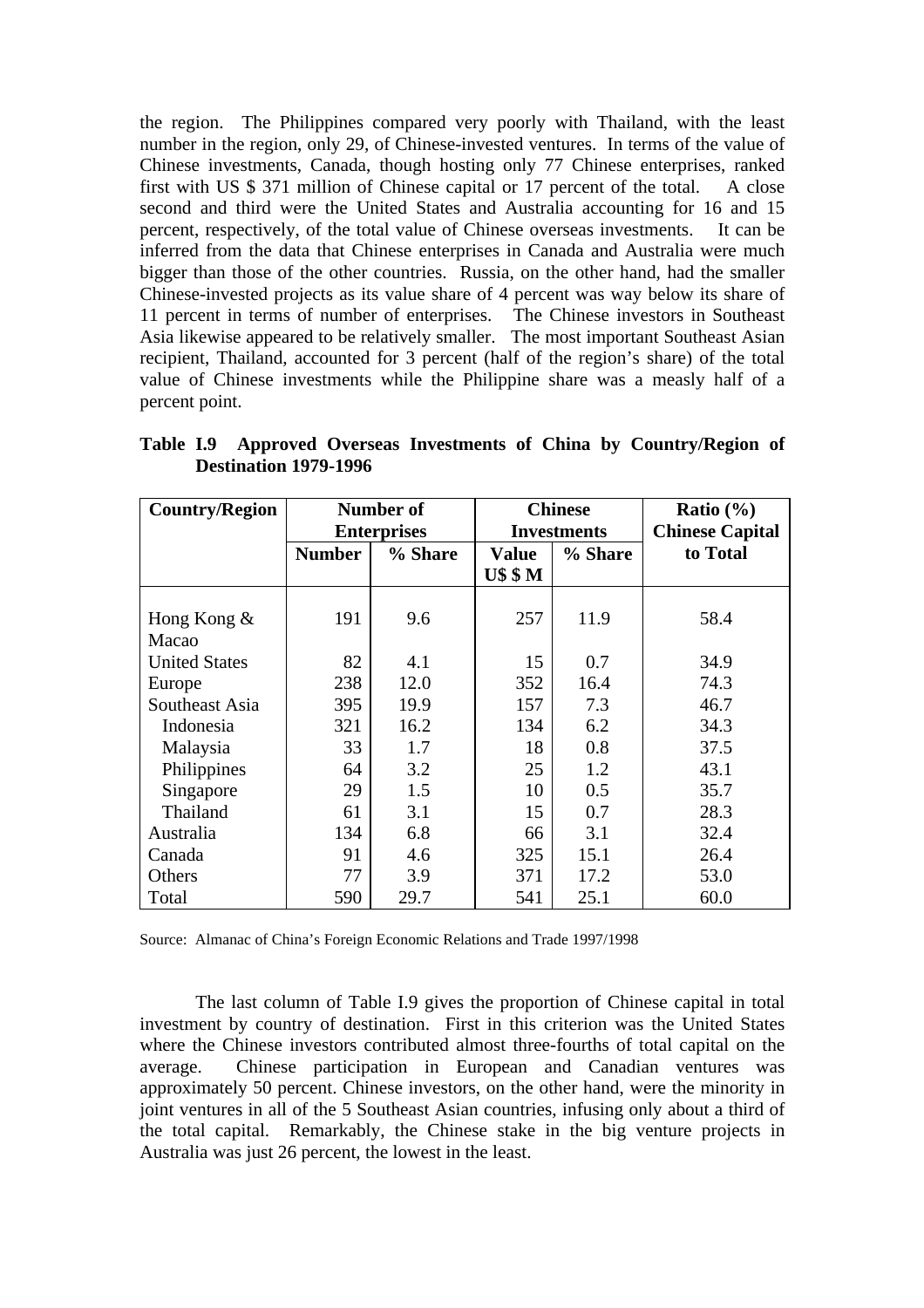the region. The Philippines compared very poorly with Thailand, with the least number in the region, only 29, of Chinese-invested ventures. In terms of the value of Chinese investments, Canada, though hosting only 77 Chinese enterprises, ranked first with US $ 371 million of Chinese capital or 17 percent of the total. A close second and third were the United States and Australia accounting for 16 and 15 percent, respectively, of the total value of Chinese overseas investments. It can be inferred from the data that Chinese enterprises in Canada and Australia were much bigger than those of the other countries. Russia, on the other hand, had the smaller Chinese-invested projects as its value share of 4 percent was way below its share of 11 percent in terms of number of enterprises. The Chinese investors in Southeast Asia likewise appeared to be relatively smaller. The most important Southeast Asian recipient, Thailand, accounted for 3 percent (half of the region's share) of the total value of Chinese investments while the Philippine share was a measly half of a percent point.

**Table I.9 Approved Overseas Investments of China by Country/Region of Destination 1979-1996**

| Country/Region | Number of Enterprises | | Chinese Investments | | Ratio (%) Chinese Capital to Total |
|---|---|---|---|---|---|
| | Number | % Share | Value U$ $ M | % Share | |
| Hong Kong & Macao | 191 | 9.6 | 257 | 11.9 | 58.4 |
| United States | 82 | 4.1 | 15 | 0.7 | 34.9 |
| Europe | 238 | 12.0 | 352 | 16.4 | 74.3 |
| Southeast Asia | 395 | 19.9 | 157 | 7.3 | 46.7 |
| Indonesia | 321 | 16.2 | 134 | 6.2 | 34.3 |
| Malaysia | 33 | 1.7 | 18 | 0.8 | 37.5 |
| Philippines | 64 | 3.2 | 25 | 1.2 | 43.1 |
| Singapore | 29 | 1.5 | 10 | 0.5 | 35.7 |
| Thailand | 61 | 3.1 | 15 | 0.7 | 28.3 |
| Australia | 134 | 6.8 | 66 | 3.1 | 32.4 |
| Canada | 91 | 4.6 | 325 | 15.1 | 26.4 |
| Others | 77 | 3.9 | 371 | 17.2 | 53.0 |
| Total | 590 | 29.7 | 541 | 25.1 | 60.0 |

Source: Almanac of China's Foreign Economic Relations and Trade 1997/1998

The last column of Table I.9 gives the proportion of Chinese capital in total investment by country of destination. First in this criterion was the United States where the Chinese investors contributed almost three-fourths of total capital on the average. Chinese participation in European and Canadian ventures was approximately 50 percent. Chinese investors, on the other hand, were the minority in joint ventures in all of the 5 Southeast Asian countries, infusing only about a third of the total capital. Remarkably, the Chinese stake in the big venture projects in Australia was just 26 percent, the lowest in the least.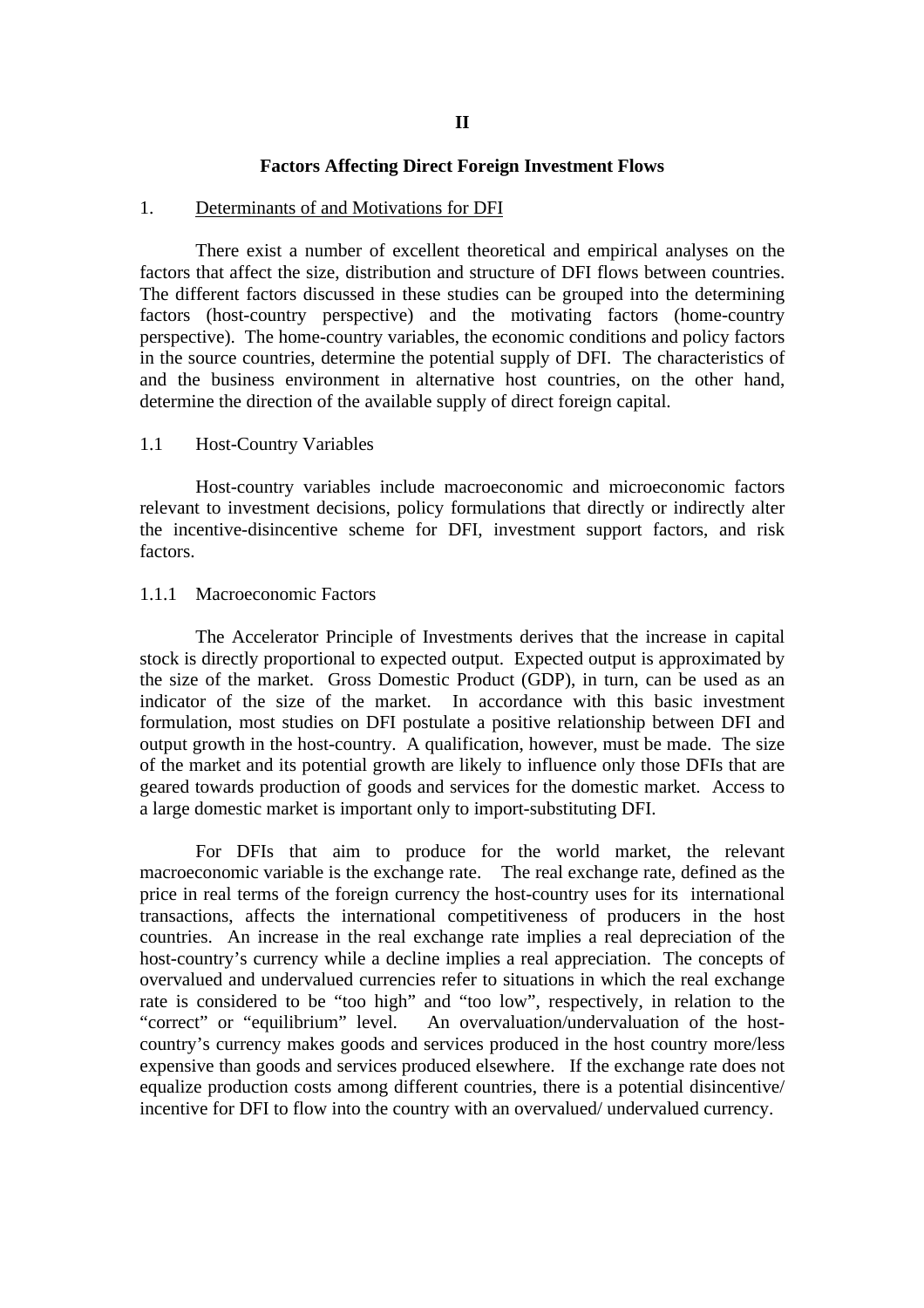# II

## Factors Affecting Direct Foreign Investment Flows

### 1. Determinants of and Motivations for DFI

There exist a number of excellent theoretical and empirical analyses on the factors that affect the size, distribution and structure of DFI flows between countries. The different factors discussed in these studies can be grouped into the determining factors (host-country perspective) and the motivating factors (home-country perspective). The home-country variables, the economic conditions and policy factors in the source countries, determine the potential supply of DFI. The characteristics of and the business environment in alternative host countries, on the other hand, determine the direction of the available supply of direct foreign capital.

### 1.1 Host-Country Variables

Host-country variables include macroeconomic and microeconomic factors relevant to investment decisions, policy formulations that directly or indirectly alter the incentive-disincentive scheme for DFI, investment support factors, and risk factors.

#### 1.1.1 Macroeconomic Factors

The Accelerator Principle of Investments derives that the increase in capital stock is directly proportional to expected output. Expected output is approximated by the size of the market. Gross Domestic Product (GDP), in turn, can be used as an indicator of the size of the market. In accordance with this basic investment formulation, most studies on DFI postulate a positive relationship between DFI and output growth in the host-country. A qualification, however, must be made. The size of the market and its potential growth are likely to influence only those DFIs that are geared towards production of goods and services for the domestic market. Access to a large domestic market is important only to import-substituting DFI.

For DFIs that aim to produce for the world market, the relevant macroeconomic variable is the exchange rate. The real exchange rate, defined as the price in real terms of the foreign currency the host-country uses for its international transactions, affects the international competitiveness of producers in the host countries. An increase in the real exchange rate implies a real depreciation of the host-country's currency while a decline implies a real appreciation. The concepts of overvalued and undervalued currencies refer to situations in which the real exchange rate is considered to be "too high" and "too low", respectively, in relation to the "correct" or "equilibrium" level. An overvaluation/undervaluation of the host-country's currency makes goods and services produced in the host country more/less expensive than goods and services produced elsewhere. If the exchange rate does not equalize production costs among different countries, there is a potential disincentive/ incentive for DFI to flow into the country with an overvalued/ undervalued currency.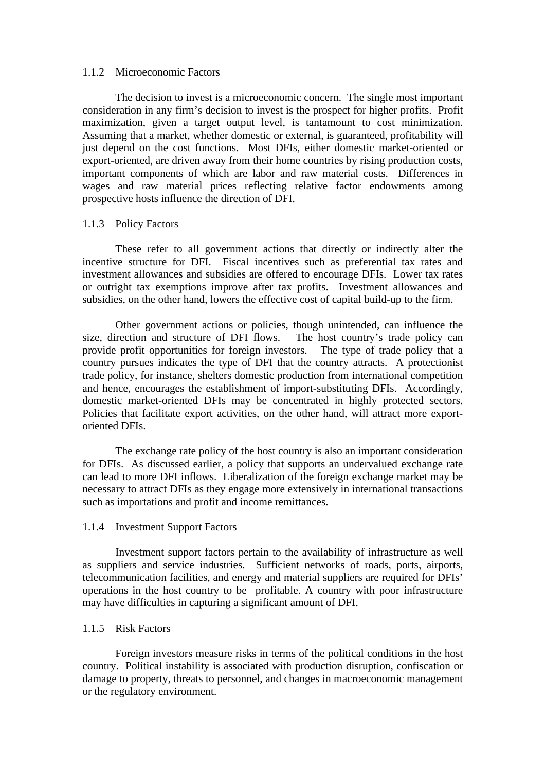### 1.1.2 Microeconomic Factors

The decision to invest is a microeconomic concern. The single most important consideration in any firm's decision to invest is the prospect for higher profits. Profit maximization, given a target output level, is tantamount to cost minimization. Assuming that a market, whether domestic or external, is guaranteed, profitability will just depend on the cost functions. Most DFIs, either domestic market-oriented or export-oriented, are driven away from their home countries by rising production costs, important components of which are labor and raw material costs. Differences in wages and raw material prices reflecting relative factor endowments among prospective hosts influence the direction of DFI.

### 1.1.3 Policy Factors

These refer to all government actions that directly or indirectly alter the incentive structure for DFI. Fiscal incentives such as preferential tax rates and investment allowances and subsidies are offered to encourage DFIs. Lower tax rates or outright tax exemptions improve after tax profits. Investment allowances and subsidies, on the other hand, lowers the effective cost of capital build-up to the firm.

Other government actions or policies, though unintended, can influence the size, direction and structure of DFI flows. The host country's trade policy can provide profit opportunities for foreign investors. The type of trade policy that a country pursues indicates the type of DFI that the country attracts. A protectionist trade policy, for instance, shelters domestic production from international competition and hence, encourages the establishment of import-substituting DFIs. Accordingly, domestic market-oriented DFIs may be concentrated in highly protected sectors. Policies that facilitate export activities, on the other hand, will attract more export-oriented DFIs.

The exchange rate policy of the host country is also an important consideration for DFIs. As discussed earlier, a policy that supports an undervalued exchange rate can lead to more DFI inflows. Liberalization of the foreign exchange market may be necessary to attract DFIs as they engage more extensively in international transactions such as importations and profit and income remittances.

### 1.1.4 Investment Support Factors

Investment support factors pertain to the availability of infrastructure as well as suppliers and service industries. Sufficient networks of roads, ports, airports, telecommunication facilities, and energy and material suppliers are required for DFIs' operations in the host country to be profitable. A country with poor infrastructure may have difficulties in capturing a significant amount of DFI.

### 1.1.5 Risk Factors

Foreign investors measure risks in terms of the political conditions in the host country. Political instability is associated with production disruption, confiscation or damage to property, threats to personnel, and changes in macroeconomic management or the regulatory environment.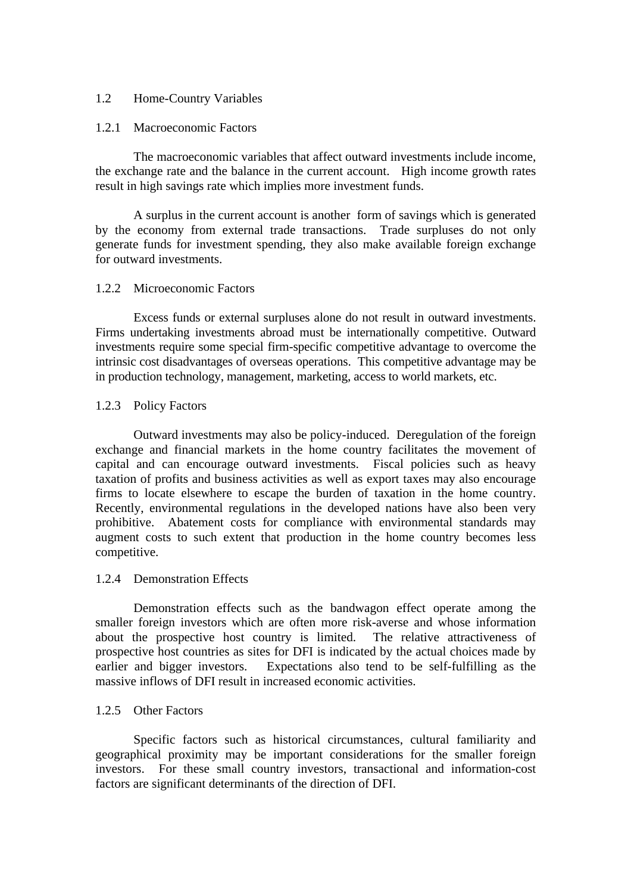## 1.2 Home-Country Variables

### 1.2.1 Macroeconomic Factors

The macroeconomic variables that affect outward investments include income, the exchange rate and the balance in the current account. High income growth rates result in high savings rate which implies more investment funds.

A surplus in the current account is another form of savings which is generated by the economy from external trade transactions. Trade surpluses do not only generate funds for investment spending, they also make available foreign exchange for outward investments.

### 1.2.2 Microeconomic Factors

Excess funds or external surpluses alone do not result in outward investments. Firms undertaking investments abroad must be internationally competitive. Outward investments require some special firm-specific competitive advantage to overcome the intrinsic cost disadvantages of overseas operations. This competitive advantage may be in production technology, management, marketing, access to world markets, etc.

### 1.2.3 Policy Factors

Outward investments may also be policy-induced. Deregulation of the foreign exchange and financial markets in the home country facilitates the movement of capital and can encourage outward investments. Fiscal policies such as heavy taxation of profits and business activities as well as export taxes may also encourage firms to locate elsewhere to escape the burden of taxation in the home country. Recently, environmental regulations in the developed nations have also been very prohibitive. Abatement costs for compliance with environmental standards may augment costs to such extent that production in the home country becomes less competitive.

### 1.2.4 Demonstration Effects

Demonstration effects such as the bandwagon effect operate among the smaller foreign investors which are often more risk-averse and whose information about the prospective host country is limited. The relative attractiveness of prospective host countries as sites for DFI is indicated by the actual choices made by earlier and bigger investors. Expectations also tend to be self-fulfilling as the massive inflows of DFI result in increased economic activities.

### 1.2.5 Other Factors

Specific factors such as historical circumstances, cultural familiarity and geographical proximity may be important considerations for the smaller foreign investors. For these small country investors, transactional and information-cost factors are significant determinants of the direction of DFI.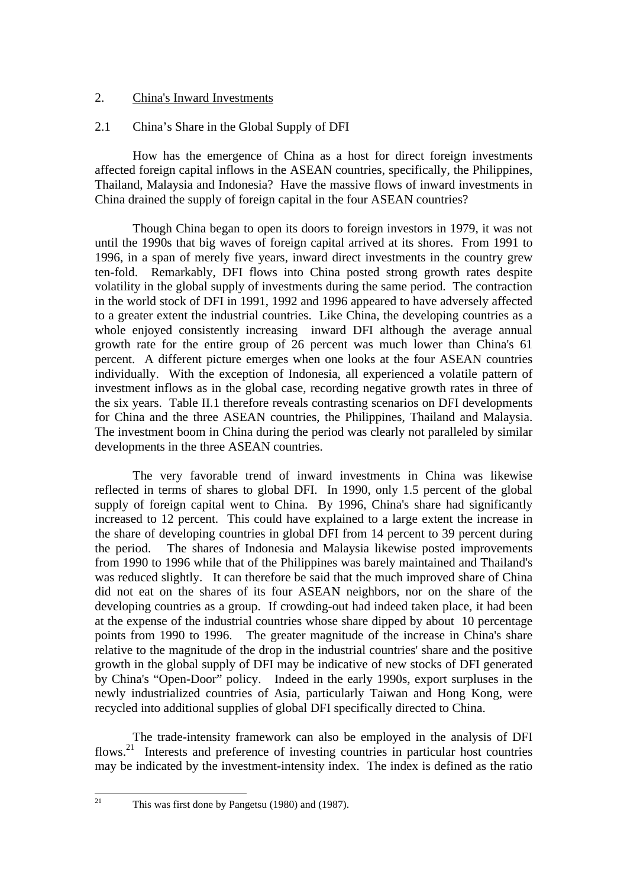## 2. China's Inward Investments

### 2.1 China's Share in the Global Supply of DFI

How has the emergence of China as a host for direct foreign investments affected foreign capital inflows in the ASEAN countries, specifically, the Philippines, Thailand, Malaysia and Indonesia? Have the massive flows of inward investments in China drained the supply of foreign capital in the four ASEAN countries?

Though China began to open its doors to foreign investors in 1979, it was not until the 1990s that big waves of foreign capital arrived at its shores. From 1991 to 1996, in a span of merely five years, inward direct investments in the country grew ten-fold. Remarkably, DFI flows into China posted strong growth rates despite volatility in the global supply of investments during the same period. The contraction in the world stock of DFI in 1991, 1992 and 1996 appeared to have adversely affected to a greater extent the industrial countries. Like China, the developing countries as a whole enjoyed consistently increasing inward DFI although the average annual growth rate for the entire group of 26 percent was much lower than China's 61 percent. A different picture emerges when one looks at the four ASEAN countries individually. With the exception of Indonesia, all experienced a volatile pattern of investment inflows as in the global case, recording negative growth rates in three of the six years. Table II.1 therefore reveals contrasting scenarios on DFI developments for China and the three ASEAN countries, the Philippines, Thailand and Malaysia. The investment boom in China during the period was clearly not paralleled by similar developments in the three ASEAN countries.

The very favorable trend of inward investments in China was likewise reflected in terms of shares to global DFI. In 1990, only 1.5 percent of the global supply of foreign capital went to China. By 1996, China's share had significantly increased to 12 percent. This could have explained to a large extent the increase in the share of developing countries in global DFI from 14 percent to 39 percent during the period. The shares of Indonesia and Malaysia likewise posted improvements from 1990 to 1996 while that of the Philippines was barely maintained and Thailand's was reduced slightly. It can therefore be said that the much improved share of China did not eat on the shares of its four ASEAN neighbors, nor on the share of the developing countries as a group. If crowding-out had indeed taken place, it had been at the expense of the industrial countries whose share dipped by about 10 percentage points from 1990 to 1996. The greater magnitude of the increase in China's share relative to the magnitude of the drop in the industrial countries' share and the positive growth in the global supply of DFI may be indicative of new stocks of DFI generated by China's "Open-Door" policy. Indeed in the early 1990s, export surpluses in the newly industrialized countries of Asia, particularly Taiwan and Hong Kong, were recycled into additional supplies of global DFI specifically directed to China.

The trade-intensity framework can also be employed in the analysis of DFI flows.[21] Interests and preference of investing countries in particular host countries may be indicated by the investment-intensity index. The index is defined as the ratio

---

[21] This was first done by Pangetsu (1980) and (1987).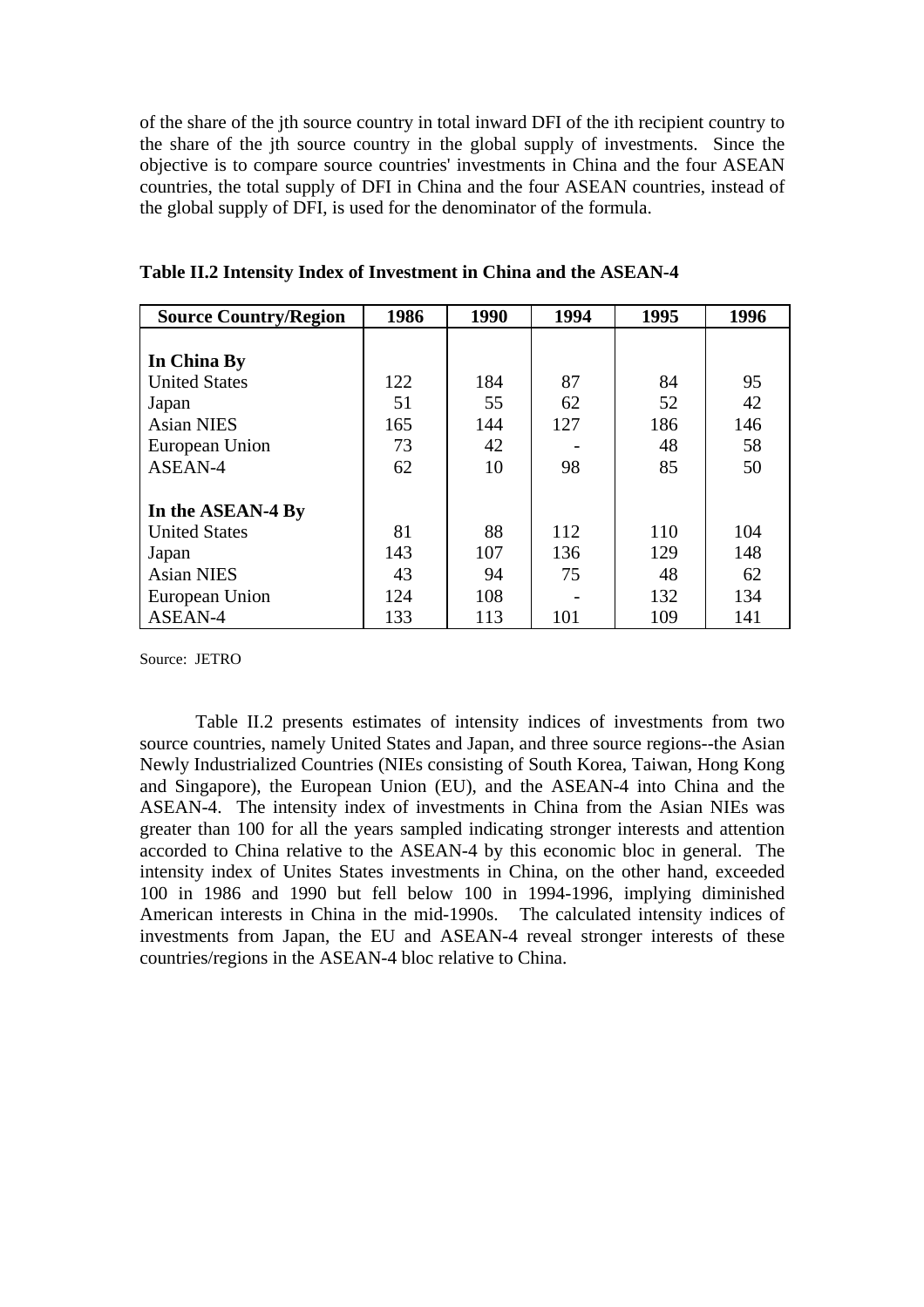of the share of the jth source country in total inward DFI of the ith recipient country to the share of the jth source country in the global supply of investments. Since the objective is to compare source countries' investments in China and the four ASEAN countries, the total supply of DFI in China and the four ASEAN countries, instead of the global supply of DFI, is used for the denominator of the formula.

**Table II.2 Intensity Index of Investment in China and the ASEAN-4**

| Source Country/Region | 1986 | 1990 | 1994 | 1995 | 1996 |
|---|---|---|---|---|---|
| **In China By** | | | | | |
| United States | 122 | 184 | 87 | 84 | 95 |
| Japan | 51 | 55 | 62 | 52 | 42 |
| Asian NIES | 165 | 144 | 127 | 186 | 146 |
| European Union | 73 | 42 | - | 48 | 58 |
| ASEAN-4 | 62 | 10 | 98 | 85 | 50 |
| **In the ASEAN-4 By** | | | | | |
| United States | 81 | 88 | 112 | 110 | 104 |
| Japan | 143 | 107 | 136 | 129 | 148 |
| Asian NIES | 43 | 94 | 75 | 48 | 62 |
| European Union | 124 | 108 | - | 132 | 134 |
| ASEAN-4 | 133 | 113 | 101 | 109 | 141 |

Source: JETRO

Table II.2 presents estimates of intensity indices of investments from two source countries, namely United States and Japan, and three source regions--the Asian Newly Industrialized Countries (NIEs consisting of South Korea, Taiwan, Hong Kong and Singapore), the European Union (EU), and the ASEAN-4 into China and the ASEAN-4. The intensity index of investments in China from the Asian NIEs was greater than 100 for all the years sampled indicating stronger interests and attention accorded to China relative to the ASEAN-4 by this economic bloc in general. The intensity index of Unites States investments in China, on the other hand, exceeded 100 in 1986 and 1990 but fell below 100 in 1994-1996, implying diminished American interests in China in the mid-1990s. The calculated intensity indices of investments from Japan, the EU and ASEAN-4 reveal stronger interests of these countries/regions in the ASEAN-4 bloc relative to China.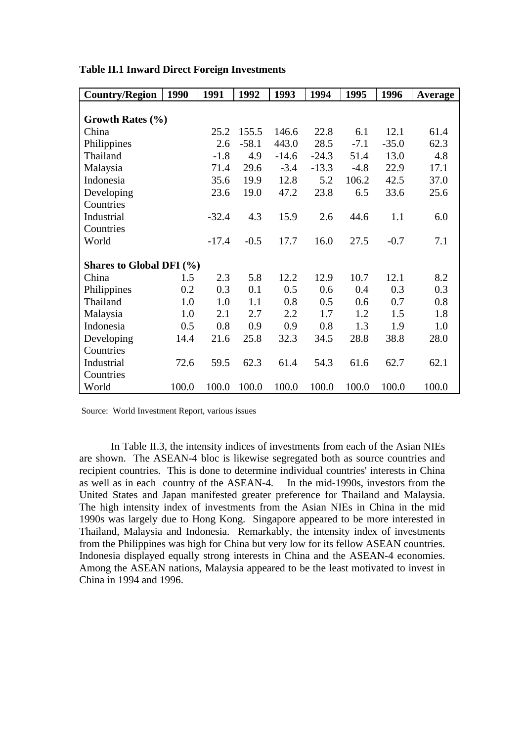**Table II.1 Inward Direct Foreign Investments**

| Country/Region | 1990 | 1991 | 1992 | 1993 | 1994 | 1995 | 1996 | Average |
|---|---|---|---|---|---|---|---|---|
| **Growth Rates (%)** | | | | | | | | |
| China | | 25.2 | 155.5 | 146.6 | 22.8 | 6.1 | 12.1 | 61.4 |
| Philippines | | 2.6 | -58.1 | 443.0 | 28.5 | -7.1 | -35.0 | 62.3 |
| Thailand | | -1.8 | 4.9 | -14.6 | -24.3 | 51.4 | 13.0 | 4.8 |
| Malaysia | | 71.4 | 29.6 | -3.4 | -13.3 | -4.8 | 22.9 | 17.1 |
| Indonesia | | 35.6 | 19.9 | 12.8 | 5.2 | 106.2 | 42.5 | 37.0 |
| Developing Countries | | 23.6 | 19.0 | 47.2 | 23.8 | 6.5 | 33.6 | 25.6 |
| Industrial Countries | | -32.4 | 4.3 | 15.9 | 2.6 | 44.6 | 1.1 | 6.0 |
| World | | -17.4 | -0.5 | 17.7 | 16.0 | 27.5 | -0.7 | 7.1 |
| **Shares to Global DFI (%)** | | | | | | | | |
| China | 1.5 | 2.3 | 5.8 | 12.2 | 12.9 | 10.7 | 12.1 | 8.2 |
| Philippines | 0.2 | 0.3 | 0.1 | 0.5 | 0.6 | 0.4 | 0.3 | 0.3 |
| Thailand | 1.0 | 1.0 | 1.1 | 0.8 | 0.5 | 0.6 | 0.7 | 0.8 |
| Malaysia | 1.0 | 2.1 | 2.7 | 2.2 | 1.7 | 1.2 | 1.5 | 1.8 |
| Indonesia | 0.5 | 0.8 | 0.9 | 0.9 | 0.8 | 1.3 | 1.9 | 1.0 |
| Developing Countries | 14.4 | 21.6 | 25.8 | 32.3 | 34.5 | 28.8 | 38.8 | 28.0 |
| Industrial Countries | 72.6 | 59.5 | 62.3 | 61.4 | 54.3 | 61.6 | 62.7 | 62.1 |
| World | 100.0 | 100.0 | 100.0 | 100.0 | 100.0 | 100.0 | 100.0 | 100.0 |

Source: World Investment Report, various issues

In Table II.3, the intensity indices of investments from each of the Asian NIEs are shown. The ASEAN-4 bloc is likewise segregated both as source countries and recipient countries. This is done to determine individual countries' interests in China as well as in each country of the ASEAN-4. In the mid-1990s, investors from the United States and Japan manifested greater preference for Thailand and Malaysia. The high intensity index of investments from the Asian NIEs in China in the mid 1990s was largely due to Hong Kong. Singapore appeared to be more interested in Thailand, Malaysia and Indonesia. Remarkably, the intensity index of investments from the Philippines was high for China but very low for its fellow ASEAN countries. Indonesia displayed equally strong interests in China and the ASEAN-4 economies. Among the ASEAN nations, Malaysia appeared to be the least motivated to invest in China in 1994 and 1996.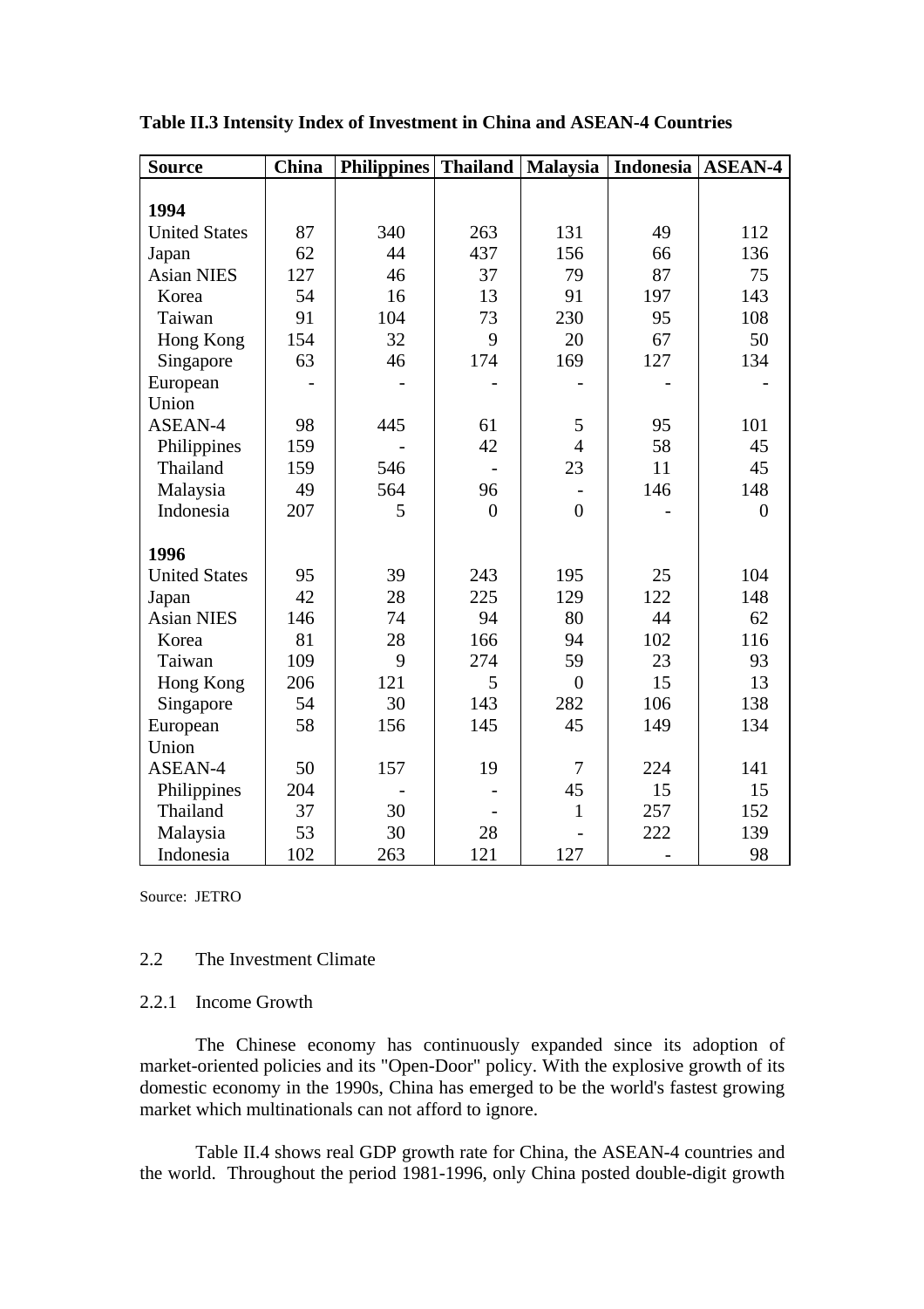**Table II.3 Intensity Index of Investment in China and ASEAN-4 Countries**

| Source | China | Philippines | Thailand | Malaysia | Indonesia | ASEAN-4 |
|---|---|---|---|---|---|---|
| **1994** | | | | | | |
| United States | 87 | 340 | 263 | 131 | 49 | 112 |
| Japan | 62 | 44 | 437 | 156 | 66 | 136 |
| Asian NIES | 127 | 46 | 37 | 79 | 87 | 75 |
| Korea | 54 | 16 | 13 | 91 | 197 | 143 |
| Taiwan | 91 | 104 | 73 | 230 | 95 | 108 |
| Hong Kong | 154 | 32 | 9 | 20 | 67 | 50 |
| Singapore | 63 | 46 | 174 | 169 | 127 | 134 |
| European Union | - | - | - | - | - | - |
| ASEAN-4 | 98 | 445 | 61 | 5 | 95 | 101 |
| Philippines | 159 | - | 42 | 4 | 58 | 45 |
| Thailand | 159 | 546 | - | 23 | 11 | 45 |
| Malaysia | 49 | 564 | 96 | - | 146 | 148 |
| Indonesia | 207 | 5 | 0 | 0 | - | 0 |
| **1996** | | | | | | |
| United States | 95 | 39 | 243 | 195 | 25 | 104 |
| Japan | 42 | 28 | 225 | 129 | 122 | 148 |
| Asian NIES | 146 | 74 | 94 | 80 | 44 | 62 |
| Korea | 81 | 28 | 166 | 94 | 102 | 116 |
| Taiwan | 109 | 9 | 274 | 59 | 23 | 93 |
| Hong Kong | 206 | 121 | 5 | 0 | 15 | 13 |
| Singapore | 54 | 30 | 143 | 282 | 106 | 138 |
| European Union | 58 | 156 | 145 | 45 | 149 | 134 |
| ASEAN-4 | 50 | 157 | 19 | 7 | 224 | 141 |
| Philippines | 204 | - | - | 45 | 15 | 15 |
| Thailand | 37 | 30 | - | 1 | 257 | 152 |
| Malaysia | 53 | 30 | 28 | - | 222 | 139 |
| Indonesia | 102 | 263 | 121 | 127 | - | 98 |

Source: JETRO

## 2.2 The Investment Climate

### 2.2.1 Income Growth

The Chinese economy has continuously expanded since its adoption of market-oriented policies and its "Open-Door" policy. With the explosive growth of its domestic economy in the 1990s, China has emerged to be the world's fastest growing market which multinationals can not afford to ignore.

Table II.4 shows real GDP growth rate for China, the ASEAN-4 countries and the world. Throughout the period 1981-1996, only China posted double-digit growth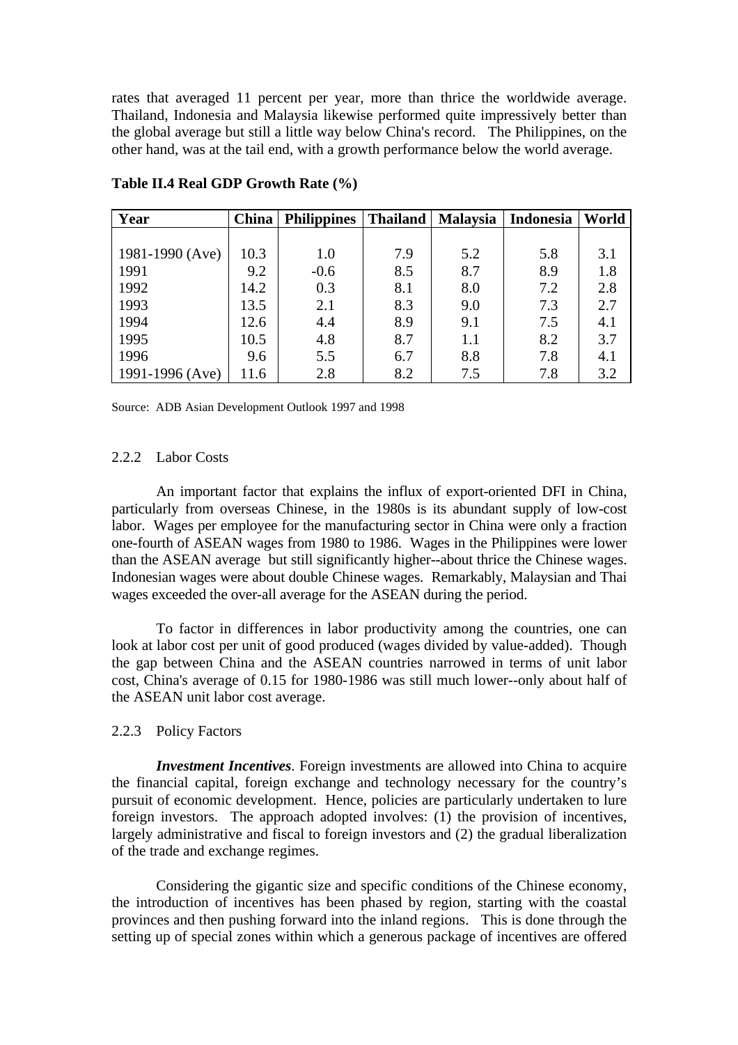rates that averaged 11 percent per year, more than thrice the worldwide average. Thailand, Indonesia and Malaysia likewise performed quite impressively better than the global average but still a little way below China's record. The Philippines, on the other hand, was at the tail end, with a growth performance below the world average.

**Table II.4 Real GDP Growth Rate (%)**

| Year | China | Philippines | Thailand | Malaysia | Indonesia | World |
|---|---|---|---|---|---|---|
| 1981-1990 (Ave) | 10.3 | 1.0 | 7.9 | 5.2 | 5.8 | 3.1 |
| 1991 | 9.2 | -0.6 | 8.5 | 8.7 | 8.9 | 1.8 |
| 1992 | 14.2 | 0.3 | 8.1 | 8.0 | 7.2 | 2.8 |
| 1993 | 13.5 | 2.1 | 8.3 | 9.0 | 7.3 | 2.7 |
| 1994 | 12.6 | 4.4 | 8.9 | 9.1 | 7.5 | 4.1 |
| 1995 | 10.5 | 4.8 | 8.7 | 1.1 | 8.2 | 3.7 |
| 1996 | 9.6 | 5.5 | 6.7 | 8.8 | 7.8 | 4.1 |
| 1991-1996 (Ave) | 11.6 | 2.8 | 8.2 | 7.5 | 7.8 | 3.2 |

Source: ADB Asian Development Outlook 1997 and 1998

### 2.2.2 Labor Costs

An important factor that explains the influx of export-oriented DFI in China, particularly from overseas Chinese, in the 1980s is its abundant supply of low-cost labor. Wages per employee for the manufacturing sector in China were only a fraction one-fourth of ASEAN wages from 1980 to 1986. Wages in the Philippines were lower than the ASEAN average but still significantly higher--about thrice the Chinese wages. Indonesian wages were about double Chinese wages. Remarkably, Malaysian and Thai wages exceeded the over-all average for the ASEAN during the period.

To factor in differences in labor productivity among the countries, one can look at labor cost per unit of good produced (wages divided by value-added). Though the gap between China and the ASEAN countries narrowed in terms of unit labor cost, China's average of 0.15 for 1980-1986 was still much lower--only about half of the ASEAN unit labor cost average.

### 2.2.3 Policy Factors

***Investment Incentives***. Foreign investments are allowed into China to acquire the financial capital, foreign exchange and technology necessary for the country's pursuit of economic development. Hence, policies are particularly undertaken to lure foreign investors. The approach adopted involves: (1) the provision of incentives, largely administrative and fiscal to foreign investors and (2) the gradual liberalization of the trade and exchange regimes.

Considering the gigantic size and specific conditions of the Chinese economy, the introduction of incentives has been phased by region, starting with the coastal provinces and then pushing forward into the inland regions. This is done through the setting up of special zones within which a generous package of incentives are offered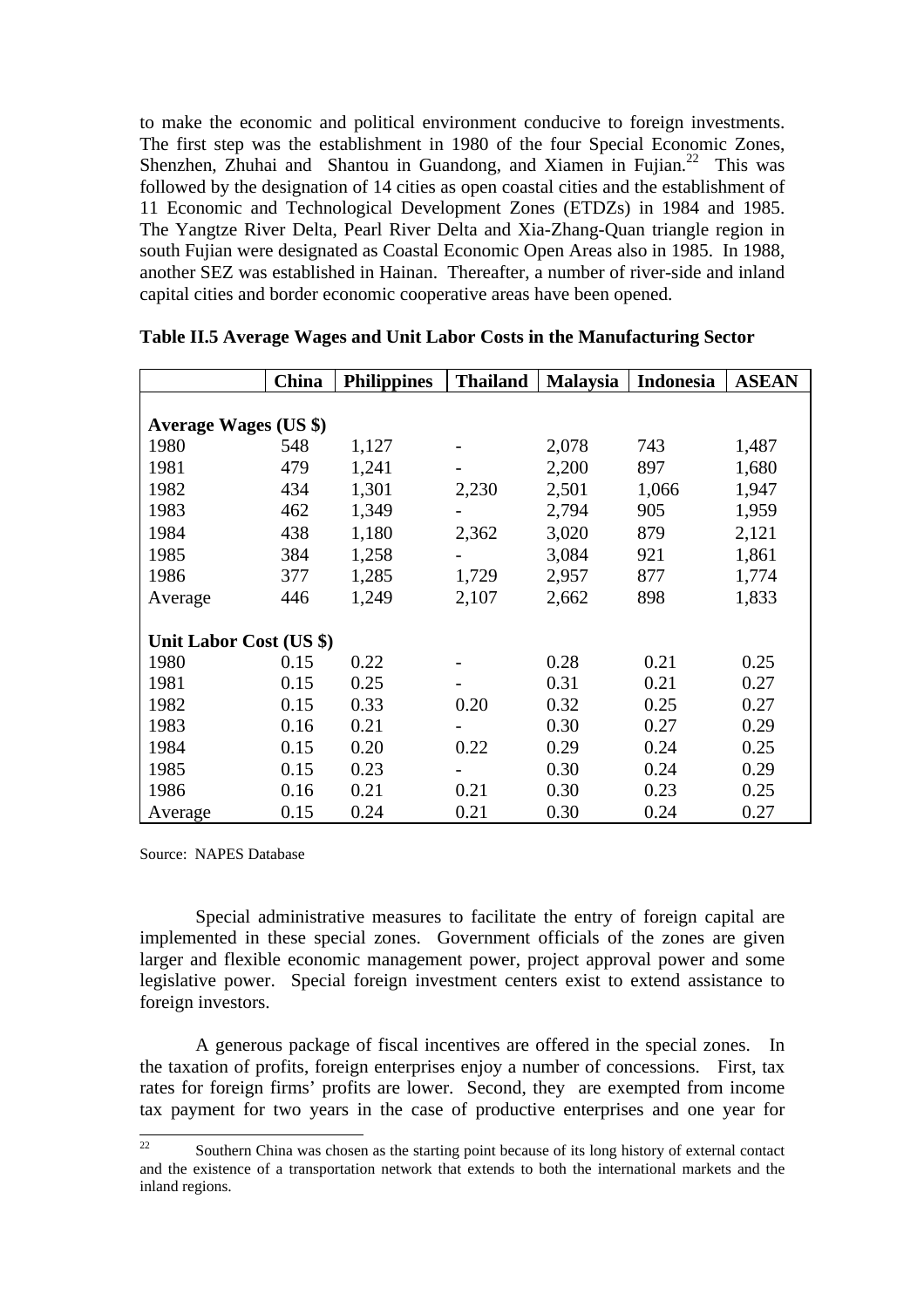to make the economic and political environment conducive to foreign investments. The first step was the establishment in 1980 of the four Special Economic Zones, Shenzhen, Zhuhai and Shantou in Guandong, and Xiamen in Fujian.[22] This was followed by the designation of 14 cities as open coastal cities and the establishment of 11 Economic and Technological Development Zones (ETDZs) in 1984 and 1985. The Yangtze River Delta, Pearl River Delta and Xia-Zhang-Quan triangle region in south Fujian were designated as Coastal Economic Open Areas also in 1985. In 1988, another SEZ was established in Hainan. Thereafter, a number of river-side and inland capital cities and border economic cooperative areas have been opened.

**Table II.5 Average Wages and Unit Labor Costs in the Manufacturing Sector**

| | China | Philippines | Thailand | Malaysia | Indonesia | ASEAN |
|---|---|---|---|---|---|---|
| **Average Wages (US $)** | | | | | | |
| 1980 | 548 | 1,127 | - | 2,078 | 743 | 1,487 |
| 1981 | 479 | 1,241 | - | 2,200 | 897 | 1,680 |
| 1982 | 434 | 1,301 | 2,230 | 2,501 | 1,066 | 1,947 |
| 1983 | 462 | 1,349 | - | 2,794 | 905 | 1,959 |
| 1984 | 438 | 1,180 | 2,362 | 3,020 | 879 | 2,121 |
| 1985 | 384 | 1,258 | - | 3,084 | 921 | 1,861 |
| 1986 | 377 | 1,285 | 1,729 | 2,957 | 877 | 1,774 |
| Average | 446 | 1,249 | 2,107 | 2,662 | 898 | 1,833 |
| **Unit Labor Cost (US $)** | | | | | | |
| 1980 | 0.15 | 0.22 | - | 0.28 | 0.21 | 0.25 |
| 1981 | 0.15 | 0.25 | - | 0.31 | 0.21 | 0.27 |
| 1982 | 0.15 | 0.33 | 0.20 | 0.32 | 0.25 | 0.27 |
| 1983 | 0.16 | 0.21 | - | 0.30 | 0.27 | 0.29 |
| 1984 | 0.15 | 0.20 | 0.22 | 0.29 | 0.24 | 0.25 |
| 1985 | 0.15 | 0.23 | - | 0.30 | 0.24 | 0.29 |
| 1986 | 0.16 | 0.21 | 0.21 | 0.30 | 0.23 | 0.25 |
| Average | 0.15 | 0.24 | 0.21 | 0.30 | 0.24 | 0.27 |

Source: NAPES Database

Special administrative measures to facilitate the entry of foreign capital are implemented in these special zones. Government officials of the zones are given larger and flexible economic management power, project approval power and some legislative power. Special foreign investment centers exist to extend assistance to foreign investors.

A generous package of fiscal incentives are offered in the special zones. In the taxation of profits, foreign enterprises enjoy a number of concessions. First, tax rates for foreign firms' profits are lower. Second, they are exempted from income tax payment for two years in the case of productive enterprises and one year for

[22] Southern China was chosen as the starting point because of its long history of external contact and the existence of a transportation network that extends to both the international markets and the inland regions.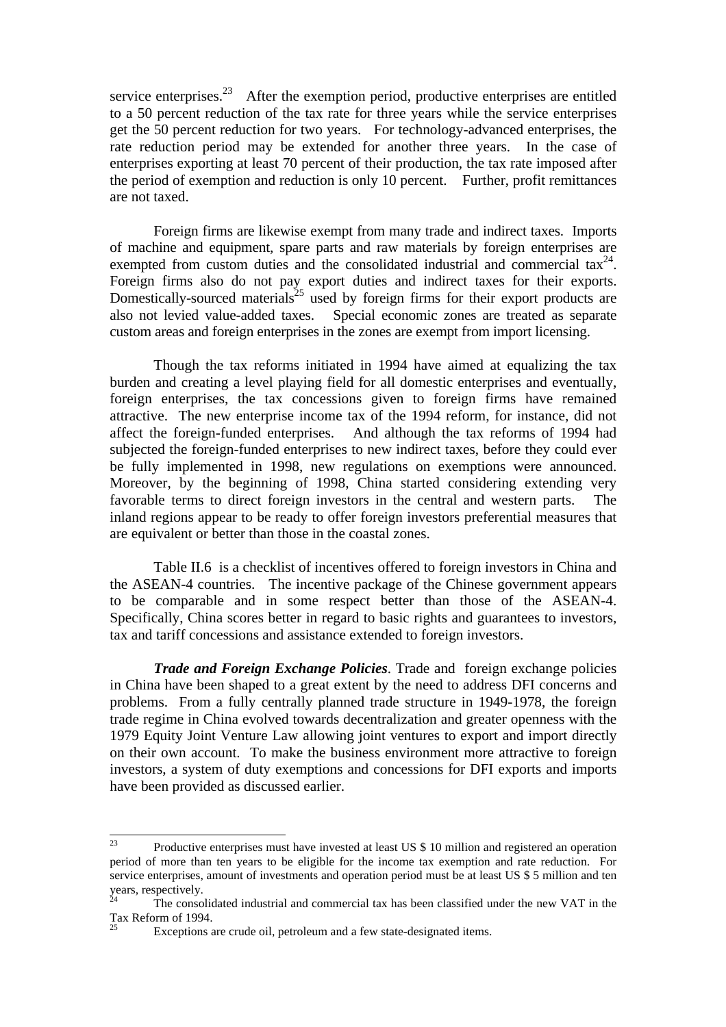service enterprises.[23] After the exemption period, productive enterprises are entitled to a 50 percent reduction of the tax rate for three years while the service enterprises get the 50 percent reduction for two years. For technology-advanced enterprises, the rate reduction period may be extended for another three years. In the case of enterprises exporting at least 70 percent of their production, the tax rate imposed after the period of exemption and reduction is only 10 percent. Further, profit remittances are not taxed.

Foreign firms are likewise exempt from many trade and indirect taxes. Imports of machine and equipment, spare parts and raw materials by foreign enterprises are exempted from custom duties and the consolidated industrial and commercial tax[24]. Foreign firms also do not pay export duties and indirect taxes for their exports. Domestically-sourced materials[25] used by foreign firms for their export products are also not levied value-added taxes. Special economic zones are treated as separate custom areas and foreign enterprises in the zones are exempt from import licensing.

Though the tax reforms initiated in 1994 have aimed at equalizing the tax burden and creating a level playing field for all domestic enterprises and eventually, foreign enterprises, the tax concessions given to foreign firms have remained attractive. The new enterprise income tax of the 1994 reform, for instance, did not affect the foreign-funded enterprises. And although the tax reforms of 1994 had subjected the foreign-funded enterprises to new indirect taxes, before they could ever be fully implemented in 1998, new regulations on exemptions were announced. Moreover, by the beginning of 1998, China started considering extending very favorable terms to direct foreign investors in the central and western parts. The inland regions appear to be ready to offer foreign investors preferential measures that are equivalent or better than those in the coastal zones.

Table II.6 is a checklist of incentives offered to foreign investors in China and the ASEAN-4 countries. The incentive package of the Chinese government appears to be comparable and in some respect better than those of the ASEAN-4. Specifically, China scores better in regard to basic rights and guarantees to investors, tax and tariff concessions and assistance extended to foreign investors.

***Trade and Foreign Exchange Policies***. Trade and foreign exchange policies in China have been shaped to a great extent by the need to address DFI concerns and problems. From a fully centrally planned trade structure in 1949-1978, the foreign trade regime in China evolved towards decentralization and greater openness with the 1979 Equity Joint Venture Law allowing joint ventures to export and import directly on their own account. To make the business environment more attractive to foreign investors, a system of duty exemptions and concessions for DFI exports and imports have been provided as discussed earlier.

---

[23] Productive enterprises must have invested at least US $ 10 million and registered an operation period of more than ten years to be eligible for the income tax exemption and rate reduction. For service enterprises, amount of investments and operation period must be at least US $ 5 million and ten years, respectively.

[24] The consolidated industrial and commercial tax has been classified under the new VAT in the Tax Reform of 1994.

[25] Exceptions are crude oil, petroleum and a few state-designated items.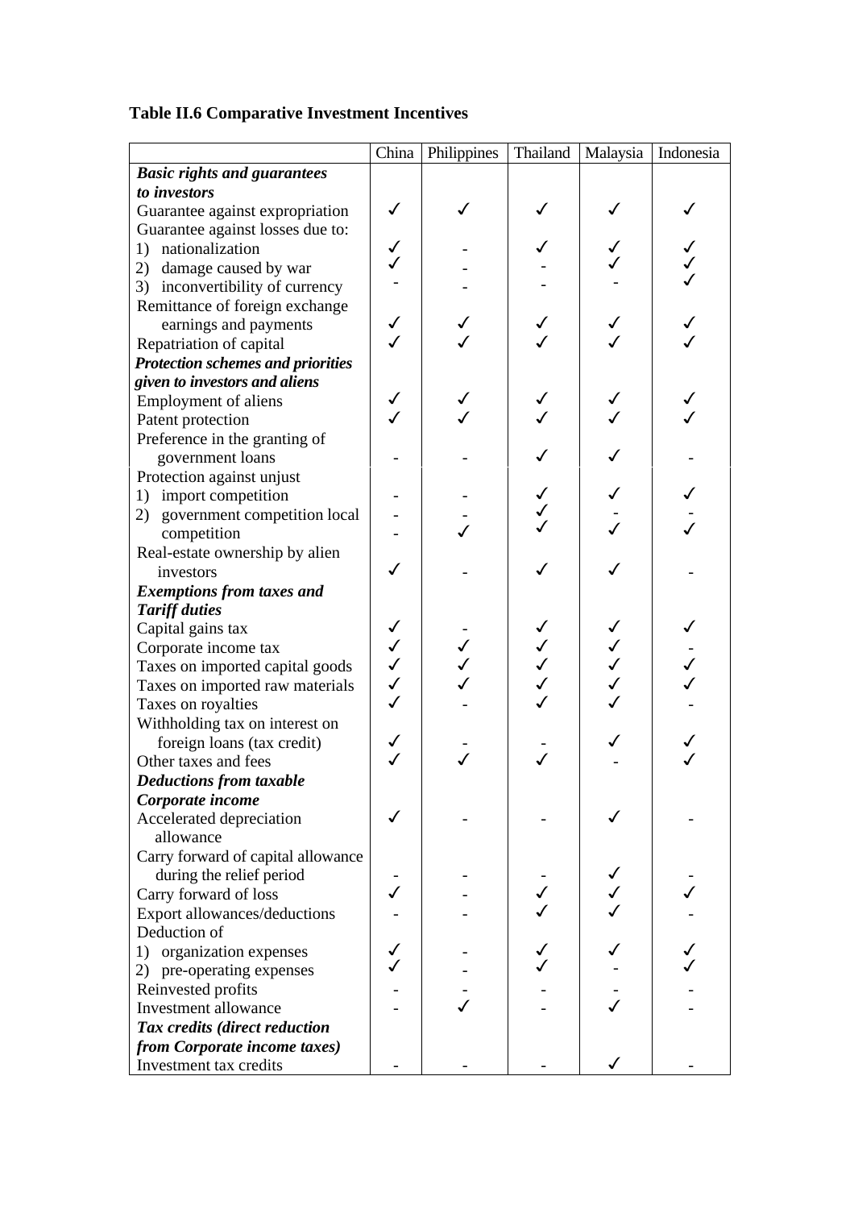**Table II.6 Comparative Investment Incentives**

| | China | Philippines | Thailand | Malaysia | Indonesia |
|---|---|---|---|---|---|
| ***Basic rights and guarantees to investors*** | | | | | |
| Guarantee against expropriation | ✓ | ✓ | ✓ | ✓ | ✓ |
| Guarantee against losses due to: | | | | | |
| 1) nationalization | ✓ | - | ✓ | ✓ | ✓ |
| 2) damage caused by war | ✓ | - | - | ✓ | ✓ |
| 3) inconvertibility of currency | - | - | - | - | ✓ |
| Remittance of foreign exchange earnings and payments | ✓ | ✓ | ✓ | ✓ | ✓ |
| Repatriation of capital | ✓ | ✓ | ✓ | ✓ | ✓ |
| ***Protection schemes and priorities given to investors and aliens*** | | | | | |
| Employment of aliens | ✓ | ✓ | ✓ | ✓ | ✓ |
| Patent protection | ✓ | ✓ | ✓ | ✓ | ✓ |
| Preference in the granting of government loans | - | - | ✓ | ✓ | - |
| Protection against unjust | | | | | |
| 1) import competition | - | - | ✓ | ✓ | ✓ |
| 2) government competition local | - | - | ✓ | - | - |
| competition | - | ✓ | ✓ | ✓ | ✓ |
| Real-estate ownership by alien investors | ✓ | - | ✓ | ✓ | - |
| ***Exemptions from taxes and Tariff duties*** | | | | | |
| Capital gains tax | ✓ | - | ✓ | ✓ | ✓ |
| Corporate income tax | ✓ | ✓ | ✓ | ✓ | - |
| Taxes on imported capital goods | ✓ | ✓ | ✓ | ✓ | ✓ |
| Taxes on imported raw materials | ✓ | ✓ | ✓ | ✓ | ✓ |
| Taxes on royalties | ✓ | - | ✓ | ✓ | - |
| Withholding tax on interest on foreign loans (tax credit) | ✓ | - | - | ✓ | ✓ |
| Other taxes and fees | ✓ | ✓ | ✓ | - | ✓ |
| ***Deductions from taxable Corporate income*** | | | | | |
| Accelerated depreciation allowance | ✓ | - | - | ✓ | - |
| Carry forward of capital allowance during the relief period | - | - | - | ✓ | - |
| Carry forward of loss | ✓ | - | ✓ | ✓ | ✓ |
| Export allowances/deductions | - | - | ✓ | ✓ | - |
| Deduction of | | | | | |
| 1) organization expenses | ✓ | - | ✓ | ✓ | ✓ |
| 2) pre-operating expenses | ✓ | - | ✓ | - | ✓ |
| Reinvested profits | - | - | - | - | - |
| Investment allowance | - | ✓ | - | ✓ | - |
| ***Tax credits (direct reduction from Corporate income taxes)*** | | | | | |
| Investment tax credits | - | - | - | ✓ | - |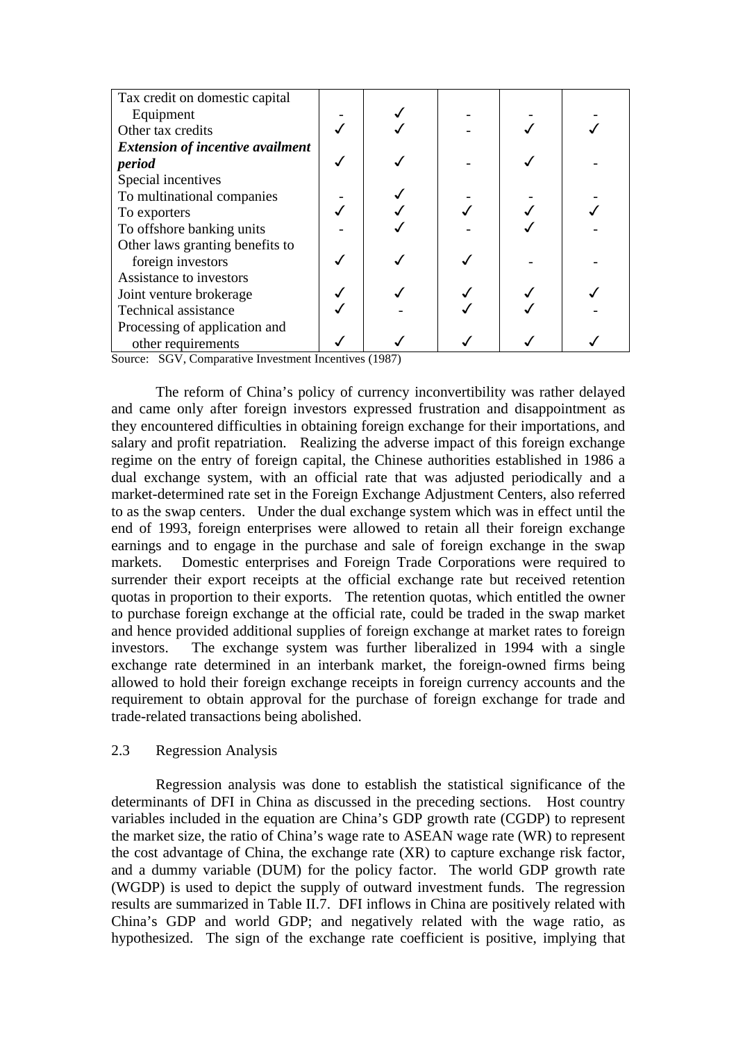| | | | | | |
|---|---|---|---|---|---|
| Tax credit on domestic capital Equipment | - | ✓ | - | - | - |
| Other tax credits | ✓ | ✓ | - | ✓ | ✓ |
| ***Extension of incentive availment period*** | ✓ | ✓ | - | ✓ | - |
| Special incentives | | | | | |
| To multinational companies | - | ✓ | - | - | - |
| To exporters | ✓ | ✓ | ✓ | ✓ | ✓ |
| To offshore banking units | - | ✓ | - | ✓ | - |
| Other laws granting benefits to foreign investors | ✓ | ✓ | ✓ | - | - |
| Assistance to investors | | | | | |
| Joint venture brokerage | ✓ | ✓ | ✓ | ✓ | ✓ |
| Technical assistance | ✓ | - | ✓ | ✓ | - |
| Processing of application and other requirements | ✓ | ✓ | ✓ | ✓ | ✓ |

Source: SGV, Comparative Investment Incentives (1987)

The reform of China's policy of currency inconvertibility was rather delayed and came only after foreign investors expressed frustration and disappointment as they encountered difficulties in obtaining foreign exchange for their importations, and salary and profit repatriation. Realizing the adverse impact of this foreign exchange regime on the entry of foreign capital, the Chinese authorities established in 1986 a dual exchange system, with an official rate that was adjusted periodically and a market-determined rate set in the Foreign Exchange Adjustment Centers, also referred to as the swap centers. Under the dual exchange system which was in effect until the end of 1993, foreign enterprises were allowed to retain all their foreign exchange earnings and to engage in the purchase and sale of foreign exchange in the swap markets. Domestic enterprises and Foreign Trade Corporations were required to surrender their export receipts at the official exchange rate but received retention quotas in proportion to their exports. The retention quotas, which entitled the owner to purchase foreign exchange at the official rate, could be traded in the swap market and hence provided additional supplies of foreign exchange at market rates to foreign investors. The exchange system was further liberalized in 1994 with a single exchange rate determined in an interbank market, the foreign-owned firms being allowed to hold their foreign exchange receipts in foreign currency accounts and the requirement to obtain approval for the purchase of foreign exchange for trade and trade-related transactions being abolished.

### 2.3 Regression Analysis

Regression analysis was done to establish the statistical significance of the determinants of DFI in China as discussed in the preceding sections. Host country variables included in the equation are China's GDP growth rate (CGDP) to represent the market size, the ratio of China's wage rate to ASEAN wage rate (WR) to represent the cost advantage of China, the exchange rate (XR) to capture exchange risk factor, and a dummy variable (DUM) for the policy factor. The world GDP growth rate (WGDP) is used to depict the supply of outward investment funds. The regression results are summarized in Table II.7. DFI inflows in China are positively related with China's GDP and world GDP; and negatively related with the wage ratio, as hypothesized. The sign of the exchange rate coefficient is positive, implying that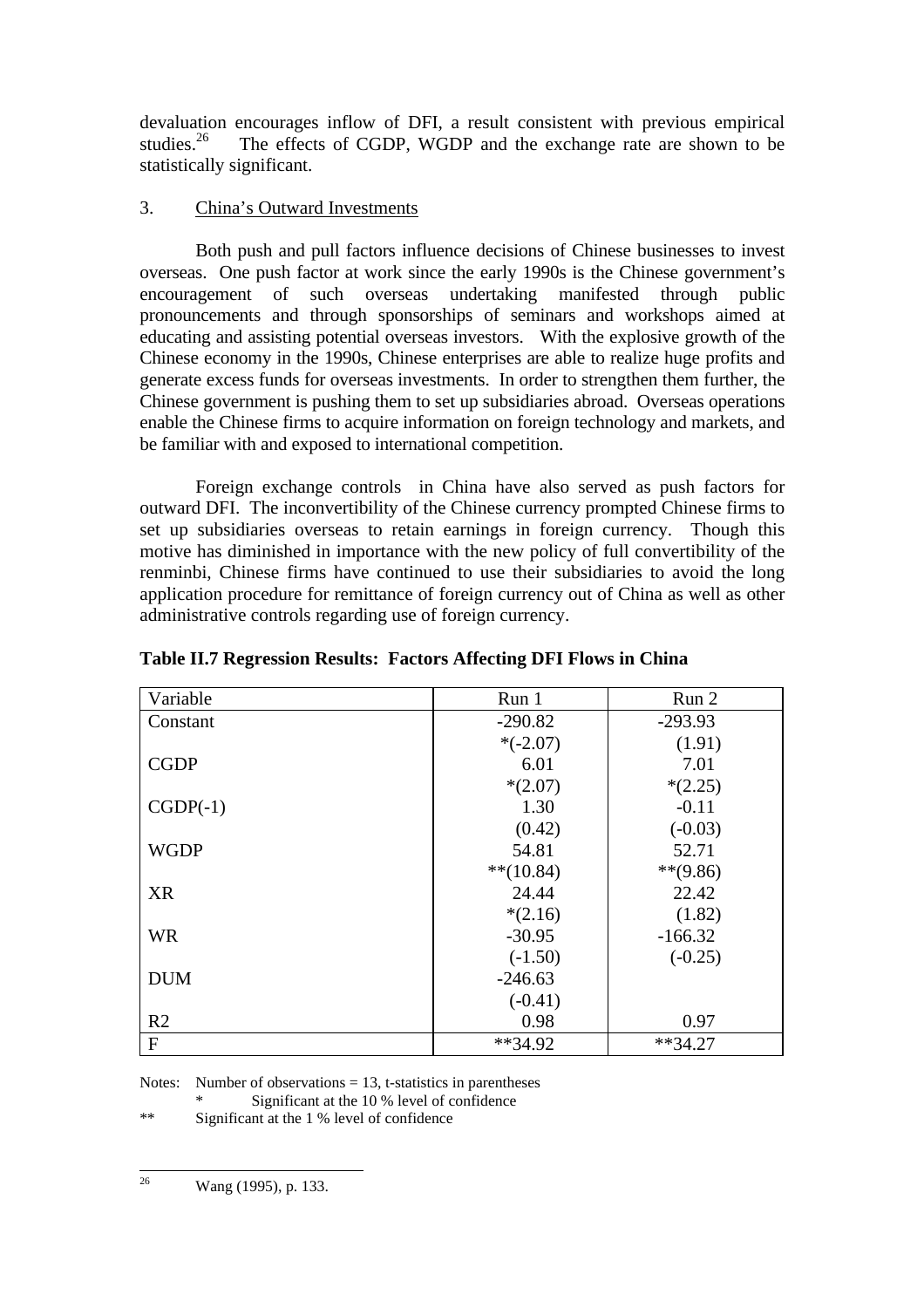devaluation encourages inflow of DFI, a result consistent with previous empirical studies.[26] The effects of CGDP, WGDP and the exchange rate are shown to be statistically significant.

3. China's Outward Investments

Both push and pull factors influence decisions of Chinese businesses to invest overseas. One push factor at work since the early 1990s is the Chinese government's encouragement of such overseas undertaking manifested through public pronouncements and through sponsorships of seminars and workshops aimed at educating and assisting potential overseas investors. With the explosive growth of the Chinese economy in the 1990s, Chinese enterprises are able to realize huge profits and generate excess funds for overseas investments. In order to strengthen them further, the Chinese government is pushing them to set up subsidiaries abroad. Overseas operations enable the Chinese firms to acquire information on foreign technology and markets, and be familiar with and exposed to international competition.

Foreign exchange controls in China have also served as push factors for outward DFI. The inconvertibility of the Chinese currency prompted Chinese firms to set up subsidiaries overseas to retain earnings in foreign currency. Though this motive has diminished in importance with the new policy of full convertibility of the renminbi, Chinese firms have continued to use their subsidiaries to avoid the long application procedure for remittance of foreign currency out of China as well as other administrative controls regarding use of foreign currency.

**Table II.7 Regression Results: Factors Affecting DFI Flows in China**

| Variable | Run 1 | Run 2 |
|---|---|---|
| Constant | -290.82 | -293.93 |
| | *(-2.07) | (1.91) |
| CGDP | 6.01 | 7.01 |
| | *(2.07) | *(2.25) |
| CGDP(-1) | 1.30 | -0.11 |
| | (0.42) | (-0.03) |
| WGDP | 54.81 | 52.71 |
| | **(10.84) | **(9.86) |
| XR | 24.44 | 22.42 |
| | *(2.16) | (1.82) |
| WR | -30.95 | -166.32 |
| | (-1.50) | (-0.25) |
| DUM | -246.63 | |
| | (-0.41) | |
| R2 | 0.98 | 0.97 |
| F | **34.92 | **34.27 |

Notes: Number of observations = 13, t-statistics in parentheses
\* Significant at the 10 % level of confidence
\*\* Significant at the 1 % level of confidence

[26] Wang (1995), p. 133.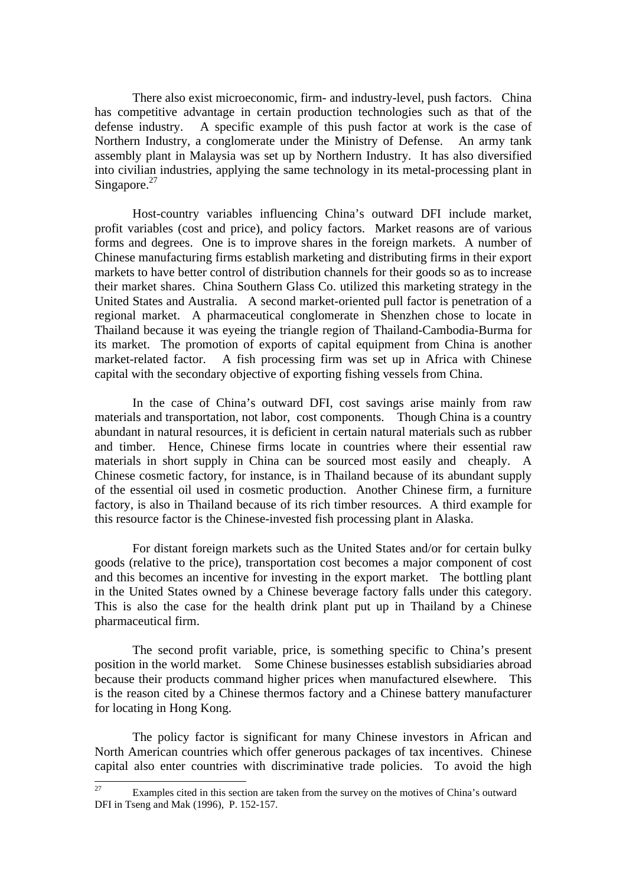There also exist microeconomic, firm- and industry-level, push factors. China has competitive advantage in certain production technologies such as that of the defense industry. A specific example of this push factor at work is the case of Northern Industry, a conglomerate under the Ministry of Defense. An army tank assembly plant in Malaysia was set up by Northern Industry. It has also diversified into civilian industries, applying the same technology in its metal-processing plant in Singapore.[27]

Host-country variables influencing China's outward DFI include market, profit variables (cost and price), and policy factors. Market reasons are of various forms and degrees. One is to improve shares in the foreign markets. A number of Chinese manufacturing firms establish marketing and distributing firms in their export markets to have better control of distribution channels for their goods so as to increase their market shares. China Southern Glass Co. utilized this marketing strategy in the United States and Australia. A second market-oriented pull factor is penetration of a regional market. A pharmaceutical conglomerate in Shenzhen chose to locate in Thailand because it was eyeing the triangle region of Thailand-Cambodia-Burma for its market. The promotion of exports of capital equipment from China is another market-related factor. A fish processing firm was set up in Africa with Chinese capital with the secondary objective of exporting fishing vessels from China.

In the case of China's outward DFI, cost savings arise mainly from raw materials and transportation, not labor, cost components. Though China is a country abundant in natural resources, it is deficient in certain natural materials such as rubber and timber. Hence, Chinese firms locate in countries where their essential raw materials in short supply in China can be sourced most easily and cheaply. A Chinese cosmetic factory, for instance, is in Thailand because of its abundant supply of the essential oil used in cosmetic production. Another Chinese firm, a furniture factory, is also in Thailand because of its rich timber resources. A third example for this resource factor is the Chinese-invested fish processing plant in Alaska.

For distant foreign markets such as the United States and/or for certain bulky goods (relative to the price), transportation cost becomes a major component of cost and this becomes an incentive for investing in the export market. The bottling plant in the United States owned by a Chinese beverage factory falls under this category. This is also the case for the health drink plant put up in Thailand by a Chinese pharmaceutical firm.

The second profit variable, price, is something specific to China's present position in the world market. Some Chinese businesses establish subsidiaries abroad because their products command higher prices when manufactured elsewhere. This is the reason cited by a Chinese thermos factory and a Chinese battery manufacturer for locating in Hong Kong.

The policy factor is significant for many Chinese investors in African and North American countries which offer generous packages of tax incentives. Chinese capital also enter countries with discriminative trade policies. To avoid the high

[27] Examples cited in this section are taken from the survey on the motives of China's outward DFI in Tseng and Mak (1996), P. 152-157.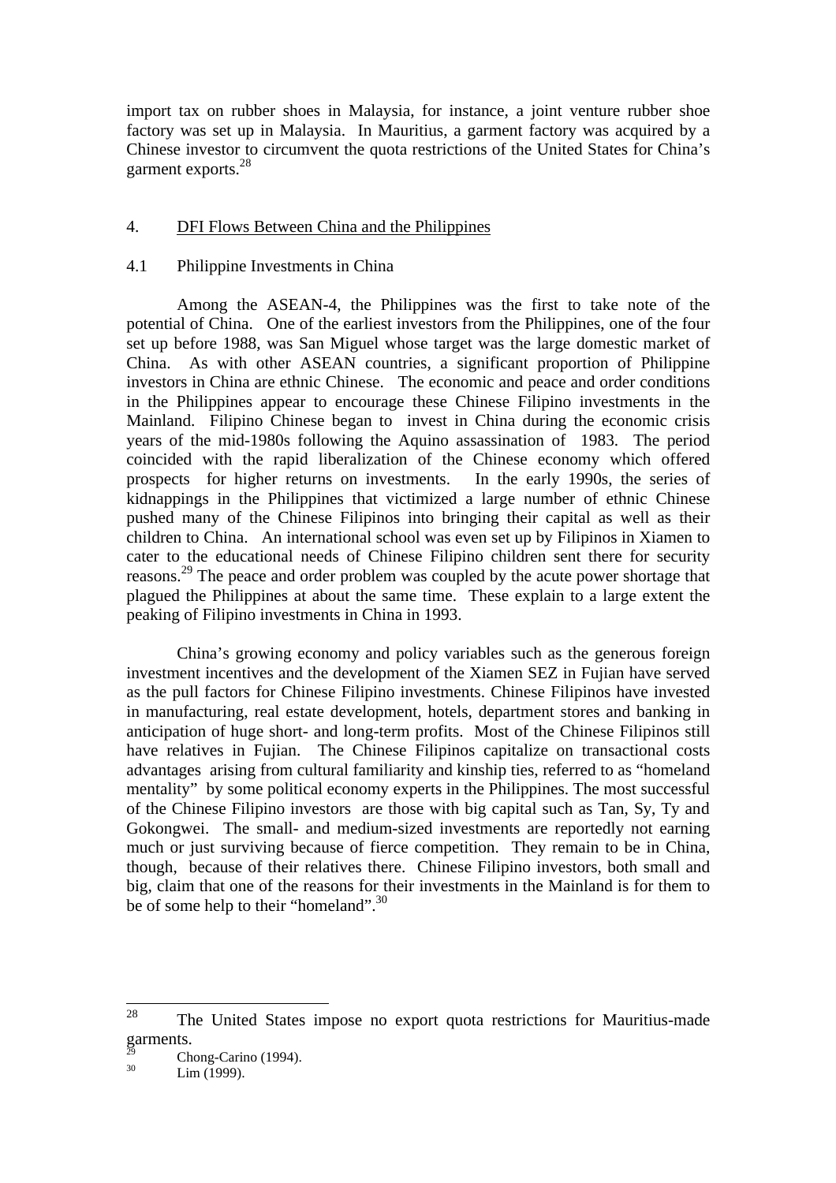import tax on rubber shoes in Malaysia, for instance, a joint venture rubber shoe factory was set up in Malaysia. In Mauritius, a garment factory was acquired by a Chinese investor to circumvent the quota restrictions of the United States for China's garment exports.[28]

## 4. DFI Flows Between China and the Philippines

### 4.1 Philippine Investments in China

Among the ASEAN-4, the Philippines was the first to take note of the potential of China. One of the earliest investors from the Philippines, one of the four set up before 1988, was San Miguel whose target was the large domestic market of China. As with other ASEAN countries, a significant proportion of Philippine investors in China are ethnic Chinese. The economic and peace and order conditions in the Philippines appear to encourage these Chinese Filipino investments in the Mainland. Filipino Chinese began to invest in China during the economic crisis years of the mid-1980s following the Aquino assassination of 1983. The period coincided with the rapid liberalization of the Chinese economy which offered prospects for higher returns on investments. In the early 1990s, the series of kidnappings in the Philippines that victimized a large number of ethnic Chinese pushed many of the Chinese Filipinos into bringing their capital as well as their children to China. An international school was even set up by Filipinos in Xiamen to cater to the educational needs of Chinese Filipino children sent there for security reasons.[29] The peace and order problem was coupled by the acute power shortage that plagued the Philippines at about the same time. These explain to a large extent the peaking of Filipino investments in China in 1993.

China's growing economy and policy variables such as the generous foreign investment incentives and the development of the Xiamen SEZ in Fujian have served as the pull factors for Chinese Filipino investments. Chinese Filipinos have invested in manufacturing, real estate development, hotels, department stores and banking in anticipation of huge short- and long-term profits. Most of the Chinese Filipinos still have relatives in Fujian. The Chinese Filipinos capitalize on transactional costs advantages arising from cultural familiarity and kinship ties, referred to as "homeland mentality" by some political economy experts in the Philippines. The most successful of the Chinese Filipino investors are those with big capital such as Tan, Sy, Ty and Gokongwei. The small- and medium-sized investments are reportedly not earning much or just surviving because of fierce competition. They remain to be in China, though, because of their relatives there. Chinese Filipino investors, both small and big, claim that one of the reasons for their investments in the Mainland is for them to be of some help to their "homeland".[30]

---

[28] The United States impose no export quota restrictions for Mauritius-made garments.

[29] Chong-Carino (1994).

[30] Lim (1999).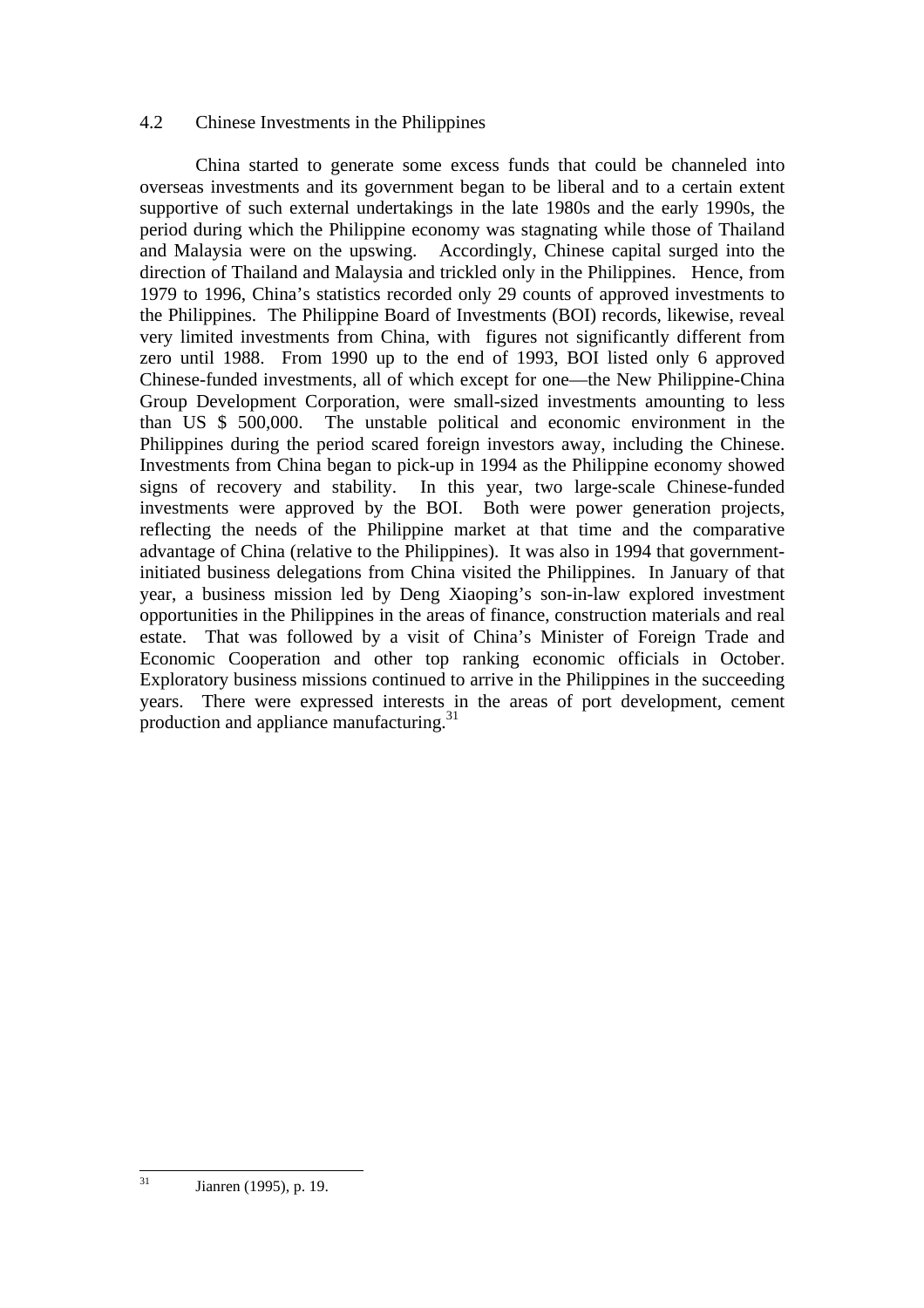### 4.2 Chinese Investments in the Philippines

China started to generate some excess funds that could be channeled into overseas investments and its government began to be liberal and to a certain extent supportive of such external undertakings in the late 1980s and the early 1990s, the period during which the Philippine economy was stagnating while those of Thailand and Malaysia were on the upswing. Accordingly, Chinese capital surged into the direction of Thailand and Malaysia and trickled only in the Philippines. Hence, from 1979 to 1996, China's statistics recorded only 29 counts of approved investments to the Philippines. The Philippine Board of Investments (BOI) records, likewise, reveal very limited investments from China, with figures not significantly different from zero until 1988. From 1990 up to the end of 1993, BOI listed only 6 approved Chinese-funded investments, all of which except for one—the New Philippine-China Group Development Corporation, were small-sized investments amounting to less than US $ 500,000. The unstable political and economic environment in the Philippines during the period scared foreign investors away, including the Chinese. Investments from China began to pick-up in 1994 as the Philippine economy showed signs of recovery and stability. In this year, two large-scale Chinese-funded investments were approved by the BOI. Both were power generation projects, reflecting the needs of the Philippine market at that time and the comparative advantage of China (relative to the Philippines). It was also in 1994 that government-initiated business delegations from China visited the Philippines. In January of that year, a business mission led by Deng Xiaoping's son-in-law explored investment opportunities in the Philippines in the areas of finance, construction materials and real estate. That was followed by a visit of China's Minister of Foreign Trade and Economic Cooperation and other top ranking economic officials in October. Exploratory business missions continued to arrive in the Philippines in the succeeding years. There were expressed interests in the areas of port development, cement production and appliance manufacturing.[31]

---

[31] Jianren (1995), p. 19.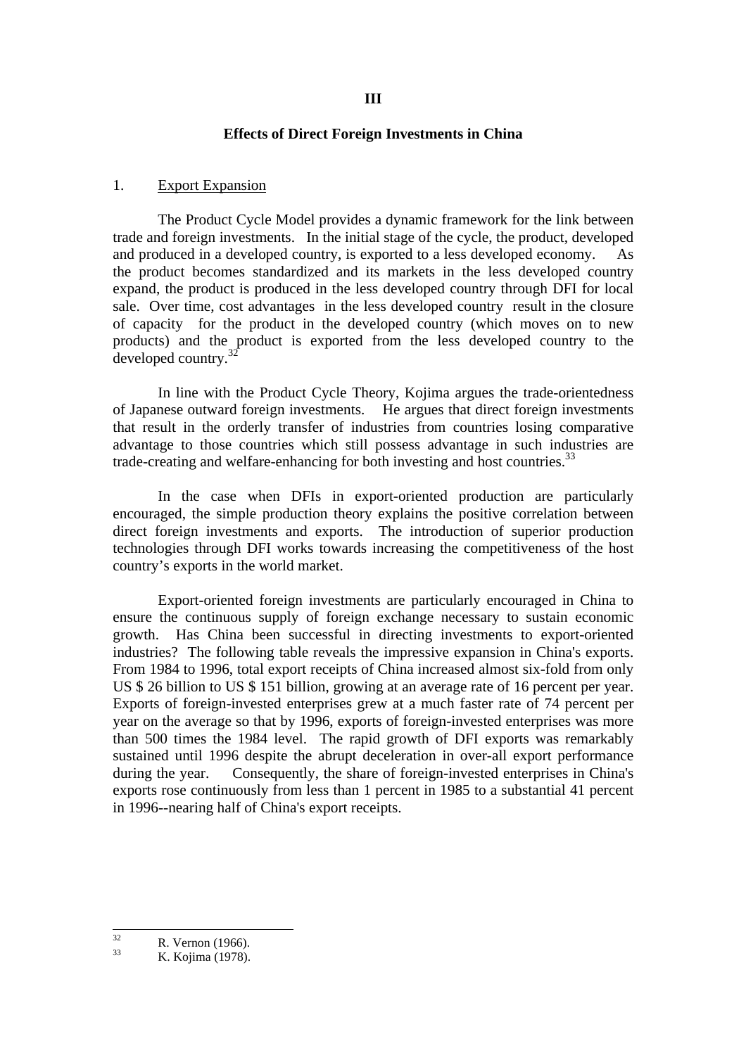# III

## Effects of Direct Foreign Investments in China

### 1. Export Expansion

The Product Cycle Model provides a dynamic framework for the link between trade and foreign investments. In the initial stage of the cycle, the product, developed and produced in a developed country, is exported to a less developed economy. As the product becomes standardized and its markets in the less developed country expand, the product is produced in the less developed country through DFI for local sale. Over time, cost advantages in the less developed country result in the closure of capacity for the product in the developed country (which moves on to new products) and the product is exported from the less developed country to the developed country.[32]

In line with the Product Cycle Theory, Kojima argues the trade-orientedness of Japanese outward foreign investments. He argues that direct foreign investments that result in the orderly transfer of industries from countries losing comparative advantage to those countries which still possess advantage in such industries are trade-creating and welfare-enhancing for both investing and host countries.[33]

In the case when DFIs in export-oriented production are particularly encouraged, the simple production theory explains the positive correlation between direct foreign investments and exports. The introduction of superior production technologies through DFI works towards increasing the competitiveness of the host country's exports in the world market.

Export-oriented foreign investments are particularly encouraged in China to ensure the continuous supply of foreign exchange necessary to sustain economic growth. Has China been successful in directing investments to export-oriented industries? The following table reveals the impressive expansion in China's exports. From 1984 to 1996, total export receipts of China increased almost six-fold from only US $ 26 billion to US $ 151 billion, growing at an average rate of 16 percent per year. Exports of foreign-invested enterprises grew at a much faster rate of 74 percent per year on the average so that by 1996, exports of foreign-invested enterprises was more than 500 times the 1984 level. The rapid growth of DFI exports was remarkably sustained until 1996 despite the abrupt deceleration in over-all export performance during the year. Consequently, the share of foreign-invested enterprises in China's exports rose continuously from less than 1 percent in 1985 to a substantial 41 percent in 1996--nearing half of China's export receipts.

---

[32] R. Vernon (1966).

[33] K. Kojima (1978).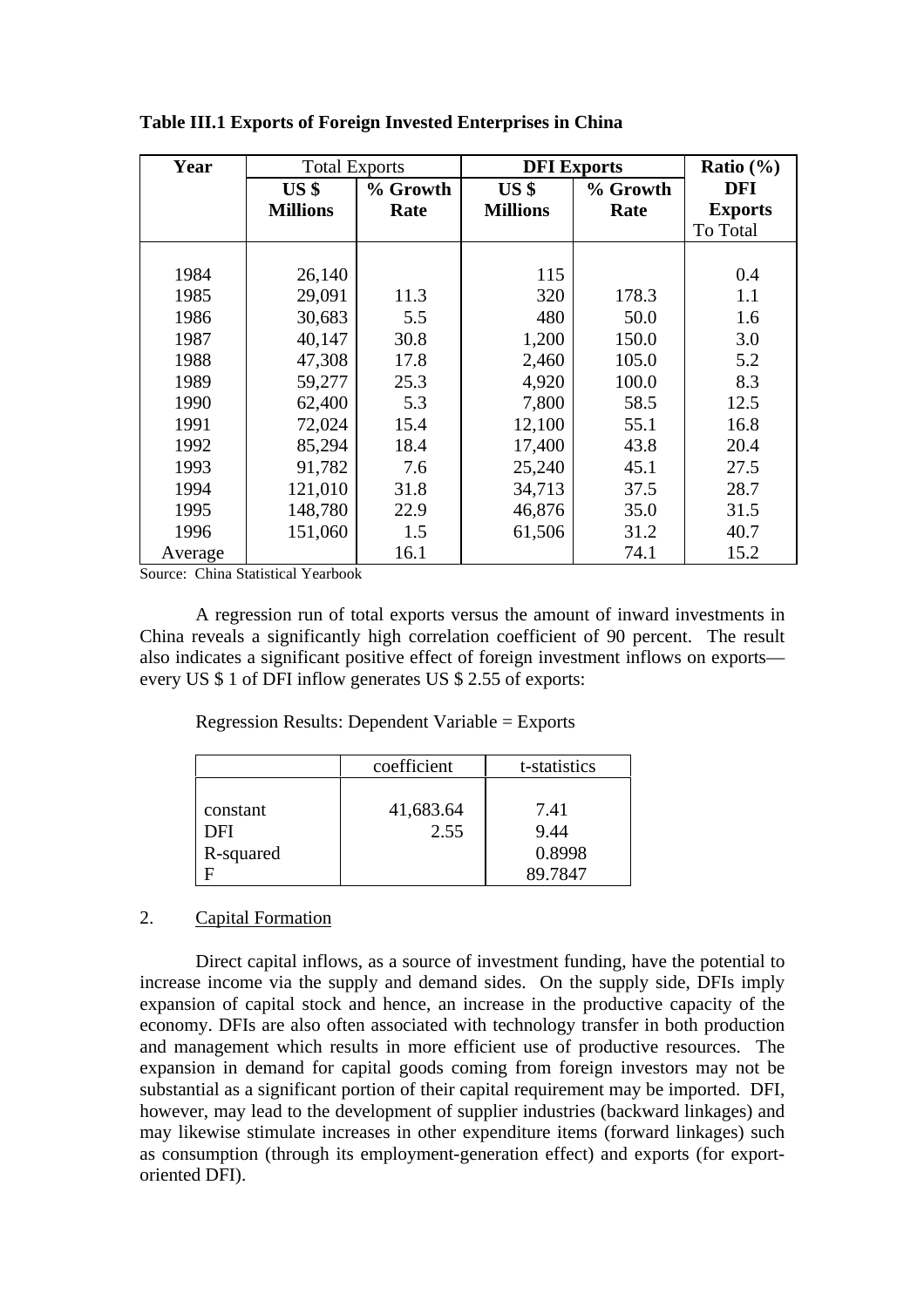**Table III.1 Exports of Foreign Invested Enterprises in China**

| Year | Total Exports | | **DFI Exports** | | **Ratio (%)** |
|---|---|---|---|---|---|
| | **US $ Millions** | **% Growth Rate** | **US $ Millions** | **% Growth Rate** | **DFI Exports** To Total |
| 1984 | 26,140 | | 115 | | 0.4 |
| 1985 | 29,091 | 11.3 | 320 | 178.3 | 1.1 |
| 1986 | 30,683 | 5.5 | 480 | 50.0 | 1.6 |
| 1987 | 40,147 | 30.8 | 1,200 | 150.0 | 3.0 |
| 1988 | 47,308 | 17.8 | 2,460 | 105.0 | 5.2 |
| 1989 | 59,277 | 25.3 | 4,920 | 100.0 | 8.3 |
| 1990 | 62,400 | 5.3 | 7,800 | 58.5 | 12.5 |
| 1991 | 72,024 | 15.4 | 12,100 | 55.1 | 16.8 |
| 1992 | 85,294 | 18.4 | 17,400 | 43.8 | 20.4 |
| 1993 | 91,782 | 7.6 | 25,240 | 45.1 | 27.5 |
| 1994 | 121,010 | 31.8 | 34,713 | 37.5 | 28.7 |
| 1995 | 148,780 | 22.9 | 46,876 | 35.0 | 31.5 |
| 1996 | 151,060 | 1.5 | 61,506 | 31.2 | 40.7 |
| Average | | 16.1 | | 74.1 | 15.2 |

Source: China Statistical Yearbook

A regression run of total exports versus the amount of inward investments in China reveals a significantly high correlation coefficient of 90 percent. The result also indicates a significant positive effect of foreign investment inflows on exports—every US $ 1 of DFI inflow generates US $ 2.55 of exports:

Regression Results: Dependent Variable = Exports

| | coefficient | t-statistics |
|---|---|---|
| constant | 41,683.64 | 7.41 |
| DFI | 2.55 | 9.44 |
| R-squared | | 0.8998 |
| F | | 89.7847 |

2. Capital Formation

Direct capital inflows, as a source of investment funding, have the potential to increase income via the supply and demand sides. On the supply side, DFIs imply expansion of capital stock and hence, an increase in the productive capacity of the economy. DFIs are also often associated with technology transfer in both production and management which results in more efficient use of productive resources. The expansion in demand for capital goods coming from foreign investors may not be substantial as a significant portion of their capital requirement may be imported. DFI, however, may lead to the development of supplier industries (backward linkages) and may likewise stimulate increases in other expenditure items (forward linkages) such as consumption (through its employment-generation effect) and exports (for export-oriented DFI).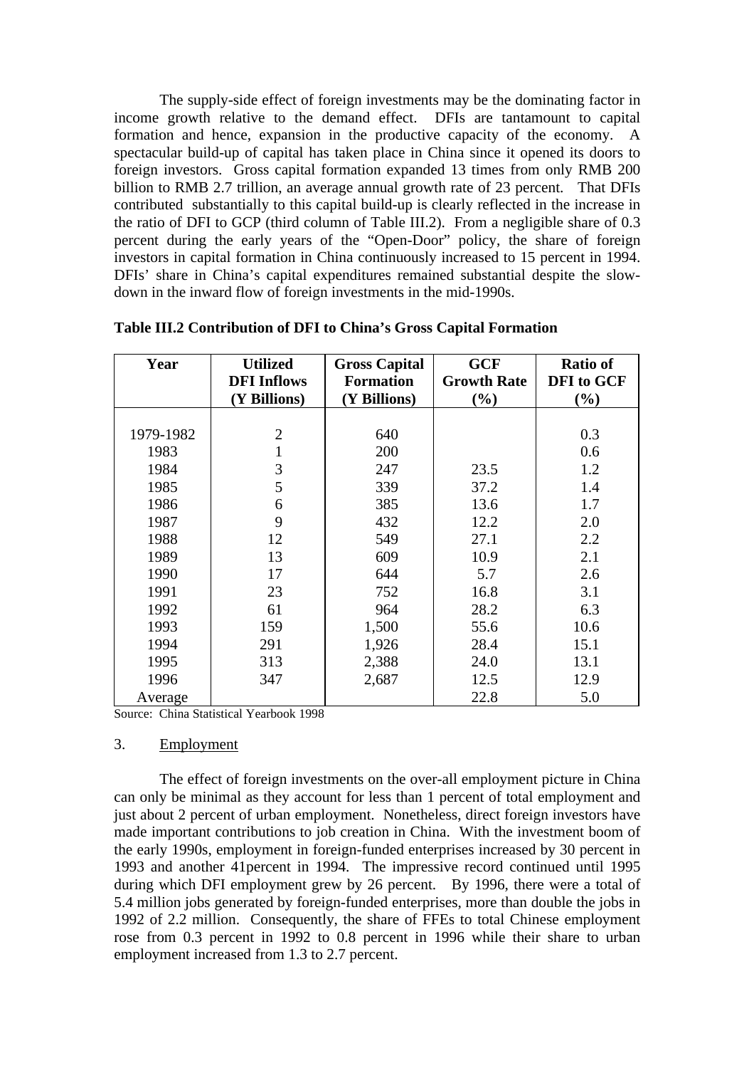The supply-side effect of foreign investments may be the dominating factor in income growth relative to the demand effect. DFIs are tantamount to capital formation and hence, expansion in the productive capacity of the economy. A spectacular build-up of capital has taken place in China since it opened its doors to foreign investors. Gross capital formation expanded 13 times from only RMB 200 billion to RMB 2.7 trillion, an average annual growth rate of 23 percent. That DFIs contributed substantially to this capital build-up is clearly reflected in the increase in the ratio of DFI to GCP (third column of Table III.2). From a negligible share of 0.3 percent during the early years of the "Open-Door" policy, the share of foreign investors in capital formation in China continuously increased to 15 percent in 1994. DFIs' share in China's capital expenditures remained substantial despite the slow-down in the inward flow of foreign investments in the mid-1990s.

**Table III.2 Contribution of DFI to China's Gross Capital Formation**

| Year | Utilized DFI Inflows (Y Billions) | Gross Capital Formation (Y Billions) | GCF Growth Rate (%) | Ratio of DFI to GCF (%) |
|---|---|---|---|---|
| 1979-1982 | 2 | 640 | | 0.3 |
| 1983 | 1 | 200 | | 0.6 |
| 1984 | 3 | 247 | 23.5 | 1.2 |
| 1985 | 5 | 339 | 37.2 | 1.4 |
| 1986 | 6 | 385 | 13.6 | 1.7 |
| 1987 | 9 | 432 | 12.2 | 2.0 |
| 1988 | 12 | 549 | 27.1 | 2.2 |
| 1989 | 13 | 609 | 10.9 | 2.1 |
| 1990 | 17 | 644 | 5.7 | 2.6 |
| 1991 | 23 | 752 | 16.8 | 3.1 |
| 1992 | 61 | 964 | 28.2 | 6.3 |
| 1993 | 159 | 1,500 | 55.6 | 10.6 |
| 1994 | 291 | 1,926 | 28.4 | 15.1 |
| 1995 | 313 | 2,388 | 24.0 | 13.1 |
| 1996 | 347 | 2,687 | 12.5 | 12.9 |
| Average | | | 22.8 | 5.0 |

Source: China Statistical Yearbook 1998

3. Employment

The effect of foreign investments on the over-all employment picture in China can only be minimal as they account for less than 1 percent of total employment and just about 2 percent of urban employment. Nonetheless, direct foreign investors have made important contributions to job creation in China. With the investment boom of the early 1990s, employment in foreign-funded enterprises increased by 30 percent in 1993 and another 41percent in 1994. The impressive record continued until 1995 during which DFI employment grew by 26 percent. By 1996, there were a total of 5.4 million jobs generated by foreign-funded enterprises, more than double the jobs in 1992 of 2.2 million. Consequently, the share of FFEs to total Chinese employment rose from 0.3 percent in 1992 to 0.8 percent in 1996 while their share to urban employment increased from 1.3 to 2.7 percent.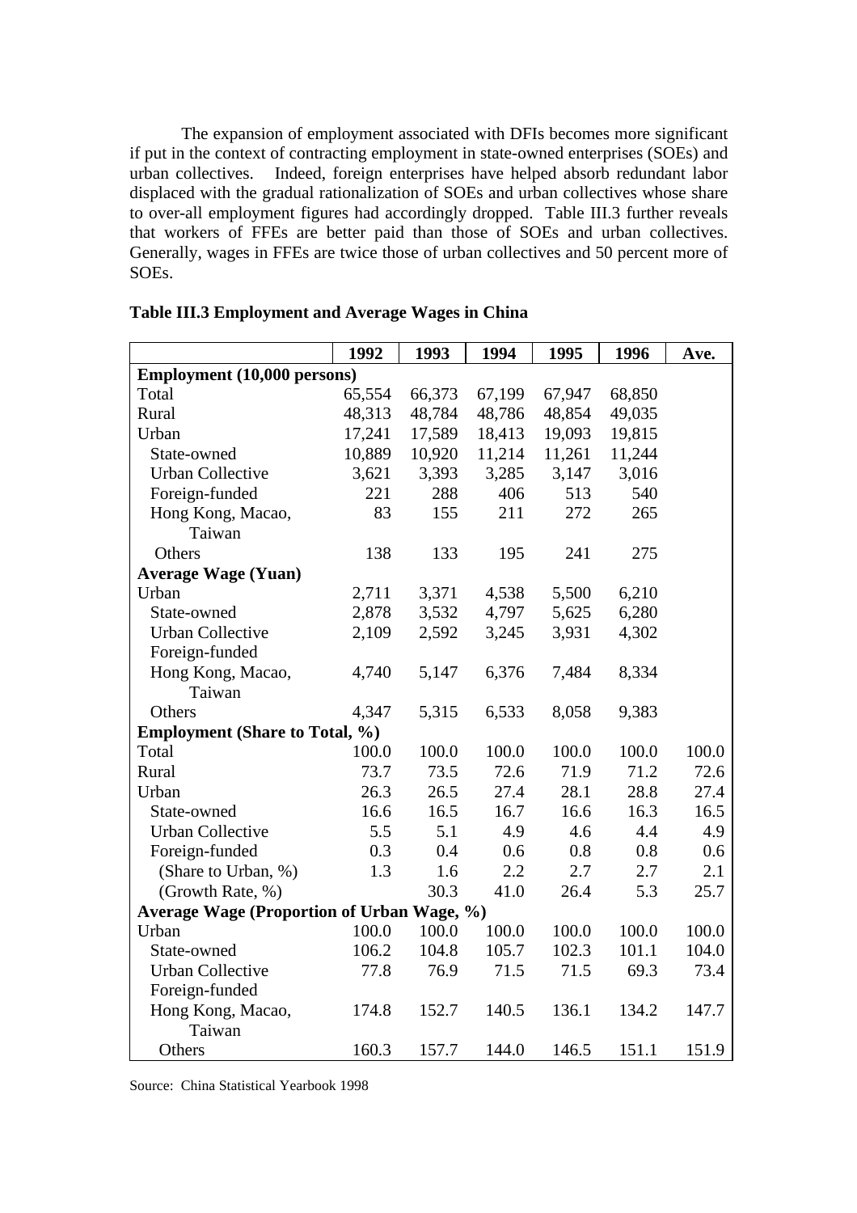The expansion of employment associated with DFIs becomes more significant if put in the context of contracting employment in state-owned enterprises (SOEs) and urban collectives. Indeed, foreign enterprises have helped absorb redundant labor displaced with the gradual rationalization of SOEs and urban collectives whose share to over-all employment figures had accordingly dropped. Table III.3 further reveals that workers of FFEs are better paid than those of SOEs and urban collectives. Generally, wages in FFEs are twice those of urban collectives and 50 percent more of SOEs.

**Table III.3 Employment and Average Wages in China**

| | 1992 | 1993 | 1994 | 1995 | 1996 | Ave. |
|---|---|---|---|---|---|---|
| **Employment (10,000 persons)** | | | | | | |
| Total | 65,554 | 66,373 | 67,199 | 67,947 | 68,850 | |
| Rural | 48,313 | 48,784 | 48,786 | 48,854 | 49,035 | |
| Urban | 17,241 | 17,589 | 18,413 | 19,093 | 19,815 | |
| State-owned | 10,889 | 10,920 | 11,214 | 11,261 | 11,244 | |
| Urban Collective | 3,621 | 3,393 | 3,285 | 3,147 | 3,016 | |
| Foreign-funded | 221 | 288 | 406 | 513 | 540 | |
| Hong Kong, Macao, Taiwan | 83 | 155 | 211 | 272 | 265 | |
| Others | 138 | 133 | 195 | 241 | 275 | |
| **Average Wage (Yuan)** | | | | | | |
| Urban | 2,711 | 3,371 | 4,538 | 5,500 | 6,210 | |
| State-owned | 2,878 | 3,532 | 4,797 | 5,625 | 6,280 | |
| Urban Collective | 2,109 | 2,592 | 3,245 | 3,931 | 4,302 | |
| Foreign-funded | | | | | | |
| Hong Kong, Macao, Taiwan | 4,740 | 5,147 | 6,376 | 7,484 | 8,334 | |
| Others | 4,347 | 5,315 | 6,533 | 8,058 | 9,383 | |
| **Employment (Share to Total, %)** | | | | | | |
| Total | 100.0 | 100.0 | 100.0 | 100.0 | 100.0 | 100.0 |
| Rural | 73.7 | 73.5 | 72.6 | 71.9 | 71.2 | 72.6 |
| Urban | 26.3 | 26.5 | 27.4 | 28.1 | 28.8 | 27.4 |
| State-owned | 16.6 | 16.5 | 16.7 | 16.6 | 16.3 | 16.5 |
| Urban Collective | 5.5 | 5.1 | 4.9 | 4.6 | 4.4 | 4.9 |
| Foreign-funded | 0.3 | 0.4 | 0.6 | 0.8 | 0.8 | 0.6 |
| (Share to Urban, %) | 1.3 | 1.6 | 2.2 | 2.7 | 2.7 | 2.1 |
| (Growth Rate, %) | | 30.3 | 41.0 | 26.4 | 5.3 | 25.7 |
| **Average Wage (Proportion of Urban Wage, %)** | | | | | | |
| Urban | 100.0 | 100.0 | 100.0 | 100.0 | 100.0 | 100.0 |
| State-owned | 106.2 | 104.8 | 105.7 | 102.3 | 101.1 | 104.0 |
| Urban Collective | 77.8 | 76.9 | 71.5 | 71.5 | 69.3 | 73.4 |
| Foreign-funded | | | | | | |
| Hong Kong, Macao, Taiwan | 174.8 | 152.7 | 140.5 | 136.1 | 134.2 | 147.7 |
| Others | 160.3 | 157.7 | 144.0 | 146.5 | 151.1 | 151.9 |

Source: China Statistical Yearbook 1998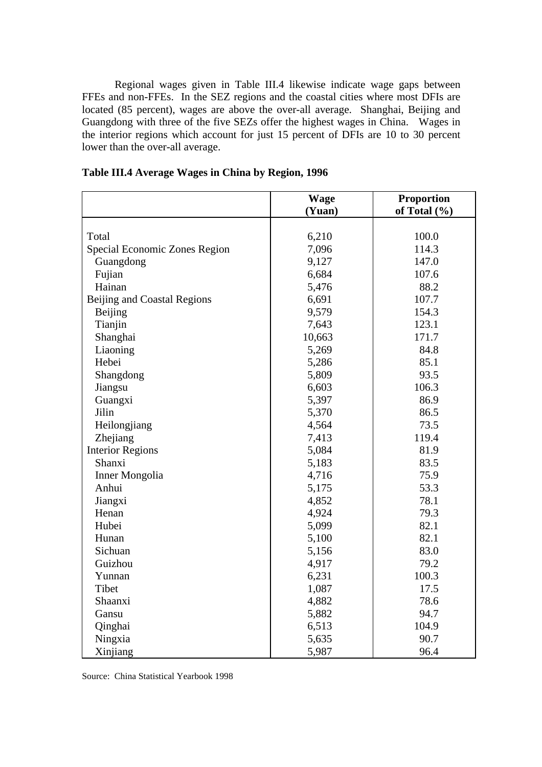Regional wages given in Table III.4 likewise indicate wage gaps between FFEs and non-FFEs. In the SEZ regions and the coastal cities where most DFIs are located (85 percent), wages are above the over-all average. Shanghai, Beijing and Guangdong with three of the five SEZs offer the highest wages in China. Wages in the interior regions which account for just 15 percent of DFIs are 10 to 30 percent lower than the over-all average.

**Table III.4 Average Wages in China by Region, 1996**

| | Wage (Yuan) | Proportion of Total (%) |
|---|---|---|
| Total | 6,210 | 100.0 |
| Special Economic Zones Region | 7,096 | 114.3 |
| Guangdong | 9,127 | 147.0 |
| Fujian | 6,684 | 107.6 |
| Hainan | 5,476 | 88.2 |
| Beijing and Coastal Regions | 6,691 | 107.7 |
| Beijing | 9,579 | 154.3 |
| Tianjin | 7,643 | 123.1 |
| Shanghai | 10,663 | 171.7 |
| Liaoning | 5,269 | 84.8 |
| Hebei | 5,286 | 85.1 |
| Shangdong | 5,809 | 93.5 |
| Jiangsu | 6,603 | 106.3 |
| Guangxi | 5,397 | 86.9 |
| Jilin | 5,370 | 86.5 |
| Heilongjiang | 4,564 | 73.5 |
| Zhejiang | 7,413 | 119.4 |
| Interior Regions | 5,084 | 81.9 |
| Shanxi | 5,183 | 83.5 |
| Inner Mongolia | 4,716 | 75.9 |
| Anhui | 5,175 | 53.3 |
| Jiangxi | 4,852 | 78.1 |
| Henan | 4,924 | 79.3 |
| Hubei | 5,099 | 82.1 |
| Hunan | 5,100 | 82.1 |
| Sichuan | 5,156 | 83.0 |
| Guizhou | 4,917 | 79.2 |
| Yunnan | 6,231 | 100.3 |
| Tibet | 1,087 | 17.5 |
| Shaanxi | 4,882 | 78.6 |
| Gansu | 5,882 | 94.7 |
| Qinghai | 6,513 | 104.9 |
| Ningxia | 5,635 | 90.7 |
| Xinjiang | 5,987 | 96.4 |

Source: China Statistical Yearbook 1998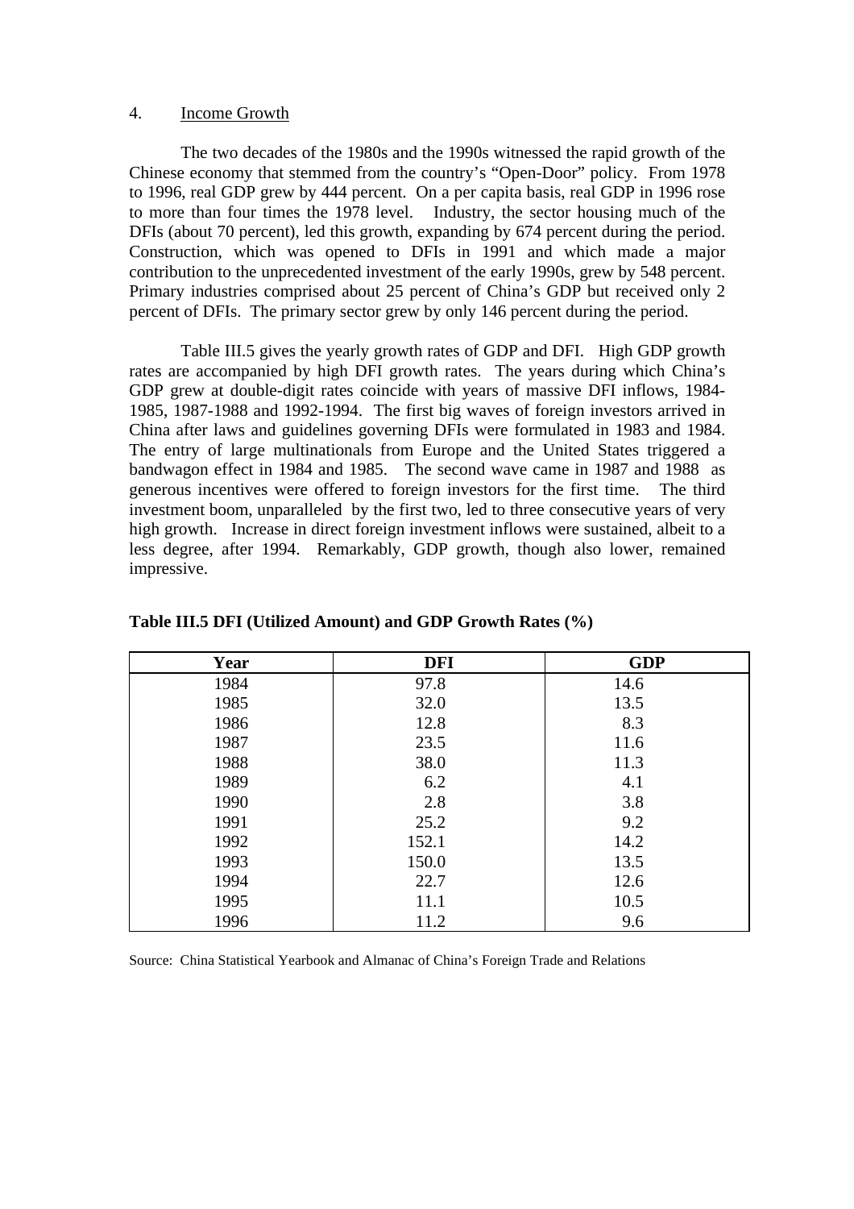4. Income Growth

The two decades of the 1980s and the 1990s witnessed the rapid growth of the Chinese economy that stemmed from the country's "Open-Door" policy. From 1978 to 1996, real GDP grew by 444 percent. On a per capita basis, real GDP in 1996 rose to more than four times the 1978 level. Industry, the sector housing much of the DFIs (about 70 percent), led this growth, expanding by 674 percent during the period. Construction, which was opened to DFIs in 1991 and which made a major contribution to the unprecedented investment of the early 1990s, grew by 548 percent. Primary industries comprised about 25 percent of China's GDP but received only 2 percent of DFIs. The primary sector grew by only 146 percent during the period.

Table III.5 gives the yearly growth rates of GDP and DFI. High GDP growth rates are accompanied by high DFI growth rates. The years during which China's GDP grew at double-digit rates coincide with years of massive DFI inflows, 1984-1985, 1987-1988 and 1992-1994. The first big waves of foreign investors arrived in China after laws and guidelines governing DFIs were formulated in 1983 and 1984. The entry of large multinationals from Europe and the United States triggered a bandwagon effect in 1984 and 1985. The second wave came in 1987 and 1988 as generous incentives were offered to foreign investors for the first time. The third investment boom, unparalleled by the first two, led to three consecutive years of very high growth. Increase in direct foreign investment inflows were sustained, albeit to a less degree, after 1994. Remarkably, GDP growth, though also lower, remained impressive.

**Table III.5 DFI (Utilized Amount) and GDP Growth Rates (%)**

| Year | DFI | GDP |
|---|---|---|
| 1984 | 97.8 | 14.6 |
| 1985 | 32.0 | 13.5 |
| 1986 | 12.8 | 8.3 |
| 1987 | 23.5 | 11.6 |
| 1988 | 38.0 | 11.3 |
| 1989 | 6.2 | 4.1 |
| 1990 | 2.8 | 3.8 |
| 1991 | 25.2 | 9.2 |
| 1992 | 152.1 | 14.2 |
| 1993 | 150.0 | 13.5 |
| 1994 | 22.7 | 12.6 |
| 1995 | 11.1 | 10.5 |
| 1996 | 11.2 | 9.6 |

Source: China Statistical Yearbook and Almanac of China's Foreign Trade and Relations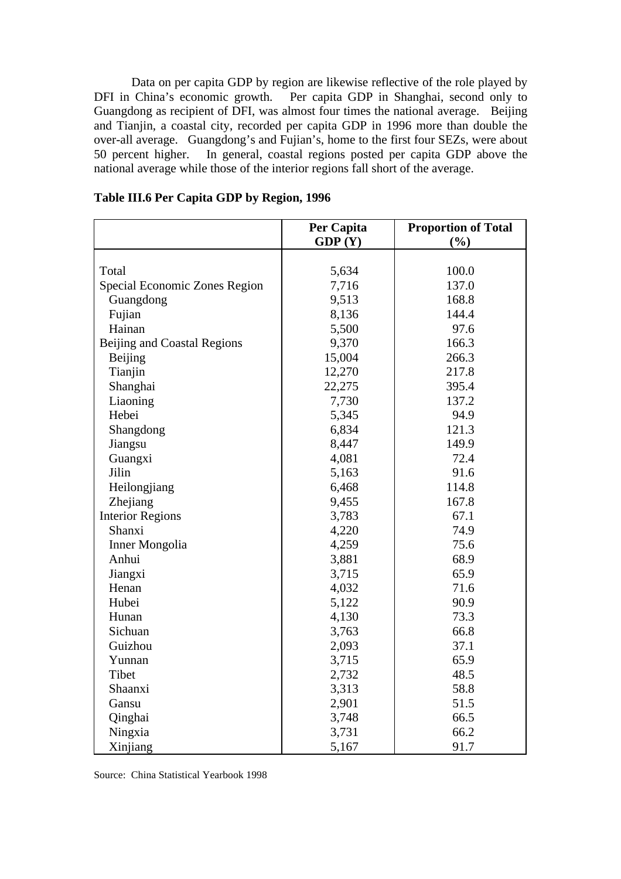Data on per capita GDP by region are likewise reflective of the role played by DFI in China's economic growth. Per capita GDP in Shanghai, second only to Guangdong as recipient of DFI, was almost four times the national average. Beijing and Tianjin, a coastal city, recorded per capita GDP in 1996 more than double the over-all average. Guangdong's and Fujian's, home to the first four SEZs, were about 50 percent higher. In general, coastal regions posted per capita GDP above the national average while those of the interior regions fall short of the average.

**Table III.6 Per Capita GDP by Region, 1996**

| | Per Capita GDP (Y) | Proportion of Total (%) |
|---|---|---|
| Total | 5,634 | 100.0 |
| Special Economic Zones Region | 7,716 | 137.0 |
| Guangdong | 9,513 | 168.8 |
| Fujian | 8,136 | 144.4 |
| Hainan | 5,500 | 97.6 |
| Beijing and Coastal Regions | 9,370 | 166.3 |
| Beijing | 15,004 | 266.3 |
| Tianjin | 12,270 | 217.8 |
| Shanghai | 22,275 | 395.4 |
| Liaoning | 7,730 | 137.2 |
| Hebei | 5,345 | 94.9 |
| Shangdong | 6,834 | 121.3 |
| Jiangsu | 8,447 | 149.9 |
| Guangxi | 4,081 | 72.4 |
| Jilin | 5,163 | 91.6 |
| Heilongjiang | 6,468 | 114.8 |
| Zhejiang | 9,455 | 167.8 |
| Interior Regions | 3,783 | 67.1 |
| Shanxi | 4,220 | 74.9 |
| Inner Mongolia | 4,259 | 75.6 |
| Anhui | 3,881 | 68.9 |
| Jiangxi | 3,715 | 65.9 |
| Henan | 4,032 | 71.6 |
| Hubei | 5,122 | 90.9 |
| Hunan | 4,130 | 73.3 |
| Sichuan | 3,763 | 66.8 |
| Guizhou | 2,093 | 37.1 |
| Yunnan | 3,715 | 65.9 |
| Tibet | 2,732 | 48.5 |
| Shaanxi | 3,313 | 58.8 |
| Gansu | 2,901 | 51.5 |
| Qinghai | 3,748 | 66.5 |
| Ningxia | 3,731 | 66.2 |
| Xinjiang | 5,167 | 91.7 |

Source: China Statistical Yearbook 1998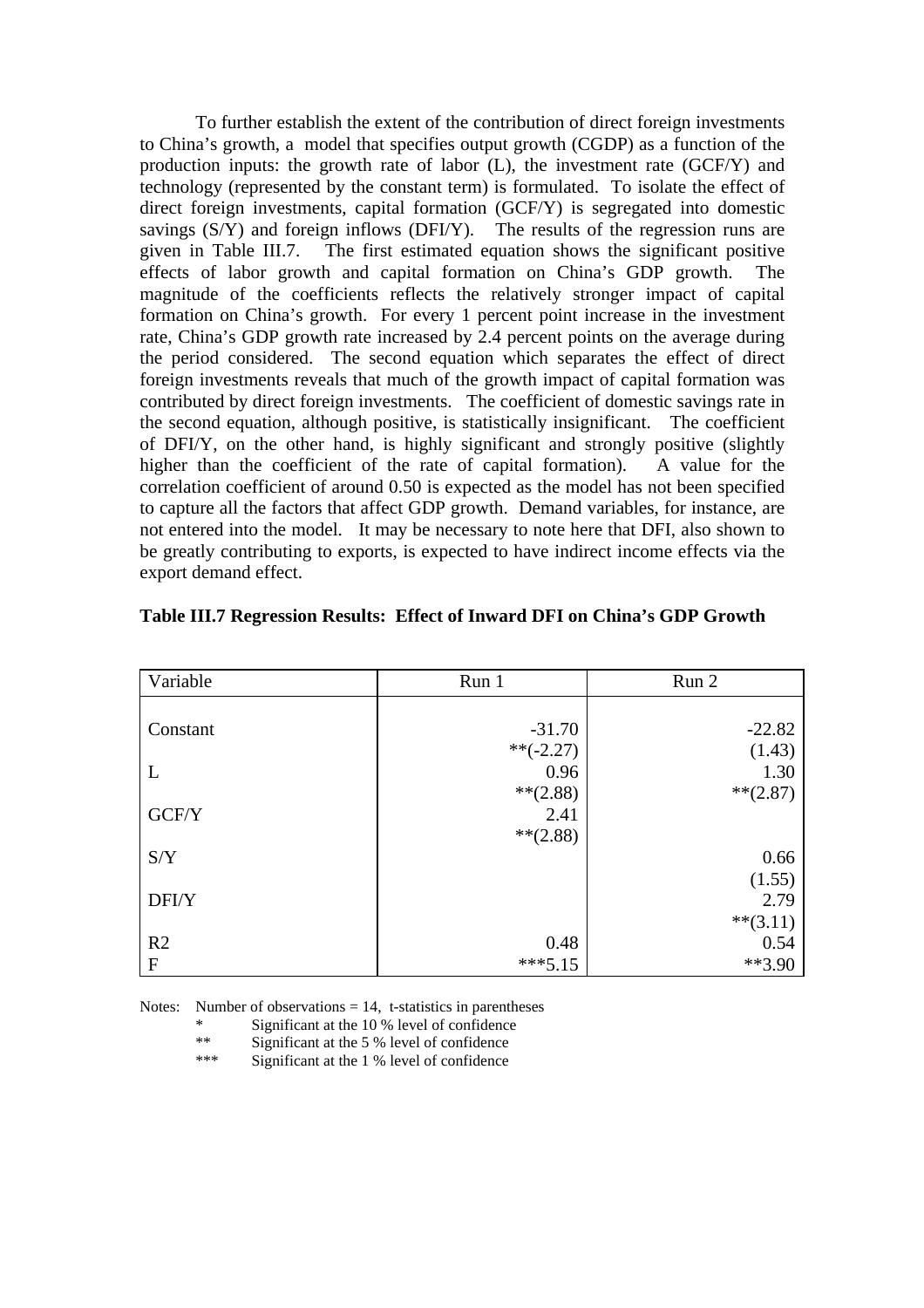To further establish the extent of the contribution of direct foreign investments to China's growth, a model that specifies output growth (CGDP) as a function of the production inputs: the growth rate of labor (L), the investment rate (GCF/Y) and technology (represented by the constant term) is formulated. To isolate the effect of direct foreign investments, capital formation (GCF/Y) is segregated into domestic savings (S/Y) and foreign inflows (DFI/Y). The results of the regression runs are given in Table III.7. The first estimated equation shows the significant positive effects of labor growth and capital formation on China's GDP growth. The magnitude of the coefficients reflects the relatively stronger impact of capital formation on China's growth. For every 1 percent point increase in the investment rate, China's GDP growth rate increased by 2.4 percent points on the average during the period considered. The second equation which separates the effect of direct foreign investments reveals that much of the growth impact of capital formation was contributed by direct foreign investments. The coefficient of domestic savings rate in the second equation, although positive, is statistically insignificant. The coefficient of DFI/Y, on the other hand, is highly significant and strongly positive (slightly higher than the coefficient of the rate of capital formation). A value for the correlation coefficient of around 0.50 is expected as the model has not been specified to capture all the factors that affect GDP growth. Demand variables, for instance, are not entered into the model. It may be necessary to note here that DFI, also shown to be greatly contributing to exports, is expected to have indirect income effects via the export demand effect.

**Table III.7 Regression Results: Effect of Inward DFI on China's GDP Growth**

| Variable | Run 1 | Run 2 |
|---|---|---|
| Constant | -31.70 | -22.82 |
| | **(-2.27) | (1.43) |
| L | 0.96 | 1.30 |
| | **(2.88) | **(2.87) |
| GCF/Y | 2.41 | |
| | **(2.88) | |
| S/Y | | 0.66 |
| | | (1.55) |
| DFI/Y | | 2.79 |
| | | **(3.11) |
| R2 | 0.48 | 0.54 |
| F | ***5.15 | **3.90 |

Notes: Number of observations = 14, t-statistics in parentheses
- \* Significant at the 10 % level of confidence
- \*\* Significant at the 5 % level of confidence
- \*\*\* Significant at the 1 % level of confidence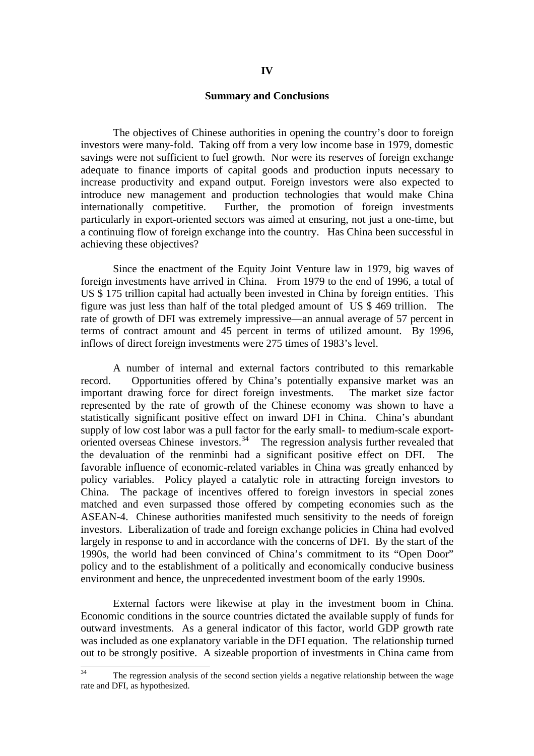# IV

## Summary and Conclusions

The objectives of Chinese authorities in opening the country's door to foreign investors were many-fold. Taking off from a very low income base in 1979, domestic savings were not sufficient to fuel growth. Nor were its reserves of foreign exchange adequate to finance imports of capital goods and production inputs necessary to increase productivity and expand output. Foreign investors were also expected to introduce new management and production technologies that would make China internationally competitive. Further, the promotion of foreign investments particularly in export-oriented sectors was aimed at ensuring, not just a one-time, but a continuing flow of foreign exchange into the country. Has China been successful in achieving these objectives?

Since the enactment of the Equity Joint Venture law in 1979, big waves of foreign investments have arrived in China. From 1979 to the end of 1996, a total of US $ 175 trillion capital had actually been invested in China by foreign entities. This figure was just less than half of the total pledged amount of US $ 469 trillion. The rate of growth of DFI was extremely impressive—an annual average of 57 percent in terms of contract amount and 45 percent in terms of utilized amount. By 1996, inflows of direct foreign investments were 275 times of 1983's level.

A number of internal and external factors contributed to this remarkable record. Opportunities offered by China's potentially expansive market was an important drawing force for direct foreign investments. The market size factor represented by the rate of growth of the Chinese economy was shown to have a statistically significant positive effect on inward DFI in China. China's abundant supply of low cost labor was a pull factor for the early small- to medium-scale export-oriented overseas Chinese investors.[34] The regression analysis further revealed that the devaluation of the renminbi had a significant positive effect on DFI. The favorable influence of economic-related variables in China was greatly enhanced by policy variables. Policy played a catalytic role in attracting foreign investors to China. The package of incentives offered to foreign investors in special zones matched and even surpassed those offered by competing economies such as the ASEAN-4. Chinese authorities manifested much sensitivity to the needs of foreign investors. Liberalization of trade and foreign exchange policies in China had evolved largely in response to and in accordance with the concerns of DFI. By the start of the 1990s, the world had been convinced of China's commitment to its "Open Door" policy and to the establishment of a politically and economically conducive business environment and hence, the unprecedented investment boom of the early 1990s.

External factors were likewise at play in the investment boom in China. Economic conditions in the source countries dictated the available supply of funds for outward investments. As a general indicator of this factor, world GDP growth rate was included as one explanatory variable in the DFI equation. The relationship turned out to be strongly positive. A sizeable proportion of investments in China came from

---

[34] The regression analysis of the second section yields a negative relationship between the wage rate and DFI, as hypothesized.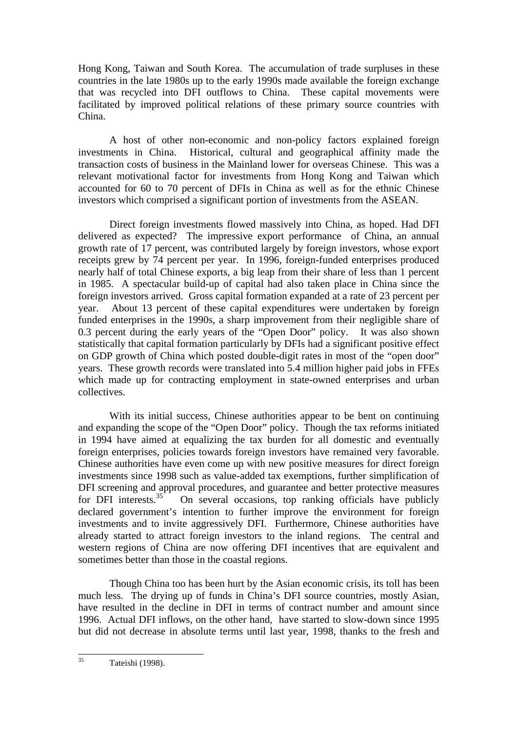Hong Kong, Taiwan and South Korea. The accumulation of trade surpluses in these countries in the late 1980s up to the early 1990s made available the foreign exchange that was recycled into DFI outflows to China. These capital movements were facilitated by improved political relations of these primary source countries with China.

A host of other non-economic and non-policy factors explained foreign investments in China. Historical, cultural and geographical affinity made the transaction costs of business in the Mainland lower for overseas Chinese. This was a relevant motivational factor for investments from Hong Kong and Taiwan which accounted for 60 to 70 percent of DFIs in China as well as for the ethnic Chinese investors which comprised a significant portion of investments from the ASEAN.

Direct foreign investments flowed massively into China, as hoped. Had DFI delivered as expected? The impressive export performance of China, an annual growth rate of 17 percent, was contributed largely by foreign investors, whose export receipts grew by 74 percent per year. In 1996, foreign-funded enterprises produced nearly half of total Chinese exports, a big leap from their share of less than 1 percent in 1985. A spectacular build-up of capital had also taken place in China since the foreign investors arrived. Gross capital formation expanded at a rate of 23 percent per year. About 13 percent of these capital expenditures were undertaken by foreign funded enterprises in the 1990s, a sharp improvement from their negligible share of 0.3 percent during the early years of the "Open Door" policy. It was also shown statistically that capital formation particularly by DFIs had a significant positive effect on GDP growth of China which posted double-digit rates in most of the "open door" years. These growth records were translated into 5.4 million higher paid jobs in FFEs which made up for contracting employment in state-owned enterprises and urban collectives.

With its initial success, Chinese authorities appear to be bent on continuing and expanding the scope of the "Open Door" policy. Though the tax reforms initiated in 1994 have aimed at equalizing the tax burden for all domestic and eventually foreign enterprises, policies towards foreign investors have remained very favorable. Chinese authorities have even come up with new positive measures for direct foreign investments since 1998 such as value-added tax exemptions, further simplification of DFI screening and approval procedures, and guarantee and better protective measures for DFI interests.[35] On several occasions, top ranking officials have publicly declared government's intention to further improve the environment for foreign investments and to invite aggressively DFI. Furthermore, Chinese authorities have already started to attract foreign investors to the inland regions. The central and western regions of China are now offering DFI incentives that are equivalent and sometimes better than those in the coastal regions.

Though China too has been hurt by the Asian economic crisis, its toll has been much less. The drying up of funds in China's DFI source countries, mostly Asian, have resulted in the decline in DFI in terms of contract number and amount since 1996. Actual DFI inflows, on the other hand, have started to slow-down since 1995 but did not decrease in absolute terms until last year, 1998, thanks to the fresh and

---

[35] Tateishi (1998).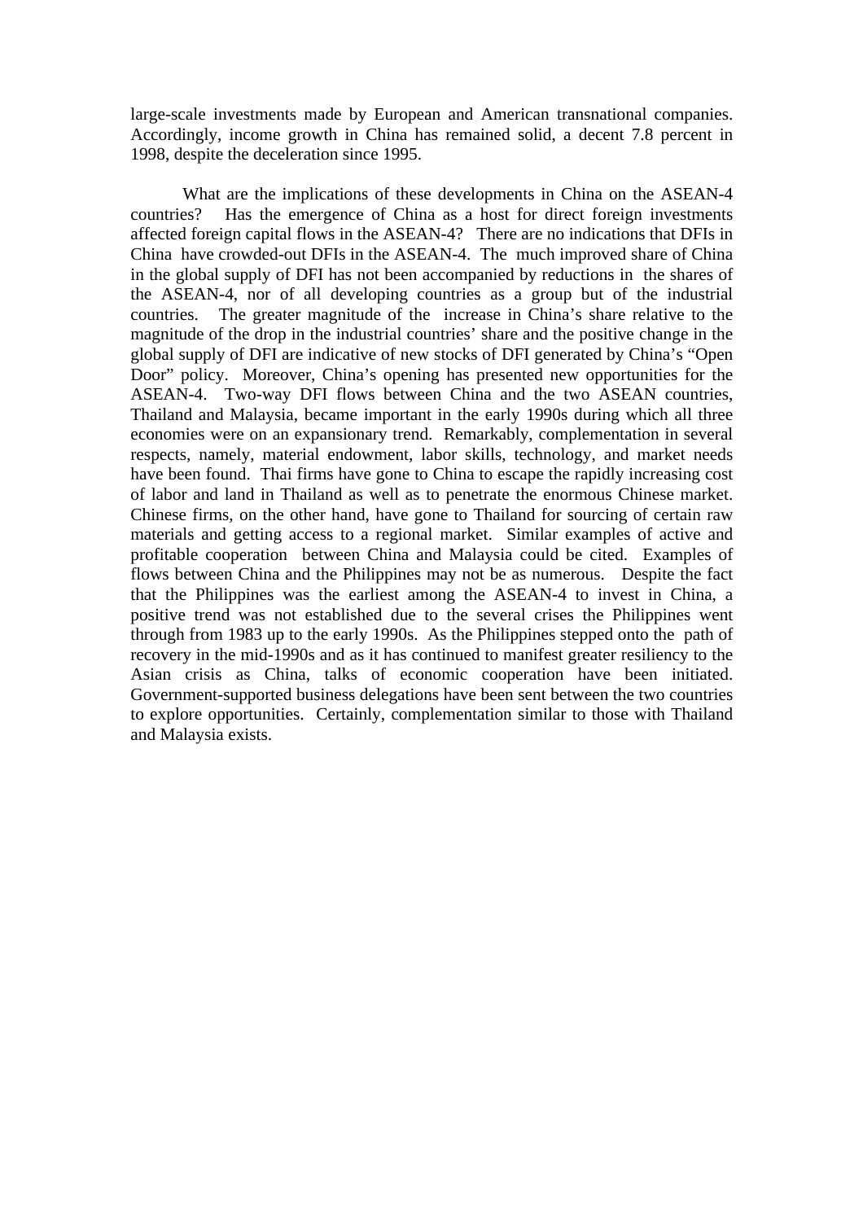large-scale investments made by European and American transnational companies. Accordingly, income growth in China has remained solid, a decent 7.8 percent in 1998, despite the deceleration since 1995.

What are the implications of these developments in China on the ASEAN-4 countries? Has the emergence of China as a host for direct foreign investments affected foreign capital flows in the ASEAN-4? There are no indications that DFIs in China have crowded-out DFIs in the ASEAN-4. The much improved share of China in the global supply of DFI has not been accompanied by reductions in the shares of the ASEAN-4, nor of all developing countries as a group but of the industrial countries. The greater magnitude of the increase in China's share relative to the magnitude of the drop in the industrial countries' share and the positive change in the global supply of DFI are indicative of new stocks of DFI generated by China's "Open Door" policy. Moreover, China's opening has presented new opportunities for the ASEAN-4. Two-way DFI flows between China and the two ASEAN countries, Thailand and Malaysia, became important in the early 1990s during which all three economies were on an expansionary trend. Remarkably, complementation in several respects, namely, material endowment, labor skills, technology, and market needs have been found. Thai firms have gone to China to escape the rapidly increasing cost of labor and land in Thailand as well as to penetrate the enormous Chinese market. Chinese firms, on the other hand, have gone to Thailand for sourcing of certain raw materials and getting access to a regional market. Similar examples of active and profitable cooperation between China and Malaysia could be cited. Examples of flows between China and the Philippines may not be as numerous. Despite the fact that the Philippines was the earliest among the ASEAN-4 to invest in China, a positive trend was not established due to the several crises the Philippines went through from 1983 up to the early 1990s. As the Philippines stepped onto the path of recovery in the mid-1990s and as it has continued to manifest greater resiliency to the Asian crisis as China, talks of economic cooperation have been initiated. Government-supported business delegations have been sent between the two countries to explore opportunities. Certainly, complementation similar to those with Thailand and Malaysia exists.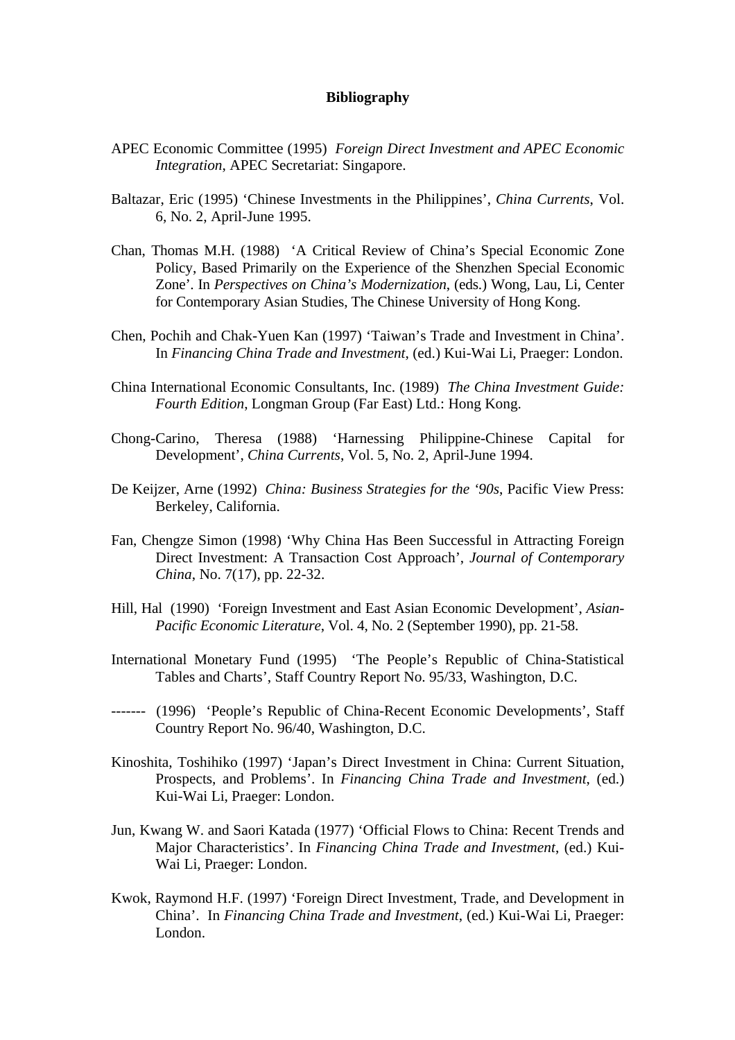**Bibliography**

APEC Economic Committee (1995) *Foreign Direct Investment and APEC Economic Integration*, APEC Secretariat: Singapore.

Baltazar, Eric (1995) 'Chinese Investments in the Philippines', *China Currents*, Vol. 6, No. 2, April-June 1995.

Chan, Thomas M.H. (1988) 'A Critical Review of China's Special Economic Zone Policy, Based Primarily on the Experience of the Shenzhen Special Economic Zone'. In *Perspectives on China's Modernization*, (eds.) Wong, Lau, Li, Center for Contemporary Asian Studies, The Chinese University of Hong Kong.

Chen, Pochih and Chak-Yuen Kan (1997) 'Taiwan's Trade and Investment in China'. In *Financing China Trade and Investment*, (ed.) Kui-Wai Li, Praeger: London.

China International Economic Consultants, Inc. (1989) *The China Investment Guide: Fourth Edition*, Longman Group (Far East) Ltd.: Hong Kong.

Chong-Carino, Theresa (1988) 'Harnessing Philippine-Chinese Capital for Development', *China Currents*, Vol. 5, No. 2, April-June 1994.

De Keijzer, Arne (1992) *China: Business Strategies for the '90s*, Pacific View Press: Berkeley, California.

Fan, Chengze Simon (1998) 'Why China Has Been Successful in Attracting Foreign Direct Investment: A Transaction Cost Approach', *Journal of Contemporary China*, No. 7(17), pp. 22-32.

Hill, Hal (1990) 'Foreign Investment and East Asian Economic Development', *Asian-Pacific Economic Literature*, Vol. 4, No. 2 (September 1990), pp. 21-58.

International Monetary Fund (1995) 'The People's Republic of China-Statistical Tables and Charts', Staff Country Report No. 95/33, Washington, D.C.

------- (1996) 'People's Republic of China-Recent Economic Developments', Staff Country Report No. 96/40, Washington, D.C.

Kinoshita, Toshihiko (1997) 'Japan's Direct Investment in China: Current Situation, Prospects, and Problems'. In *Financing China Trade and Investment*, (ed.) Kui-Wai Li, Praeger: London.

Jun, Kwang W. and Saori Katada (1977) 'Official Flows to China: Recent Trends and Major Characteristics'. In *Financing China Trade and Investment*, (ed.) Kui-Wai Li, Praeger: London.

Kwok, Raymond H.F. (1997) 'Foreign Direct Investment, Trade, and Development in China'. In *Financing China Trade and Investment*, (ed.) Kui-Wai Li, Praeger: London.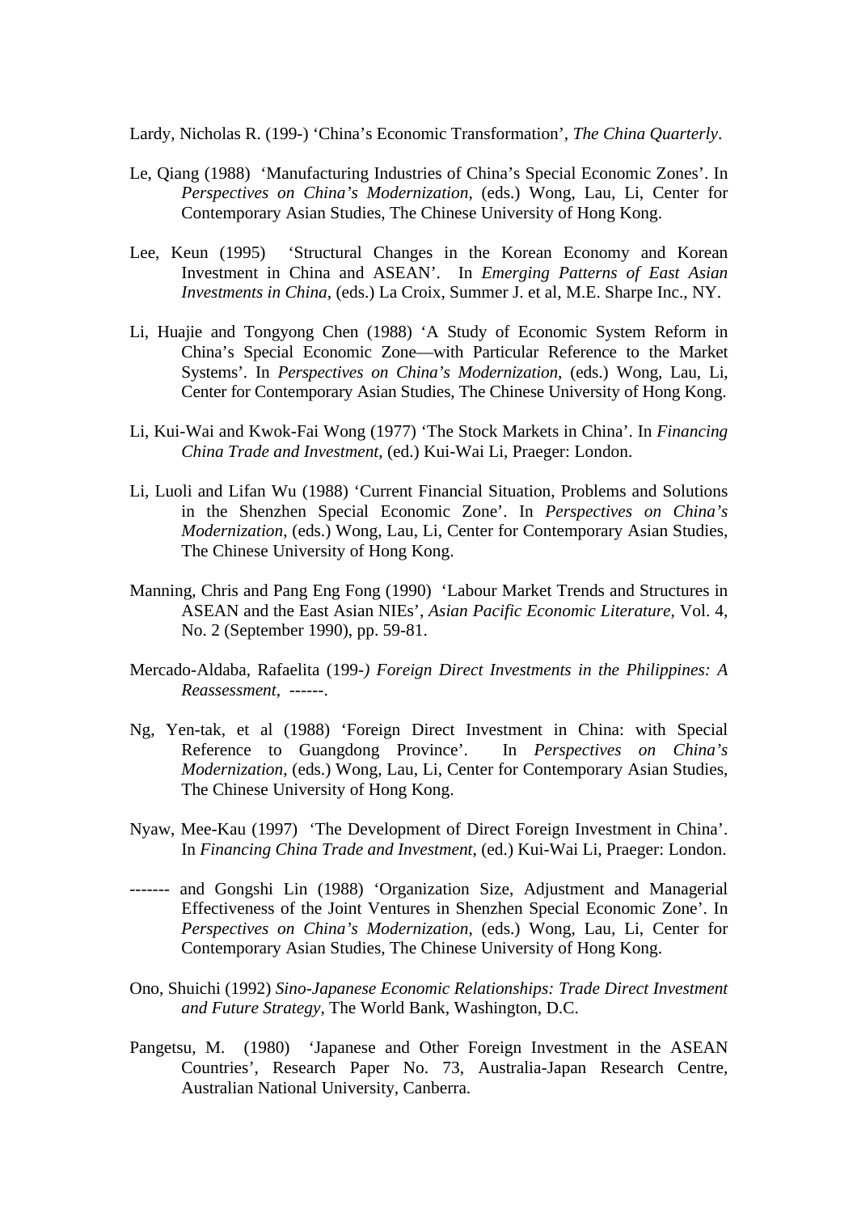Lardy, Nicholas R. (199-) 'China's Economic Transformation', *The China Quarterly*.

Le, Qiang (1988) 'Manufacturing Industries of China's Special Economic Zones'. In *Perspectives on China's Modernization*, (eds.) Wong, Lau, Li, Center for Contemporary Asian Studies, The Chinese University of Hong Kong.

Lee, Keun (1995) 'Structural Changes in the Korean Economy and Korean Investment in China and ASEAN'. In *Emerging Patterns of East Asian Investments in China*, (eds.) La Croix, Summer J. et al, M.E. Sharpe Inc., NY.

Li, Huajie and Tongyong Chen (1988) 'A Study of Economic System Reform in China's Special Economic Zone—with Particular Reference to the Market Systems'. In *Perspectives on China's Modernization*, (eds.) Wong, Lau, Li, Center for Contemporary Asian Studies, The Chinese University of Hong Kong.

Li, Kui-Wai and Kwok-Fai Wong (1977) 'The Stock Markets in China'. In *Financing China Trade and Investment*, (ed.) Kui-Wai Li, Praeger: London.

Li, Luoli and Lifan Wu (1988) 'Current Financial Situation, Problems and Solutions in the Shenzhen Special Economic Zone'. In *Perspectives on China's Modernization*, (eds.) Wong, Lau, Li, Center for Contemporary Asian Studies, The Chinese University of Hong Kong.

Manning, Chris and Pang Eng Fong (1990) 'Labour Market Trends and Structures in ASEAN and the East Asian NIEs', *Asian Pacific Economic Literature*, Vol. 4, No. 2 (September 1990), pp. 59-81.

Mercado-Aldaba, Rafaelita (199-*) Foreign Direct Investments in the Philippines: A Reassessment*, ------.

Ng, Yen-tak, et al (1988) 'Foreign Direct Investment in China: with Special Reference to Guangdong Province'. In *Perspectives on China's Modernization*, (eds.) Wong, Lau, Li, Center for Contemporary Asian Studies, The Chinese University of Hong Kong.

Nyaw, Mee-Kau (1997) 'The Development of Direct Foreign Investment in China'. In *Financing China Trade and Investment*, (ed.) Kui-Wai Li, Praeger: London.

------- and Gongshi Lin (1988) 'Organization Size, Adjustment and Managerial Effectiveness of the Joint Ventures in Shenzhen Special Economic Zone'. In *Perspectives on China's Modernization*, (eds.) Wong, Lau, Li, Center for Contemporary Asian Studies, The Chinese University of Hong Kong.

Ono, Shuichi (1992) *Sino-Japanese Economic Relationships: Trade Direct Investment and Future Strategy*, The World Bank, Washington, D.C.

Pangetsu, M. (1980) 'Japanese and Other Foreign Investment in the ASEAN Countries', Research Paper No. 73, Australia-Japan Research Centre, Australian National University, Canberra.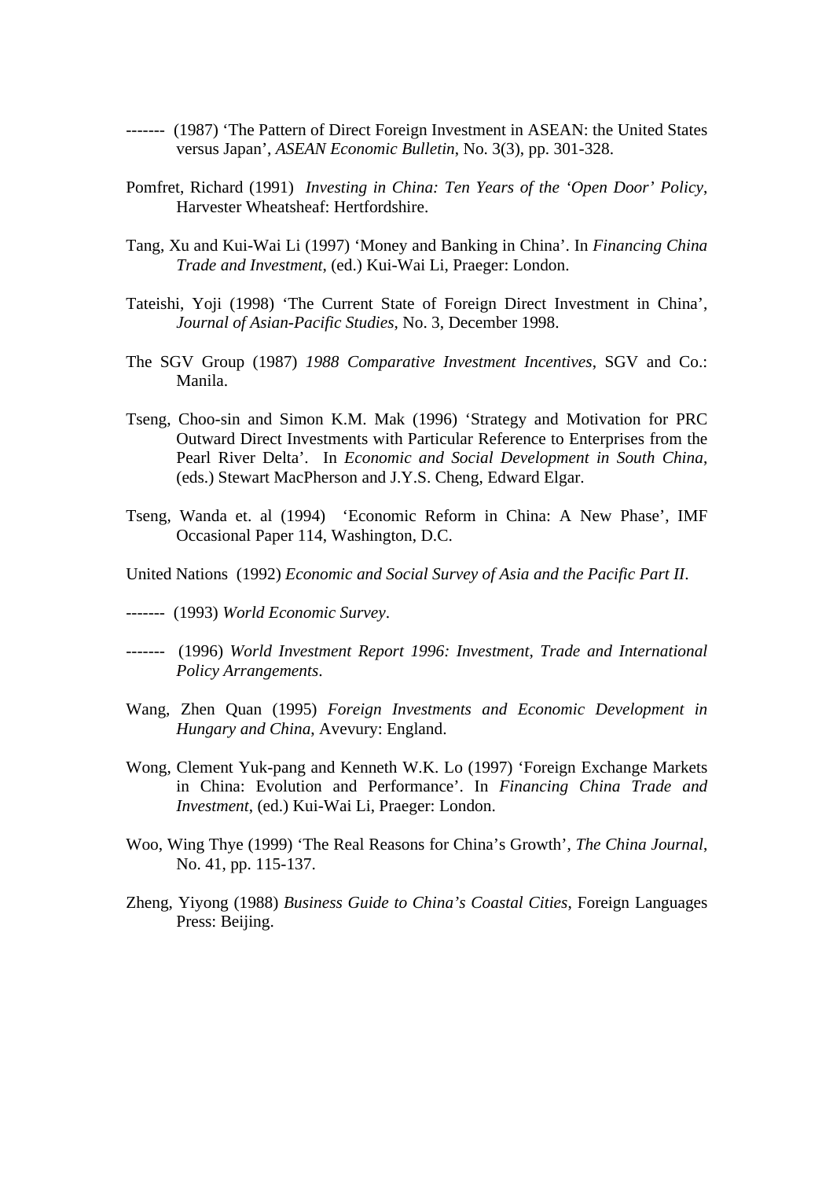------- (1987) 'The Pattern of Direct Foreign Investment in ASEAN: the United States versus Japan', *ASEAN Economic Bulletin*, No. 3(3), pp. 301-328.

Pomfret, Richard (1991) *Investing in China: Ten Years of the 'Open Door' Policy*, Harvester Wheatsheaf: Hertfordshire.

Tang, Xu and Kui-Wai Li (1997) 'Money and Banking in China'. In *Financing China Trade and Investment*, (ed.) Kui-Wai Li, Praeger: London.

Tateishi, Yoji (1998) 'The Current State of Foreign Direct Investment in China', *Journal of Asian-Pacific Studies*, No. 3, December 1998.

The SGV Group (1987) *1988 Comparative Investment Incentives*, SGV and Co.: Manila.

Tseng, Choo-sin and Simon K.M. Mak (1996) 'Strategy and Motivation for PRC Outward Direct Investments with Particular Reference to Enterprises from the Pearl River Delta'. In *Economic and Social Development in South China*, (eds.) Stewart MacPherson and J.Y.S. Cheng, Edward Elgar.

Tseng, Wanda et. al (1994) 'Economic Reform in China: A New Phase', IMF Occasional Paper 114, Washington, D.C.

United Nations (1992) *Economic and Social Survey of Asia and the Pacific Part II*.

------- (1993) *World Economic Survey*.

------- (1996) *World Investment Report 1996: Investment, Trade and International Policy Arrangements*.

Wang, Zhen Quan (1995) *Foreign Investments and Economic Development in Hungary and China*, Avevury: England.

Wong, Clement Yuk-pang and Kenneth W.K. Lo (1997) 'Foreign Exchange Markets in China: Evolution and Performance'. In *Financing China Trade and Investment*, (ed.) Kui-Wai Li, Praeger: London.

Woo, Wing Thye (1999) 'The Real Reasons for China's Growth', *The China Journal*, No. 41, pp. 115-137.

Zheng, Yiyong (1988) *Business Guide to China's Coastal Cities*, Foreign Languages Press: Beijing.